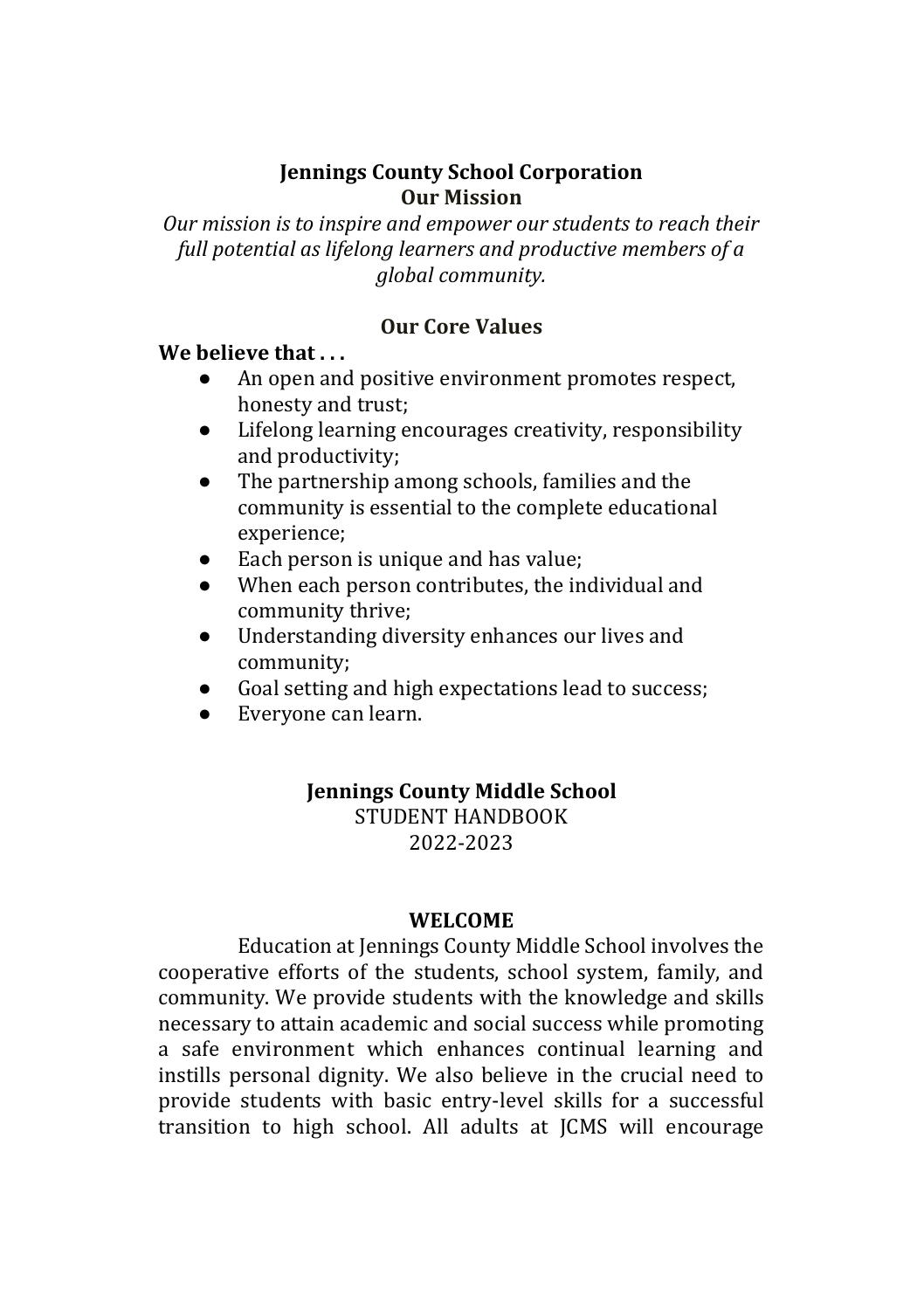# Jennings County School Corporation

## Our Mission

*Our mission is to inspire and empower our students to reach their full potential as lifelong learners and productive members of a global community.*

## Our Core Values

**We believe that . . .**

- An open and positive environment promotes respect, honesty and trust;
- Lifelong learning encourages creativity, responsibility and productivity;
- The partnership among schools, families and the community is essential to the complete educational experience;
- Each person is unique and has value;
- When each person contributes, the individual and community thrive;
- Understanding diversity enhances our lives and community;
- Goal setting and high expectations lead to success;
- Everyone can learn.

# Jennings County Middle School

STUDENT HANDBOOK

2022-2023

## WELCOME

Education at Jennings County Middle School involves the cooperative efforts of the students, school system, family, and community. We provide students with the knowledge and skills necessary to attain academic and social success while promoting a safe environment which enhances continual learning and instills personal dignity. We also believe in the crucial need to provide students with basic entry-level skills for a successful transition to high school. All adults at JCMS will encourage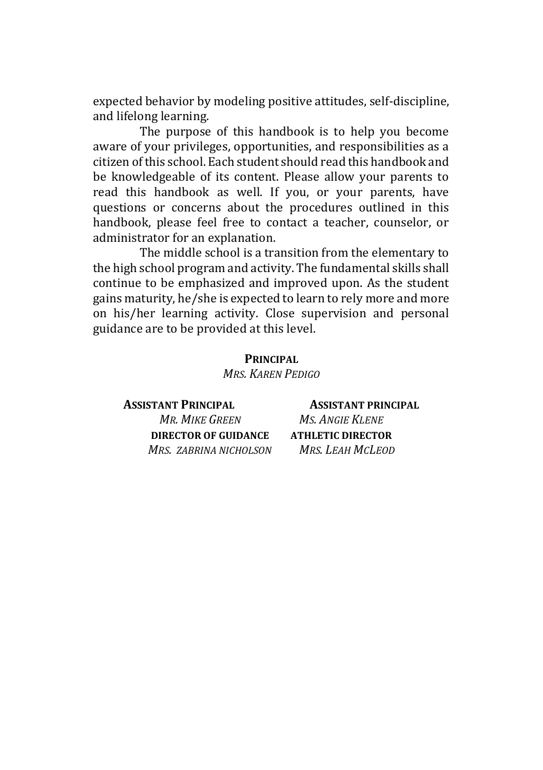expected behavior by modeling positive attitudes, self-discipline, and lifelong learning.

The purpose of this handbook is to help you become aware of your privileges, opportunities, and responsibilities as a citizen of this school. Each student should read this handbook and be knowledgeable of its content. Please allow your parents to read this handbook as well. If you, or your parents, have questions or concerns about the procedures outlined in this handbook, please feel free to contact a teacher, counselor, or administrator for an explanation.

The middle school is a transition from the elementary to the high school program and activity. The fundamental skills shall continue to be emphasized and improved upon. As the student gains maturity, he/she is expected to learn to rely more and more on his/her learning activity. Close supervision and personal guidance are to be provided at this level.

**PRINCIPAL**
*MRS. KAREN PEDIGO*

**ASSISTANT PRINCIPAL**
*MR. MIKE GREEN*

**ASSISTANT PRINCIPAL**
*MS. ANGIE KLENE*

**DIRECTOR OF GUIDANCE**
*MRS. ZABRINA NICHOLSON*

**ATHLETIC DIRECTOR**
*MRS. LEAH MCLEOD*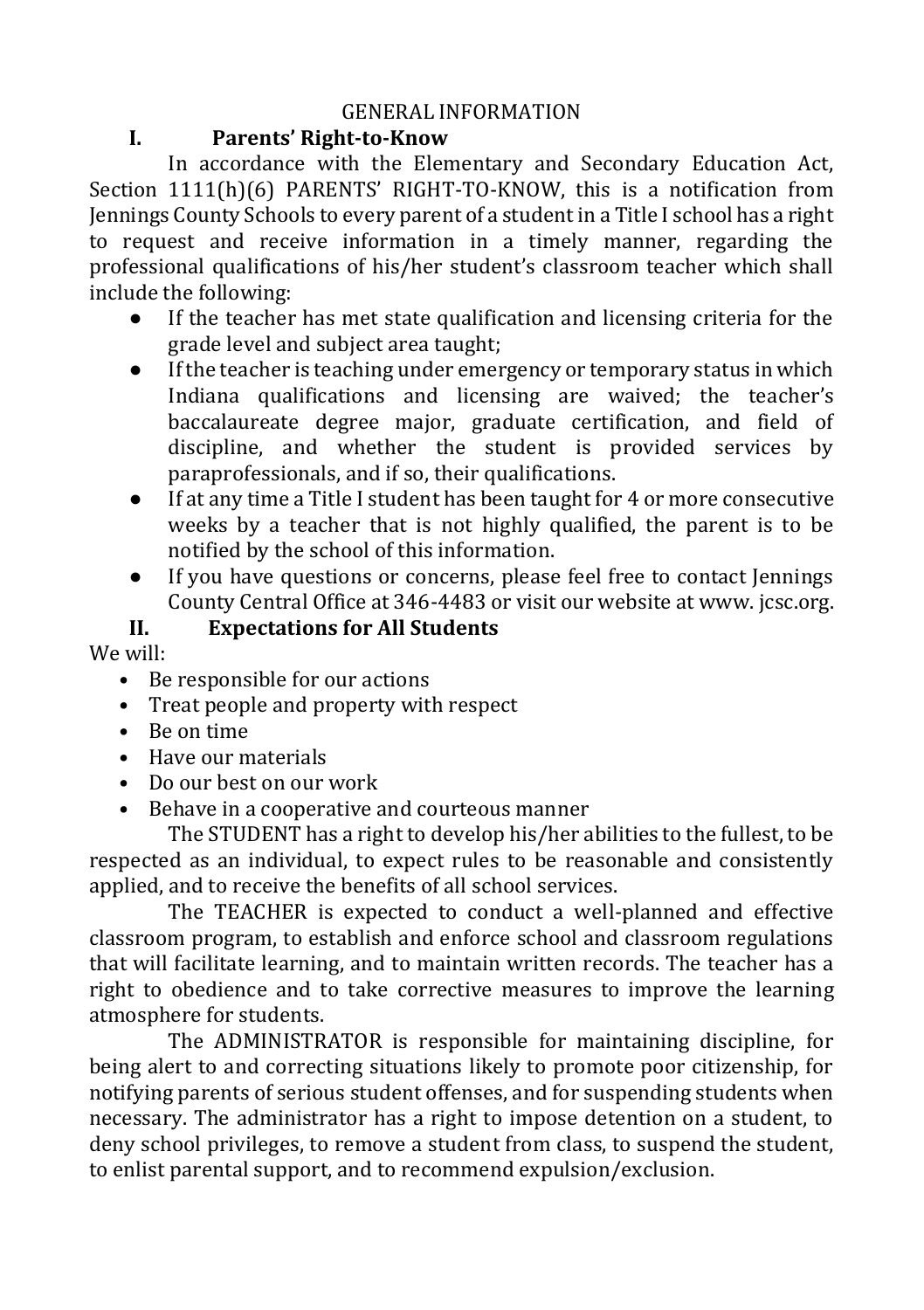# GENERAL INFORMATION

## I. Parents' Right-to-Know

In accordance with the Elementary and Secondary Education Act, Section 1111(h)(6) PARENTS' RIGHT-TO-KNOW, this is a notification from Jennings County Schools to every parent of a student in a Title I school has a right to request and receive information in a timely manner, regarding the professional qualifications of his/her student's classroom teacher which shall include the following:

- If the teacher has met state qualification and licensing criteria for the grade level and subject area taught;
- If the teacher is teaching under emergency or temporary status in which Indiana qualifications and licensing are waived; the teacher's baccalaureate degree major, graduate certification, and field of discipline, and whether the student is provided services by paraprofessionals, and if so, their qualifications.
- If at any time a Title I student has been taught for 4 or more consecutive weeks by a teacher that is not highly qualified, the parent is to be notified by the school of this information.
- If you have questions or concerns, please feel free to contact Jennings County Central Office at 346-4483 or visit our website at www. jcsc.org.

## II. Expectations for All Students

We will:

- Be responsible for our actions
- Treat people and property with respect
- Be on time
- Have our materials
- Do our best on our work
- Behave in a cooperative and courteous manner

The STUDENT has a right to develop his/her abilities to the fullest, to be respected as an individual, to expect rules to be reasonable and consistently applied, and to receive the benefits of all school services.

The TEACHER is expected to conduct a well-planned and effective classroom program, to establish and enforce school and classroom regulations that will facilitate learning, and to maintain written records. The teacher has a right to obedience and to take corrective measures to improve the learning atmosphere for students.

The ADMINISTRATOR is responsible for maintaining discipline, for being alert to and correcting situations likely to promote poor citizenship, for notifying parents of serious student offenses, and for suspending students when necessary. The administrator has a right to impose detention on a student, to deny school privileges, to remove a student from class, to suspend the student, to enlist parental support, and to recommend expulsion/exclusion.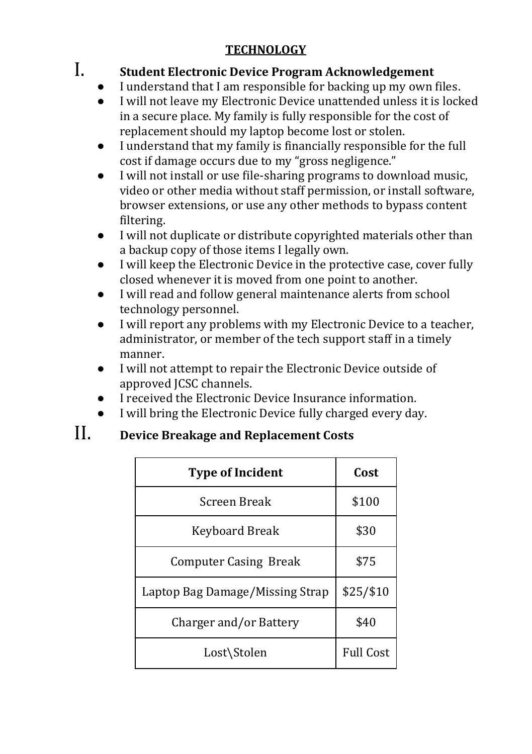# TECHNOLOGY

## I. Student Electronic Device Program Acknowledgement

- I understand that I am responsible for backing up my own files.
- I will not leave my Electronic Device unattended unless it is locked in a secure place. My family is fully responsible for the cost of replacement should my laptop become lost or stolen.
- I understand that my family is financially responsible for the full cost if damage occurs due to my "gross negligence."
- I will not install or use file-sharing programs to download music, video or other media without staff permission, or install software, browser extensions, or use any other methods to bypass content filtering.
- I will not duplicate or distribute copyrighted materials other than a backup copy of those items I legally own.
- I will keep the Electronic Device in the protective case, cover fully closed whenever it is moved from one point to another.
- I will read and follow general maintenance alerts from school technology personnel.
- I will report any problems with my Electronic Device to a teacher, administrator, or member of the tech support staff in a timely manner.
- I will not attempt to repair the Electronic Device outside of approved JCSC channels.
- I received the Electronic Device Insurance information.
- I will bring the Electronic Device fully charged every day.

## II. Device Breakage and Replacement Costs

| Type of Incident | Cost |
| --- | --- |
| Screen Break | $100 |
| Keyboard Break | $30 |
| Computer Casing Break | $75 |
| Laptop Bag Damage/Missing Strap | $25/$10 |
| Charger and/or Battery | $40 |
| Lost\Stolen | Full Cost |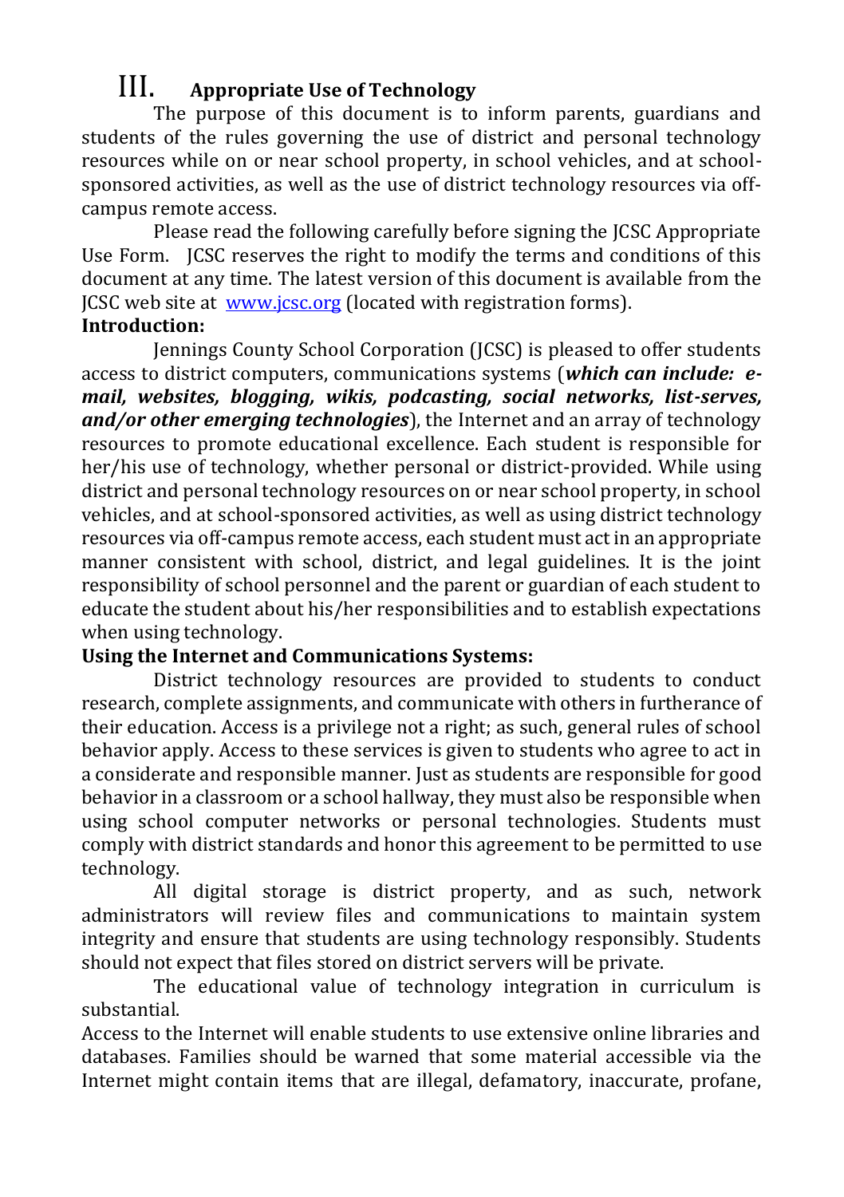# III. Appropriate Use of Technology

The purpose of this document is to inform parents, guardians and students of the rules governing the use of district and personal technology resources while on or near school property, in school vehicles, and at school-sponsored activities, as well as the use of district technology resources via off-campus remote access.

Please read the following carefully before signing the JCSC Appropriate Use Form. JCSC reserves the right to modify the terms and conditions of this document at any time. The latest version of this document is available from the JCSC web site at [www.jcsc.org](http://www.jcsc.org) (located with registration forms).

**Introduction:**

Jennings County School Corporation (JCSC) is pleased to offer students access to district computers, communications systems (***which can include: e-mail, websites, blogging, wikis, podcasting, social networks, list-serves, and/or other emerging technologies***), the Internet and an array of technology resources to promote educational excellence. Each student is responsible for her/his use of technology, whether personal or district-provided. While using district and personal technology resources on or near school property, in school vehicles, and at school-sponsored activities, as well as using district technology resources via off-campus remote access, each student must act in an appropriate manner consistent with school, district, and legal guidelines. It is the joint responsibility of school personnel and the parent or guardian of each student to educate the student about his/her responsibilities and to establish expectations when using technology.

**Using the Internet and Communications Systems:**

District technology resources are provided to students to conduct research, complete assignments, and communicate with others in furtherance of their education. Access is a privilege not a right; as such, general rules of school behavior apply. Access to these services is given to students who agree to act in a considerate and responsible manner. Just as students are responsible for good behavior in a classroom or a school hallway, they must also be responsible when using school computer networks or personal technologies. Students must comply with district standards and honor this agreement to be permitted to use technology.

All digital storage is district property, and as such, network administrators will review files and communications to maintain system integrity and ensure that students are using technology responsibly. Students should not expect that files stored on district servers will be private.

The educational value of technology integration in curriculum is substantial.

Access to the Internet will enable students to use extensive online libraries and databases. Families should be warned that some material accessible via the Internet might contain items that are illegal, defamatory, inaccurate, profane,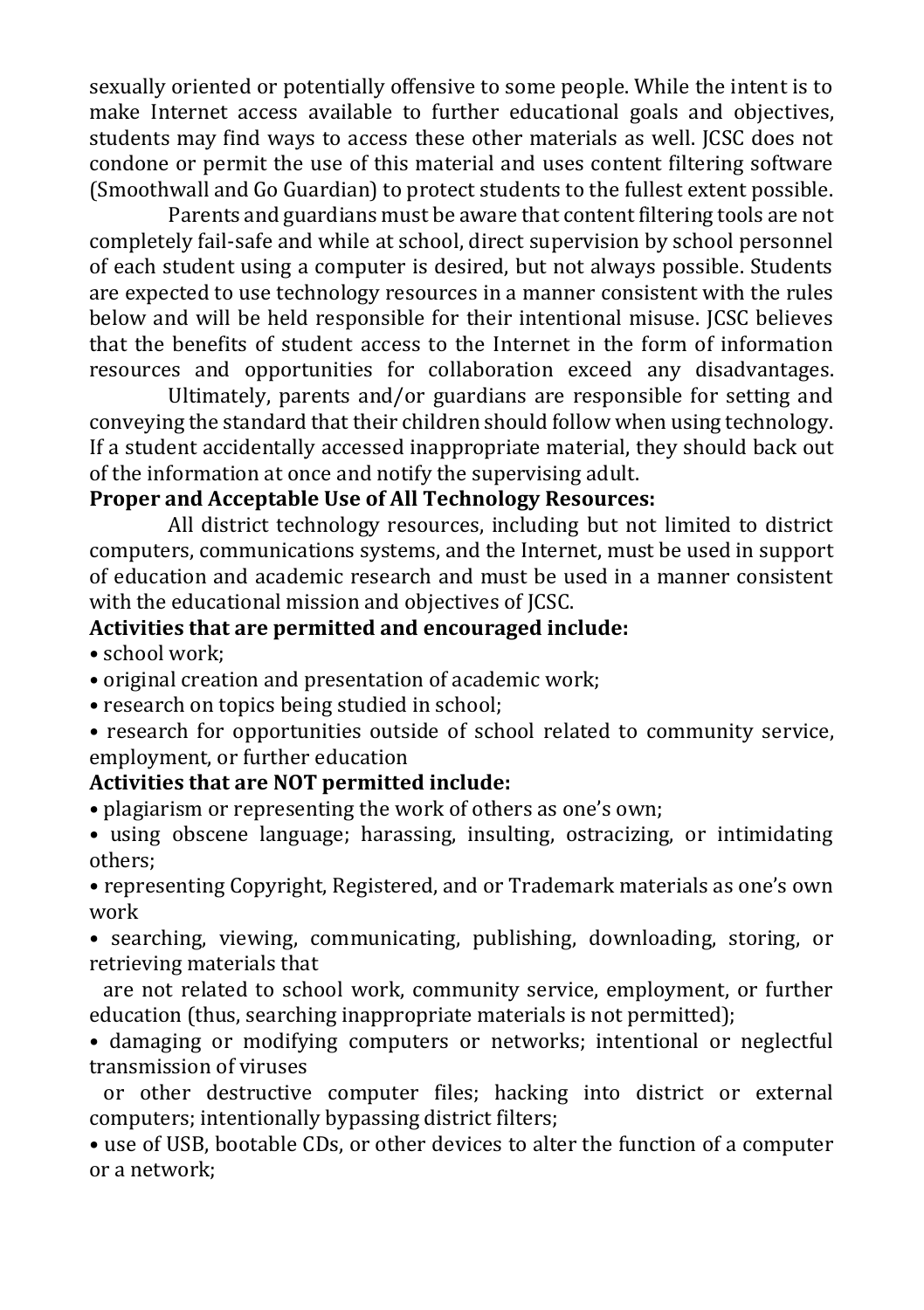sexually oriented or potentially offensive to some people. While the intent is to make Internet access available to further educational goals and objectives, students may find ways to access these other materials as well. JCSC does not condone or permit the use of this material and uses content filtering software (Smoothwall and Go Guardian) to protect students to the fullest extent possible.

Parents and guardians must be aware that content filtering tools are not completely fail-safe and while at school, direct supervision by school personnel of each student using a computer is desired, but not always possible. Students are expected to use technology resources in a manner consistent with the rules below and will be held responsible for their intentional misuse. JCSC believes that the benefits of student access to the Internet in the form of information resources and opportunities for collaboration exceed any disadvantages.

Ultimately, parents and/or guardians are responsible for setting and conveying the standard that their children should follow when using technology. If a student accidentally accessed inappropriate material, they should back out of the information at once and notify the supervising adult.

**Proper and Acceptable Use of All Technology Resources:**

All district technology resources, including but not limited to district computers, communications systems, and the Internet, must be used in support of education and academic research and must be used in a manner consistent with the educational mission and objectives of JCSC.

**Activities that are permitted and encouraged include:**

- school work;
- original creation and presentation of academic work;
- research on topics being studied in school;
- research for opportunities outside of school related to community service, employment, or further education

**Activities that are NOT permitted include:**

- plagiarism or representing the work of others as one's own;
- using obscene language; harassing, insulting, ostracizing, or intimidating others;
- representing Copyright, Registered, and or Trademark materials as one's own work
- searching, viewing, communicating, publishing, downloading, storing, or retrieving materials that are not related to school work, community service, employment, or further education (thus, searching inappropriate materials is not permitted);
- damaging or modifying computers or networks; intentional or neglectful transmission of viruses or other destructive computer files; hacking into district or external computers; intentionally bypassing district filters;
- use of USB, bootable CDs, or other devices to alter the function of a computer or a network;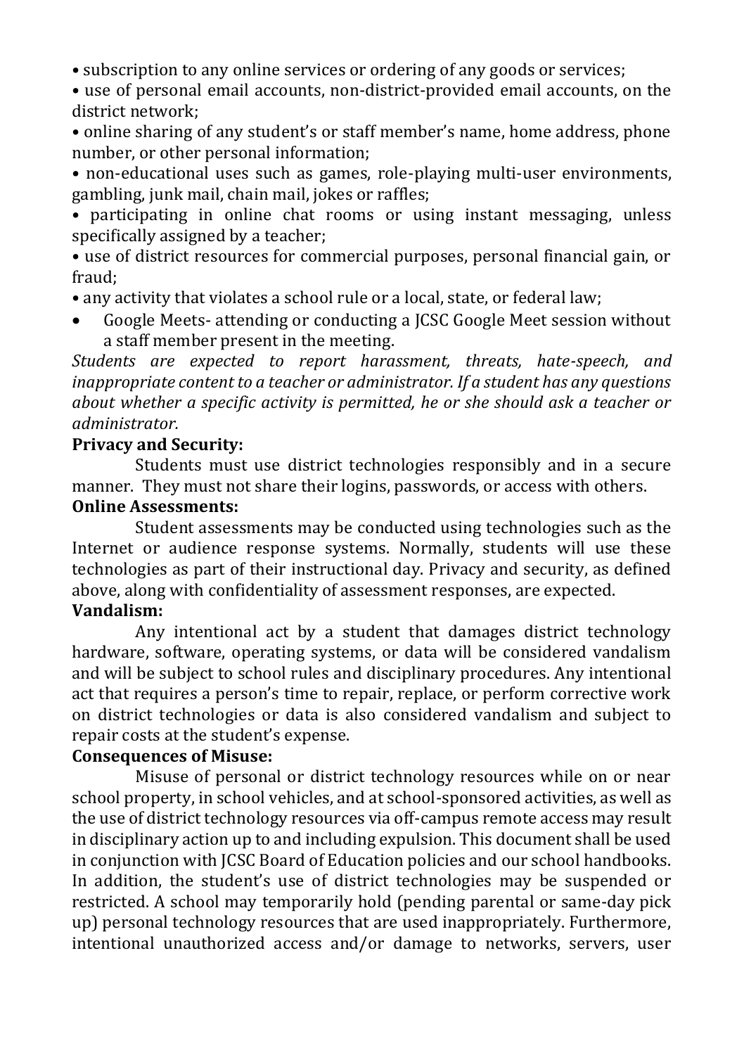- subscription to any online services or ordering of any goods or services;
- use of personal email accounts, non-district-provided email accounts, on the district network;
- online sharing of any student's or staff member's name, home address, phone number, or other personal information;
- non-educational uses such as games, role-playing multi-user environments, gambling, junk mail, chain mail, jokes or raffles;
- participating in online chat rooms or using instant messaging, unless specifically assigned by a teacher;
- use of district resources for commercial purposes, personal financial gain, or fraud;
- any activity that violates a school rule or a local, state, or federal law;
- Google Meets- attending or conducting a JCSC Google Meet session without a staff member present in the meeting.

*Students are expected to report harassment, threats, hate-speech, and inappropriate content to a teacher or administrator. If a student has any questions about whether a specific activity is permitted, he or she should ask a teacher or administrator.*

**Privacy and Security:**

Students must use district technologies responsibly and in a secure manner. They must not share their logins, passwords, or access with others.

**Online Assessments:**

Student assessments may be conducted using technologies such as the Internet or audience response systems. Normally, students will use these technologies as part of their instructional day. Privacy and security, as defined above, along with confidentiality of assessment responses, are expected.

**Vandalism:**

Any intentional act by a student that damages district technology hardware, software, operating systems, or data will be considered vandalism and will be subject to school rules and disciplinary procedures. Any intentional act that requires a person's time to repair, replace, or perform corrective work on district technologies or data is also considered vandalism and subject to repair costs at the student's expense.

**Consequences of Misuse:**

Misuse of personal or district technology resources while on or near school property, in school vehicles, and at school-sponsored activities, as well as the use of district technology resources via off-campus remote access may result in disciplinary action up to and including expulsion. This document shall be used in conjunction with JCSC Board of Education policies and our school handbooks. In addition, the student's use of district technologies may be suspended or restricted. A school may temporarily hold (pending parental or same-day pick up) personal technology resources that are used inappropriately. Furthermore, intentional unauthorized access and/or damage to networks, servers, user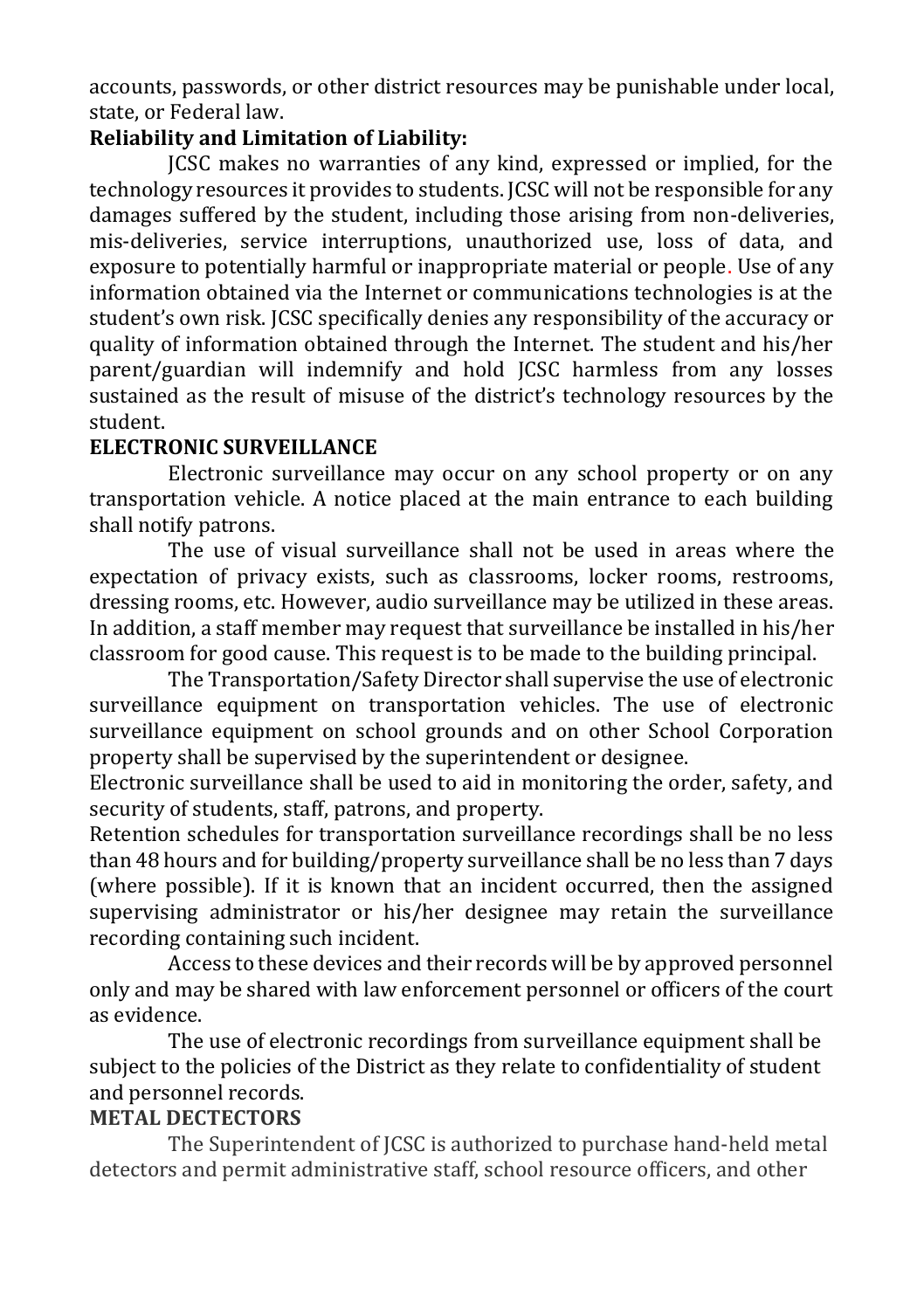accounts, passwords, or other district resources may be punishable under local, state, or Federal law.

**Reliability and Limitation of Liability:**

JCSC makes no warranties of any kind, expressed or implied, for the technology resources it provides to students. JCSC will not be responsible for any damages suffered by the student, including those arising from non-deliveries, mis-deliveries, service interruptions, unauthorized use, loss of data, and exposure to potentially harmful or inappropriate material or people. Use of any information obtained via the Internet or communications technologies is at the student's own risk. JCSC specifically denies any responsibility of the accuracy or quality of information obtained through the Internet. The student and his/her parent/guardian will indemnify and hold JCSC harmless from any losses sustained as the result of misuse of the district's technology resources by the student.

**ELECTRONIC SURVEILLANCE**

Electronic surveillance may occur on any school property or on any transportation vehicle. A notice placed at the main entrance to each building shall notify patrons.

The use of visual surveillance shall not be used in areas where the expectation of privacy exists, such as classrooms, locker rooms, restrooms, dressing rooms, etc. However, audio surveillance may be utilized in these areas. In addition, a staff member may request that surveillance be installed in his/her classroom for good cause. This request is to be made to the building principal.

The Transportation/Safety Director shall supervise the use of electronic surveillance equipment on transportation vehicles. The use of electronic surveillance equipment on school grounds and on other School Corporation property shall be supervised by the superintendent or designee.

Electronic surveillance shall be used to aid in monitoring the order, safety, and security of students, staff, patrons, and property.

Retention schedules for transportation surveillance recordings shall be no less than 48 hours and for building/property surveillance shall be no less than 7 days (where possible). If it is known that an incident occurred, then the assigned supervising administrator or his/her designee may retain the surveillance recording containing such incident.

Access to these devices and their records will be by approved personnel only and may be shared with law enforcement personnel or officers of the court as evidence.

The use of electronic recordings from surveillance equipment shall be subject to the policies of the District as they relate to confidentiality of student and personnel records.

**METAL DECTECTORS**

The Superintendent of JCSC is authorized to purchase hand-held metal detectors and permit administrative staff, school resource officers, and other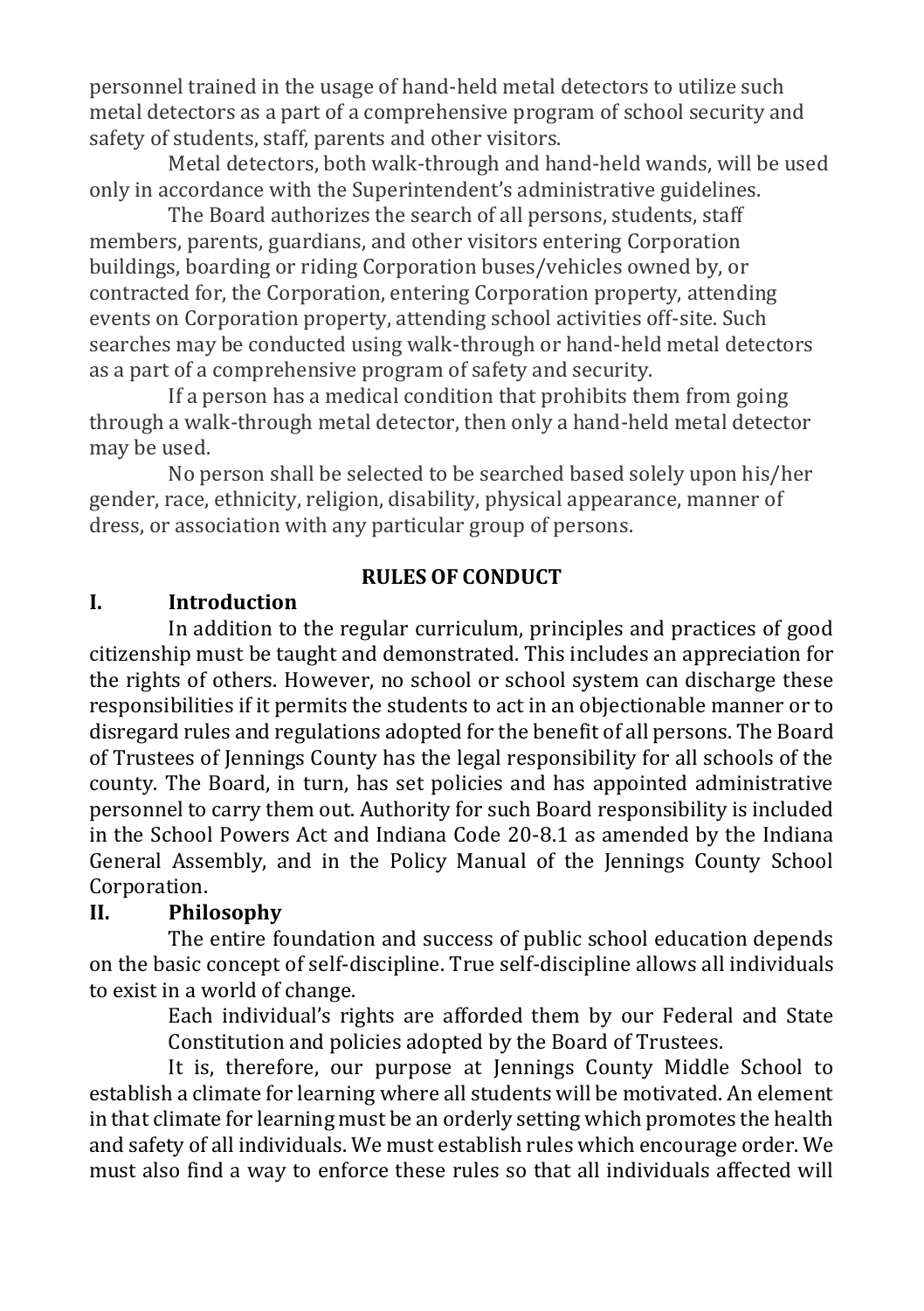personnel trained in the usage of hand-held metal detectors to utilize such metal detectors as a part of a comprehensive program of school security and safety of students, staff, parents and other visitors.

Metal detectors, both walk-through and hand-held wands, will be used only in accordance with the Superintendent's administrative guidelines.

The Board authorizes the search of all persons, students, staff members, parents, guardians, and other visitors entering Corporation buildings, boarding or riding Corporation buses/vehicles owned by, or contracted for, the Corporation, entering Corporation property, attending events on Corporation property, attending school activities off-site. Such searches may be conducted using walk-through or hand-held metal detectors as a part of a comprehensive program of safety and security.

If a person has a medical condition that prohibits them from going through a walk-through metal detector, then only a hand-held metal detector may be used.

No person shall be selected to be searched based solely upon his/her gender, race, ethnicity, religion, disability, physical appearance, manner of dress, or association with any particular group of persons.

## RULES OF CONDUCT

### I. Introduction

In addition to the regular curriculum, principles and practices of good citizenship must be taught and demonstrated. This includes an appreciation for the rights of others. However, no school or school system can discharge these responsibilities if it permits the students to act in an objectionable manner or to disregard rules and regulations adopted for the benefit of all persons. The Board of Trustees of Jennings County has the legal responsibility for all schools of the county. The Board, in turn, has set policies and has appointed administrative personnel to carry them out. Authority for such Board responsibility is included in the School Powers Act and Indiana Code 20-8.1 as amended by the Indiana General Assembly, and in the Policy Manual of the Jennings County School Corporation.

### II. Philosophy

The entire foundation and success of public school education depends on the basic concept of self-discipline. True self-discipline allows all individuals to exist in a world of change.

Each individual's rights are afforded them by our Federal and State Constitution and policies adopted by the Board of Trustees.

It is, therefore, our purpose at Jennings County Middle School to establish a climate for learning where all students will be motivated. An element in that climate for learning must be an orderly setting which promotes the health and safety of all individuals. We must establish rules which encourage order. We must also find a way to enforce these rules so that all individuals affected will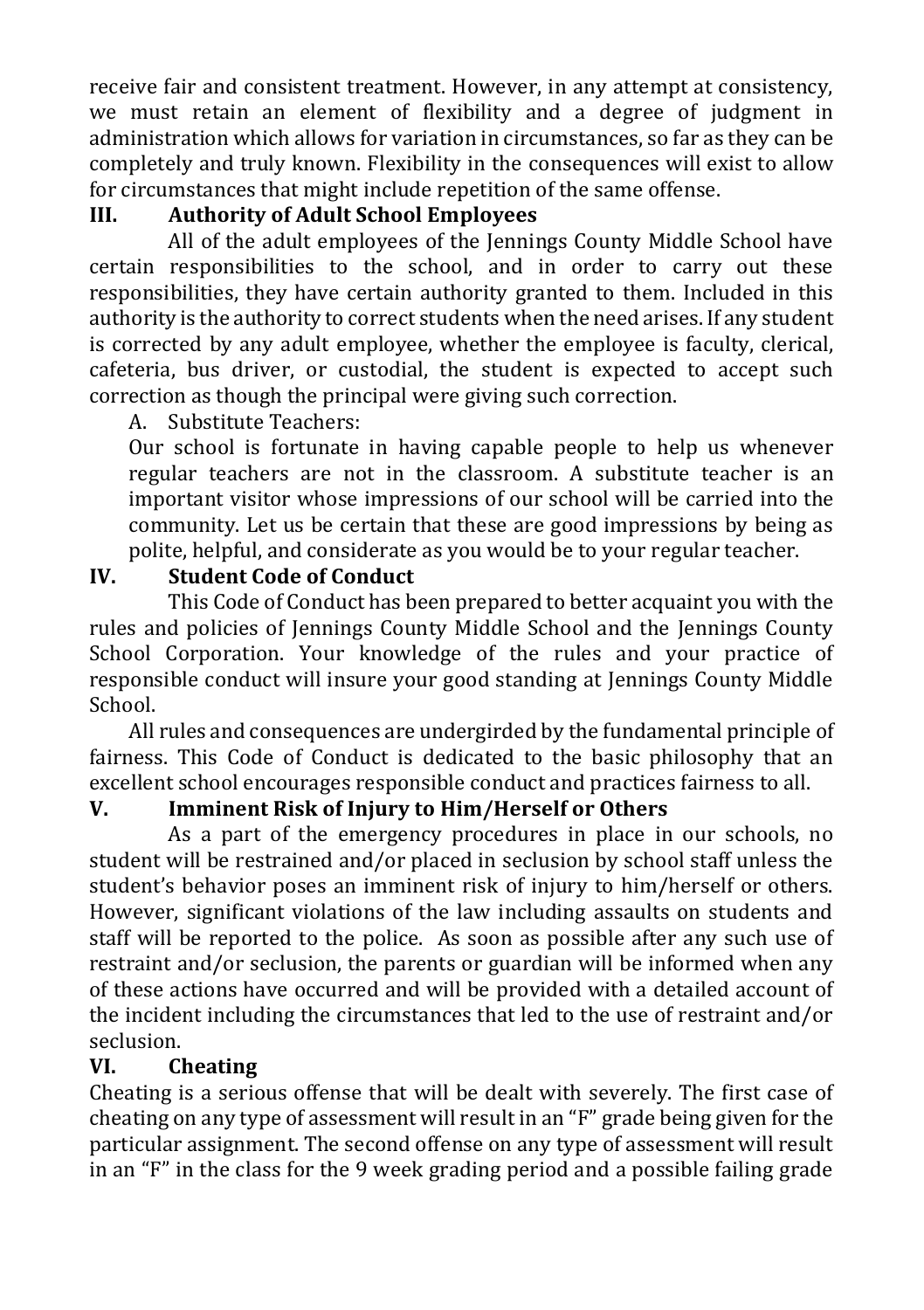receive fair and consistent treatment. However, in any attempt at consistency, we must retain an element of flexibility and a degree of judgment in administration which allows for variation in circumstances, so far as they can be completely and truly known. Flexibility in the consequences will exist to allow for circumstances that might include repetition of the same offense.

## III. Authority of Adult School Employees

All of the adult employees of the Jennings County Middle School have certain responsibilities to the school, and in order to carry out these responsibilities, they have certain authority granted to them. Included in this authority is the authority to correct students when the need arises. If any student is corrected by any adult employee, whether the employee is faculty, clerical, cafeteria, bus driver, or custodial, the student is expected to accept such correction as though the principal were giving such correction.

A. Substitute Teachers:

Our school is fortunate in having capable people to help us whenever regular teachers are not in the classroom. A substitute teacher is an important visitor whose impressions of our school will be carried into the community. Let us be certain that these are good impressions by being as polite, helpful, and considerate as you would be to your regular teacher.

## IV. Student Code of Conduct

This Code of Conduct has been prepared to better acquaint you with the rules and policies of Jennings County Middle School and the Jennings County School Corporation. Your knowledge of the rules and your practice of responsible conduct will insure your good standing at Jennings County Middle School.

All rules and consequences are undergirded by the fundamental principle of fairness. This Code of Conduct is dedicated to the basic philosophy that an excellent school encourages responsible conduct and practices fairness to all.

## V. Imminent Risk of Injury to Him/Herself or Others

As a part of the emergency procedures in place in our schools, no student will be restrained and/or placed in seclusion by school staff unless the student's behavior poses an imminent risk of injury to him/herself or others. However, significant violations of the law including assaults on students and staff will be reported to the police. As soon as possible after any such use of restraint and/or seclusion, the parents or guardian will be informed when any of these actions have occurred and will be provided with a detailed account of the incident including the circumstances that led to the use of restraint and/or seclusion.

## VI. Cheating

Cheating is a serious offense that will be dealt with severely. The first case of cheating on any type of assessment will result in an "F" grade being given for the particular assignment. The second offense on any type of assessment will result in an "F" in the class for the 9 week grading period and a possible failing grade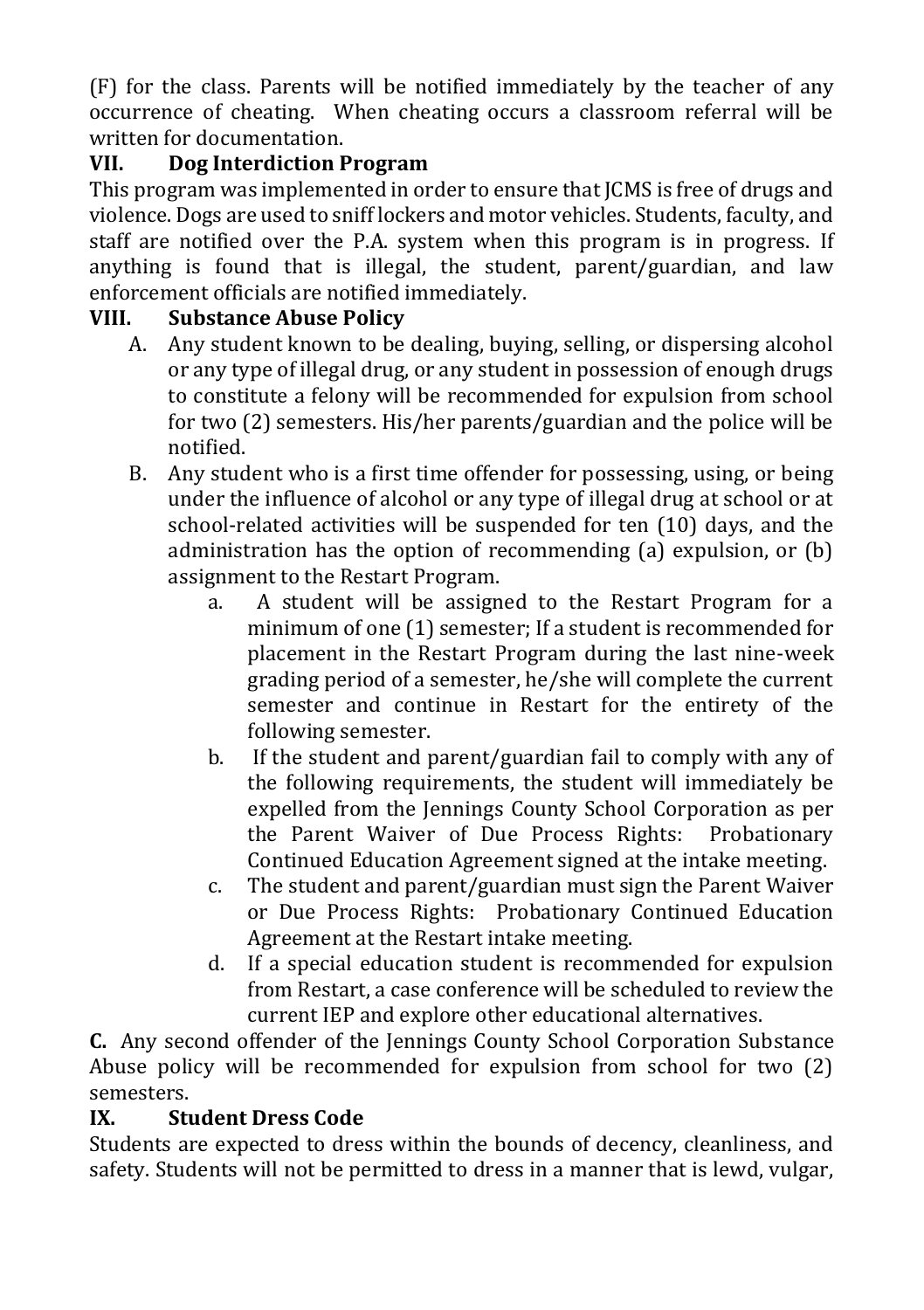(F) for the class. Parents will be notified immediately by the teacher of any occurrence of cheating. When cheating occurs a classroom referral will be written for documentation.

## VII. Dog Interdiction Program

This program was implemented in order to ensure that JCMS is free of drugs and violence. Dogs are used to sniff lockers and motor vehicles. Students, faculty, and staff are notified over the P.A. system when this program is in progress. If anything is found that is illegal, the student, parent/guardian, and law enforcement officials are notified immediately.

## VIII. Substance Abuse Policy

A. Any student known to be dealing, buying, selling, or dispersing alcohol or any type of illegal drug, or any student in possession of enough drugs to constitute a felony will be recommended for expulsion from school for two (2) semesters. His/her parents/guardian and the police will be notified.

B. Any student who is a first time offender for possessing, using, or being under the influence of alcohol or any type of illegal drug at school or at school-related activities will be suspended for ten (10) days, and the administration has the option of recommending (a) expulsion, or (b) assignment to the Restart Program.

   a. A student will be assigned to the Restart Program for a minimum of one (1) semester; If a student is recommended for placement in the Restart Program during the last nine-week grading period of a semester, he/she will complete the current semester and continue in Restart for the entirety of the following semester.

   b. If the student and parent/guardian fail to comply with any of the following requirements, the student will immediately be expelled from the Jennings County School Corporation as per the Parent Waiver of Due Process Rights: Probationary Continued Education Agreement signed at the intake meeting.

   c. The student and parent/guardian must sign the Parent Waiver or Due Process Rights: Probationary Continued Education Agreement at the Restart intake meeting.

   d. If a special education student is recommended for expulsion from Restart, a case conference will be scheduled to review the current IEP and explore other educational alternatives.

**C.** Any second offender of the Jennings County School Corporation Substance Abuse policy will be recommended for expulsion from school for two (2) semesters.

## IX. Student Dress Code

Students are expected to dress within the bounds of decency, cleanliness, and safety. Students will not be permitted to dress in a manner that is lewd, vulgar,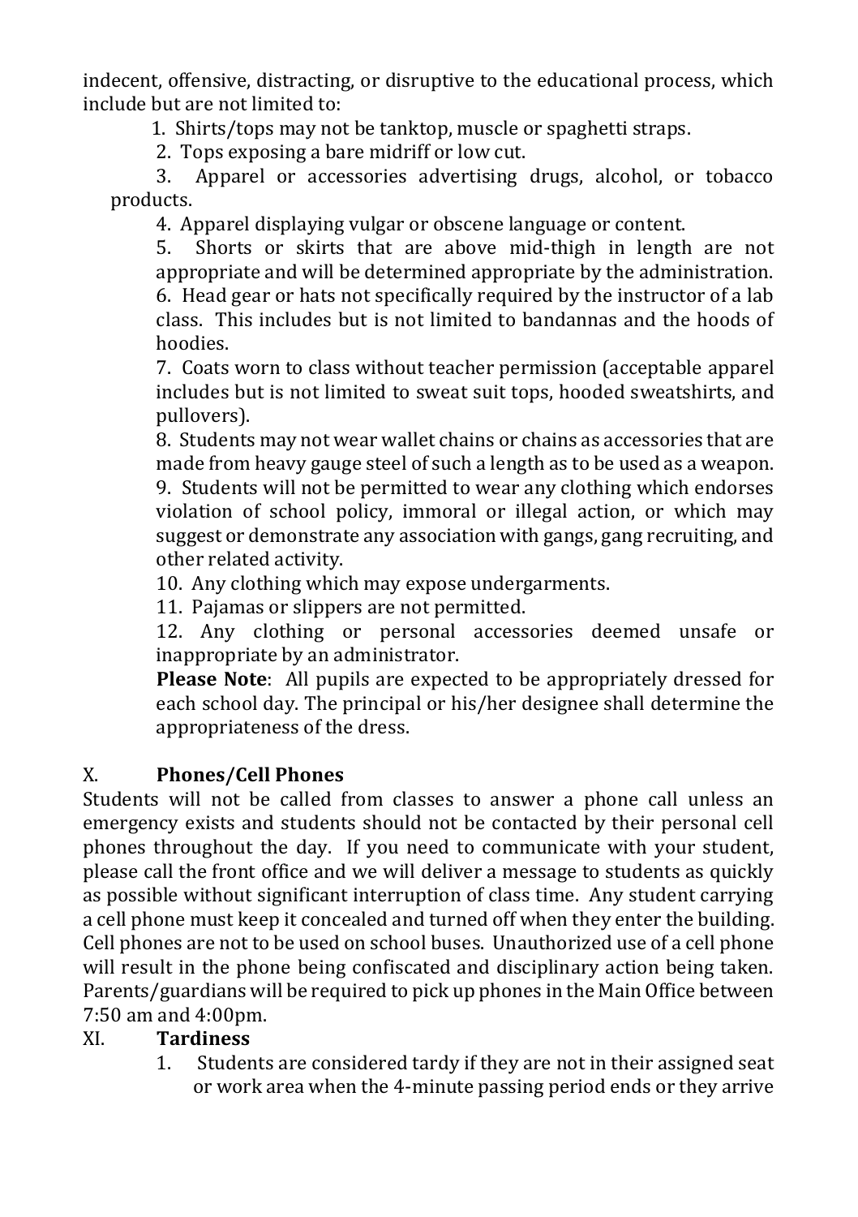indecent, offensive, distracting, or disruptive to the educational process, which include but are not limited to:

1. Shirts/tops may not be tanktop, muscle or spaghetti straps.
2. Tops exposing a bare midriff or low cut.
3. Apparel or accessories advertising drugs, alcohol, or tobacco products.
4. Apparel displaying vulgar or obscene language or content.
5. Shorts or skirts that are above mid-thigh in length are not appropriate and will be determined appropriate by the administration.
6. Head gear or hats not specifically required by the instructor of a lab class. This includes but is not limited to bandannas and the hoods of hoodies.
7. Coats worn to class without teacher permission (acceptable apparel includes but is not limited to sweat suit tops, hooded sweatshirts, and pullovers).
8. Students may not wear wallet chains or chains as accessories that are made from heavy gauge steel of such a length as to be used as a weapon.
9. Students will not be permitted to wear any clothing which endorses violation of school policy, immoral or illegal action, or which may suggest or demonstrate any association with gangs, gang recruiting, and other related activity.
10. Any clothing which may expose undergarments.
11. Pajamas or slippers are not permitted.
12. Any clothing or personal accessories deemed unsafe or inappropriate by an administrator.

**Please Note**: All pupils are expected to be appropriately dressed for each school day. The principal or his/her designee shall determine the appropriateness of the dress.

## X. Phones/Cell Phones

Students will not be called from classes to answer a phone call unless an emergency exists and students should not be contacted by their personal cell phones throughout the day. If you need to communicate with your student, please call the front office and we will deliver a message to students as quickly as possible without significant interruption of class time. Any student carrying a cell phone must keep it concealed and turned off when they enter the building. Cell phones are not to be used on school buses. Unauthorized use of a cell phone will result in the phone being confiscated and disciplinary action being taken. Parents/guardians will be required to pick up phones in the Main Office between 7:50 am and 4:00pm.

## XI. Tardiness

1. Students are considered tardy if they are not in their assigned seat or work area when the 4-minute passing period ends or they arrive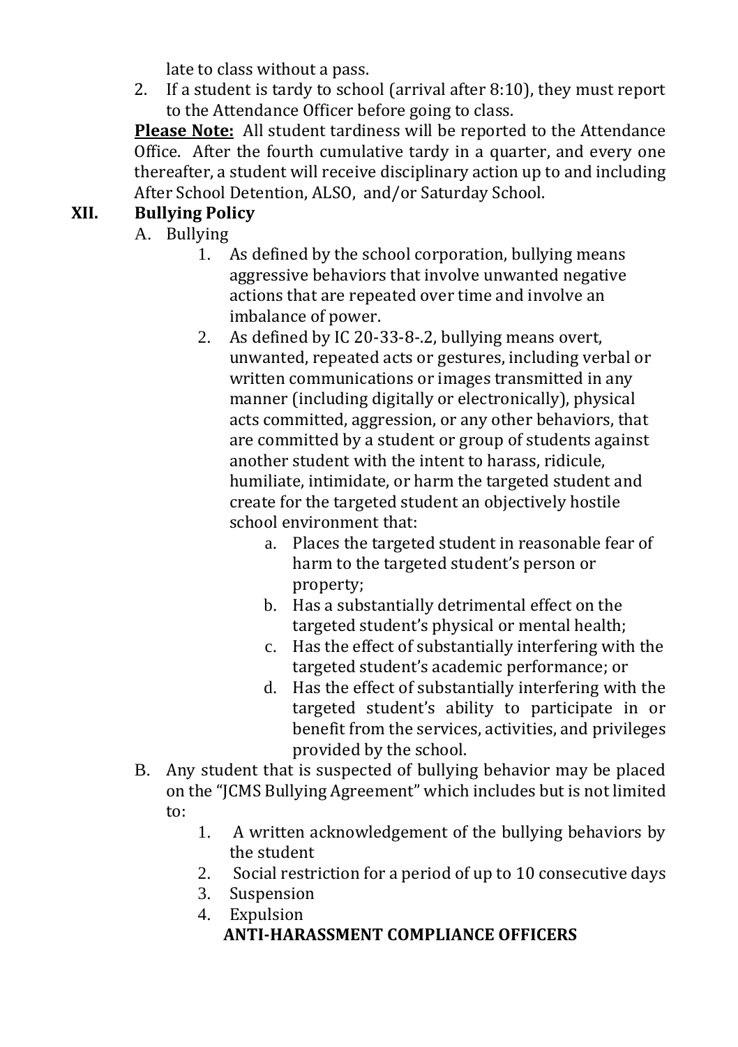late to class without a pass.

2. If a student is tardy to school (arrival after 8:10), they must report to the Attendance Officer before going to class.

**Please Note:** All student tardiness will be reported to the Attendance Office. After the fourth cumulative tardy in a quarter, and every one thereafter, a student will receive disciplinary action up to and including After School Detention, ALSO, and/or Saturday School.

## XII. Bullying Policy

A. Bullying

1. As defined by the school corporation, bullying means aggressive behaviors that involve unwanted negative actions that are repeated over time and involve an imbalance of power.
2. As defined by IC 20-33-8-.2, bullying means overt, unwanted, repeated acts or gestures, including verbal or written communications or images transmitted in any manner (including digitally or electronically), physical acts committed, aggression, or any other behaviors, that are committed by a student or group of students against another student with the intent to harass, ridicule, humiliate, intimidate, or harm the targeted student and create for the targeted student an objectively hostile school environment that:
    a. Places the targeted student in reasonable fear of harm to the targeted student's person or property;
    b. Has a substantially detrimental effect on the targeted student's physical or mental health;
    c. Has the effect of substantially interfering with the targeted student's academic performance; or
    d. Has the effect of substantially interfering with the targeted student's ability to participate in or benefit from the services, activities, and privileges provided by the school.

B. Any student that is suspected of bullying behavior may be placed on the "JCMS Bullying Agreement" which includes but is not limited to:

1. A written acknowledgement of the bullying behaviors by the student
2. Social restriction for a period of up to 10 consecutive days
3. Suspension
4. Expulsion

**ANTI-HARASSMENT COMPLIANCE OFFICERS**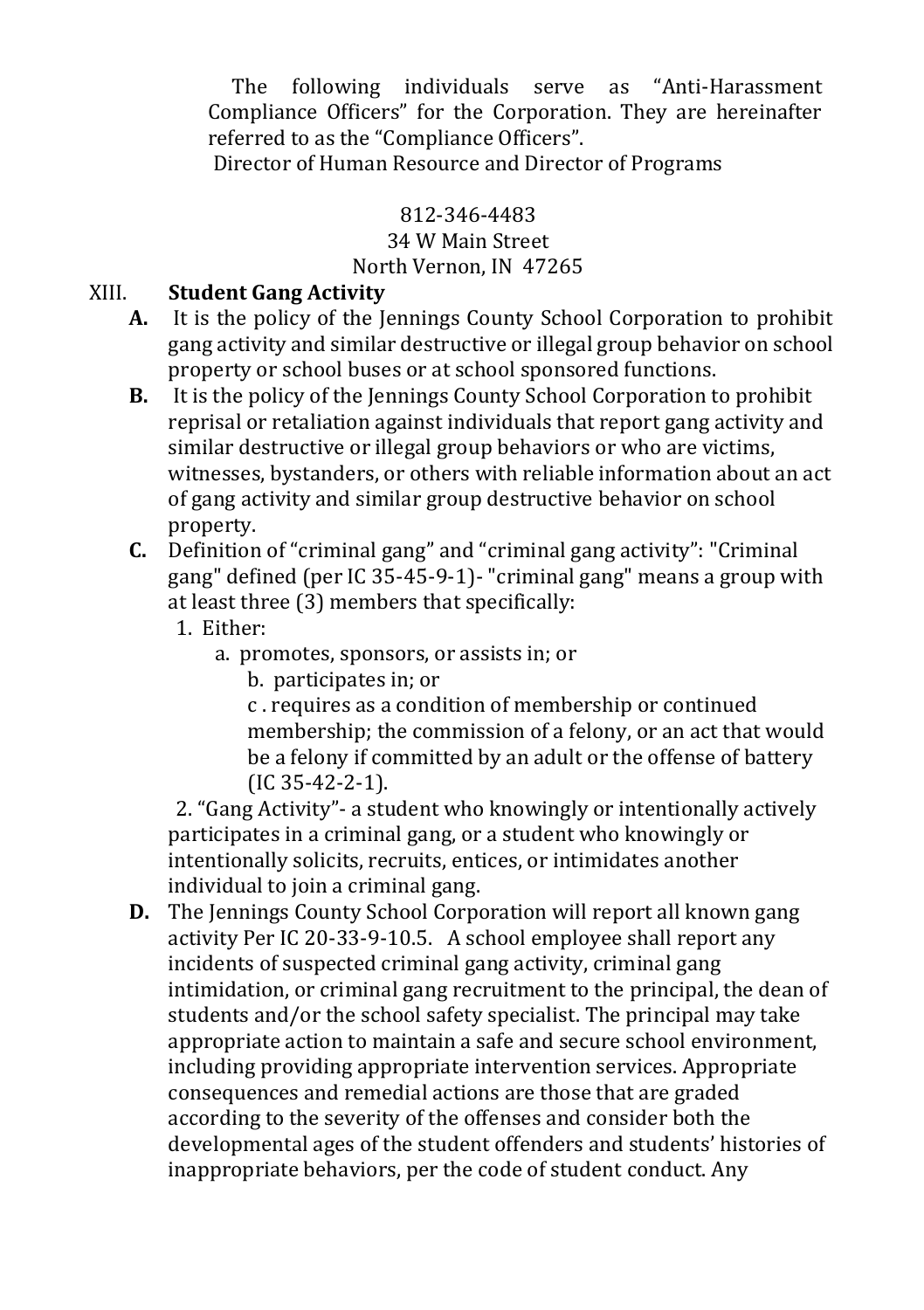The following individuals serve as "Anti-Harassment Compliance Officers" for the Corporation. They are hereinafter referred to as the "Compliance Officers".

Director of Human Resource and Director of Programs

812-346-4483
34 W Main Street
North Vernon, IN 47265

## XIII. Student Gang Activity

**A.** It is the policy of the Jennings County School Corporation to prohibit gang activity and similar destructive or illegal group behavior on school property or school buses or at school sponsored functions.

**B.** It is the policy of the Jennings County School Corporation to prohibit reprisal or retaliation against individuals that report gang activity and similar destructive or illegal group behaviors or who are victims, witnesses, bystanders, or others with reliable information about an act of gang activity and similar group destructive behavior on school property.

**C.** Definition of "criminal gang" and "criminal gang activity": "Criminal gang" defined (per IC 35-45-9-1)- "criminal gang" means a group with at least three (3) members that specifically:

1. Either:
   a. promotes, sponsors, or assists in; or
   b. participates in; or
   c . requires as a condition of membership or continued membership; the commission of a felony, or an act that would be a felony if committed by an adult or the offense of battery (IC 35-42-2-1).
2. "Gang Activity"- a student who knowingly or intentionally actively participates in a criminal gang, or a student who knowingly or intentionally solicits, recruits, entices, or intimidates another individual to join a criminal gang.

**D.** The Jennings County School Corporation will report all known gang activity Per IC 20-33-9-10.5. A school employee shall report any incidents of suspected criminal gang activity, criminal gang intimidation, or criminal gang recruitment to the principal, the dean of students and/or the school safety specialist. The principal may take appropriate action to maintain a safe and secure school environment, including providing appropriate intervention services. Appropriate consequences and remedial actions are those that are graded according to the severity of the offenses and consider both the developmental ages of the student offenders and students' histories of inappropriate behaviors, per the code of student conduct. Any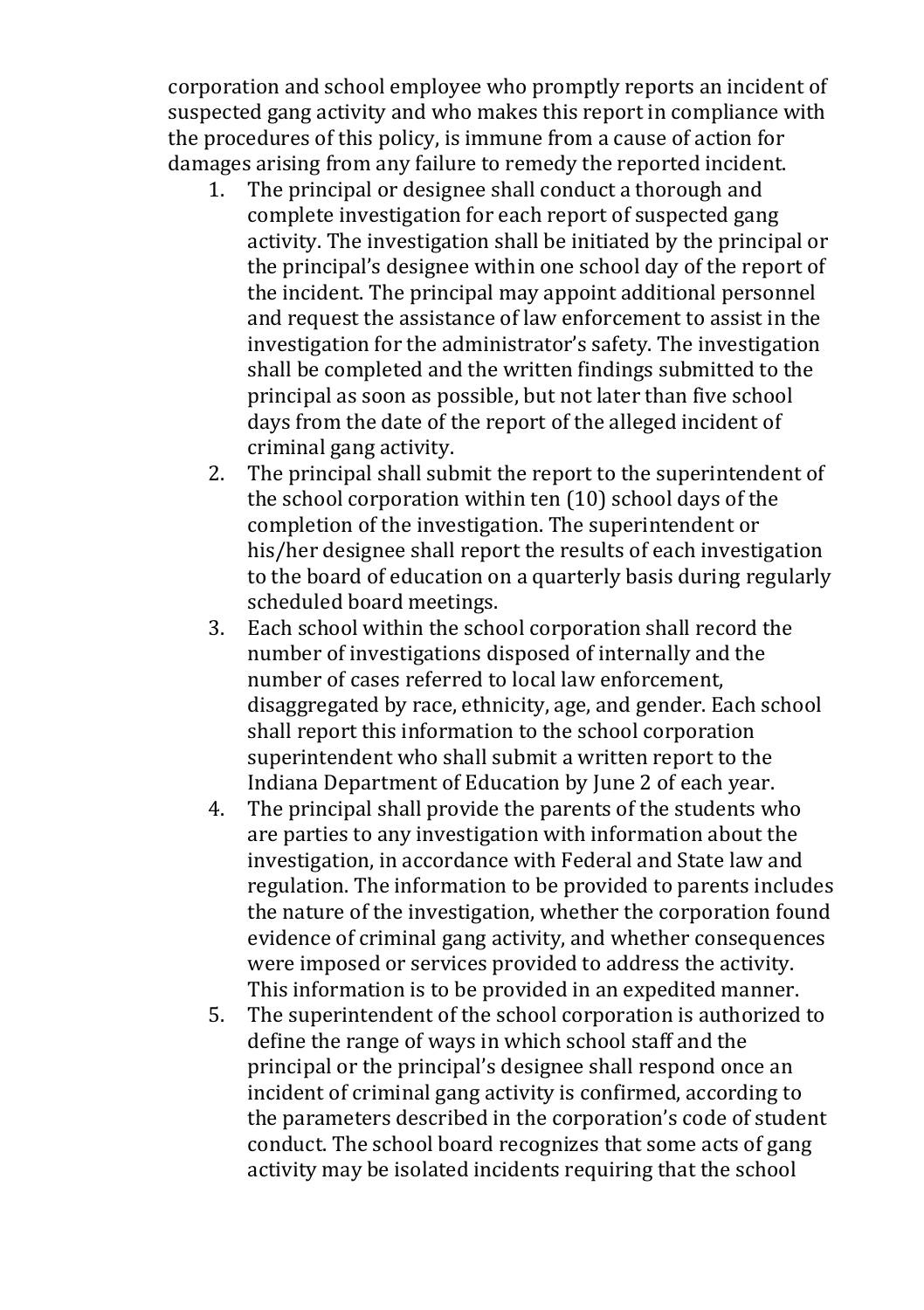corporation and school employee who promptly reports an incident of suspected gang activity and who makes this report in compliance with the procedures of this policy, is immune from a cause of action for damages arising from any failure to remedy the reported incident.

1. The principal or designee shall conduct a thorough and complete investigation for each report of suspected gang activity. The investigation shall be initiated by the principal or the principal's designee within one school day of the report of the incident. The principal may appoint additional personnel and request the assistance of law enforcement to assist in the investigation for the administrator's safety. The investigation shall be completed and the written findings submitted to the principal as soon as possible, but not later than five school days from the date of the report of the alleged incident of criminal gang activity.
2. The principal shall submit the report to the superintendent of the school corporation within ten (10) school days of the completion of the investigation. The superintendent or his/her designee shall report the results of each investigation to the board of education on a quarterly basis during regularly scheduled board meetings.
3. Each school within the school corporation shall record the number of investigations disposed of internally and the number of cases referred to local law enforcement, disaggregated by race, ethnicity, age, and gender. Each school shall report this information to the school corporation superintendent who shall submit a written report to the Indiana Department of Education by June 2 of each year.
4. The principal shall provide the parents of the students who are parties to any investigation with information about the investigation, in accordance with Federal and State law and regulation. The information to be provided to parents includes the nature of the investigation, whether the corporation found evidence of criminal gang activity, and whether consequences were imposed or services provided to address the activity. This information is to be provided in an expedited manner.
5. The superintendent of the school corporation is authorized to define the range of ways in which school staff and the principal or the principal's designee shall respond once an incident of criminal gang activity is confirmed, according to the parameters described in the corporation's code of student conduct. The school board recognizes that some acts of gang activity may be isolated incidents requiring that the school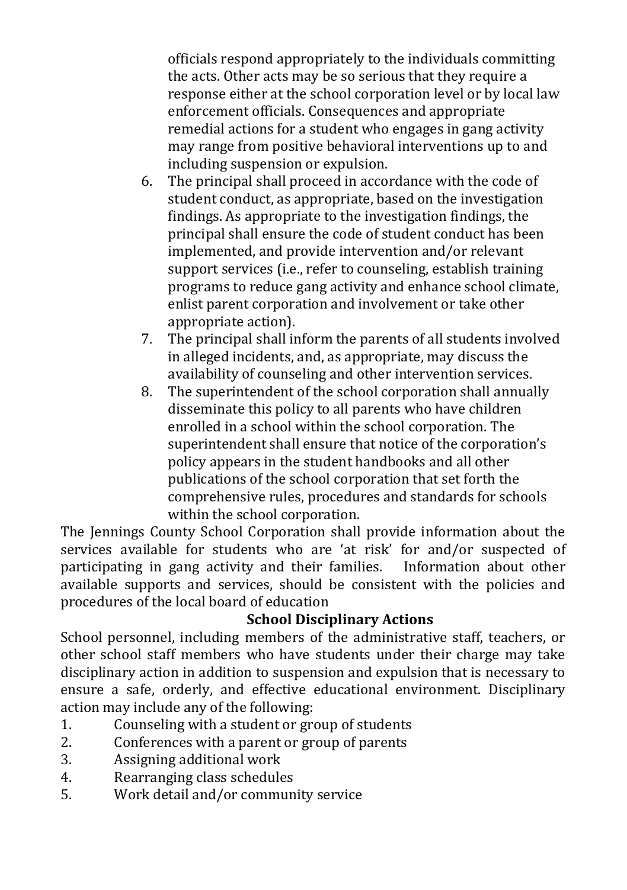officials respond appropriately to the individuals committing the acts. Other acts may be so serious that they require a response either at the school corporation level or by local law enforcement officials. Consequences and appropriate remedial actions for a student who engages in gang activity may range from positive behavioral interventions up to and including suspension or expulsion.

6. The principal shall proceed in accordance with the code of student conduct, as appropriate, based on the investigation findings. As appropriate to the investigation findings, the principal shall ensure the code of student conduct has been implemented, and provide intervention and/or relevant support services (i.e., refer to counseling, establish training programs to reduce gang activity and enhance school climate, enlist parent corporation and involvement or take other appropriate action).
7. The principal shall inform the parents of all students involved in alleged incidents, and, as appropriate, may discuss the availability of counseling and other intervention services.
8. The superintendent of the school corporation shall annually disseminate this policy to all parents who have children enrolled in a school within the school corporation. The superintendent shall ensure that notice of the corporation's policy appears in the student handbooks and all other publications of the school corporation that set forth the comprehensive rules, procedures and standards for schools within the school corporation.

The Jennings County School Corporation shall provide information about the services available for students who are 'at risk' for and/or suspected of participating in gang activity and their families. Information about other available supports and services, should be consistent with the policies and procedures of the local board of education

**School Disciplinary Actions**

School personnel, including members of the administrative staff, teachers, or other school staff members who have students under their charge may take disciplinary action in addition to suspension and expulsion that is necessary to ensure a safe, orderly, and effective educational environment. Disciplinary action may include any of the following:

1. Counseling with a student or group of students
2. Conferences with a parent or group of parents
3. Assigning additional work
4. Rearranging class schedules
5. Work detail and/or community service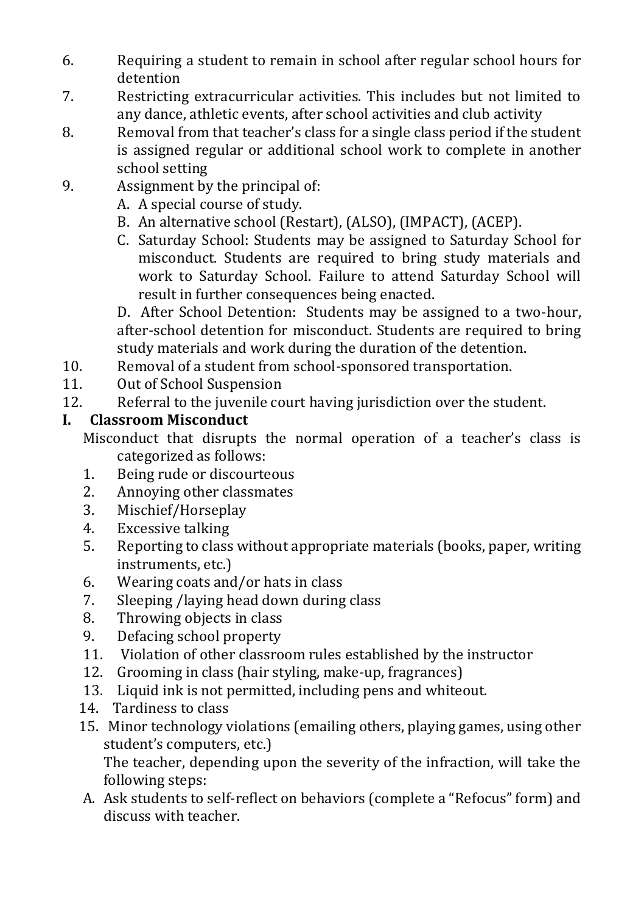6. Requiring a student to remain in school after regular school hours for detention
7. Restricting extracurricular activities. This includes but not limited to any dance, athletic events, after school activities and club activity
8. Removal from that teacher's class for a single class period if the student is assigned regular or additional school work to complete in another school setting
9. Assignment by the principal of:
   A. A special course of study.
   B. An alternative school (Restart), (ALSO), (IMPACT), (ACEP).
   C. Saturday School: Students may be assigned to Saturday School for misconduct. Students are required to bring study materials and work to Saturday School. Failure to attend Saturday School will result in further consequences being enacted.
   D. After School Detention: Students may be assigned to a two-hour, after-school detention for misconduct. Students are required to bring study materials and work during the duration of the detention.
10. Removal of a student from school-sponsored transportation.
11. Out of School Suspension
12. Referral to the juvenile court having jurisdiction over the student.

**I. Classroom Misconduct**

Misconduct that disrupts the normal operation of a teacher's class is categorized as follows:

1. Being rude or discourteous
2. Annoying other classmates
3. Mischief/Horseplay
4. Excessive talking
5. Reporting to class without appropriate materials (books, paper, writing instruments, etc.)
6. Wearing coats and/or hats in class
7. Sleeping /laying head down during class
8. Throwing objects in class
9. Defacing school property
11. Violation of other classroom rules established by the instructor
12. Grooming in class (hair styling, make-up, fragrances)
13. Liquid ink is not permitted, including pens and whiteout.
14. Tardiness to class
15. Minor technology violations (emailing others, playing games, using other student's computers, etc.)

The teacher, depending upon the severity of the infraction, will take the following steps:

A. Ask students to self-reflect on behaviors (complete a "Refocus" form) and discuss with teacher.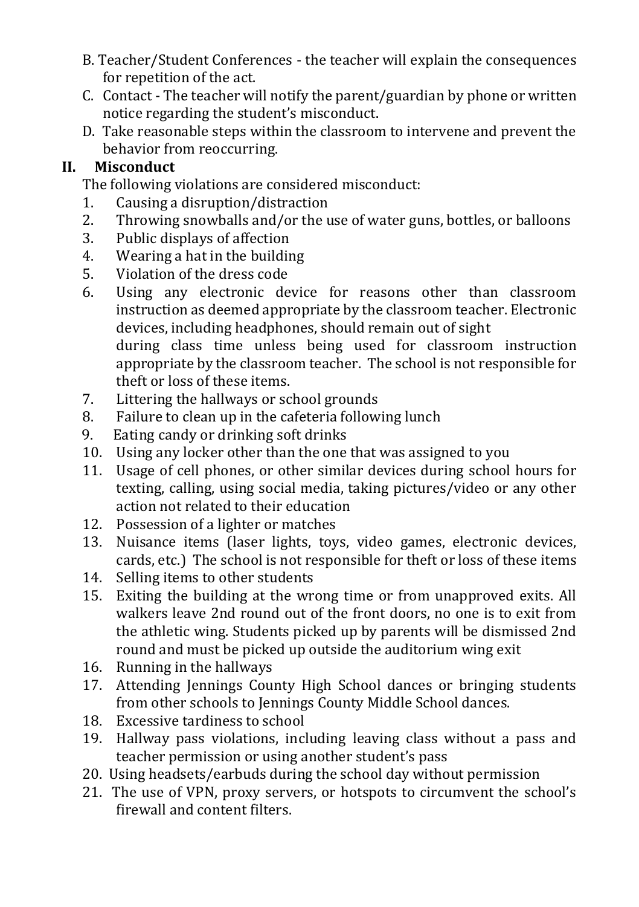B. Teacher/Student Conferences - the teacher will explain the consequences for repetition of the act.

C. Contact - The teacher will notify the parent/guardian by phone or written notice regarding the student's misconduct.

D. Take reasonable steps within the classroom to intervene and prevent the behavior from reoccurring.

## II. Misconduct

The following violations are considered misconduct:

1. Causing a disruption/distraction
2. Throwing snowballs and/or the use of water guns, bottles, or balloons
3. Public displays of affection
4. Wearing a hat in the building
5. Violation of the dress code
6. Using any electronic device for reasons other than classroom instruction as deemed appropriate by the classroom teacher. Electronic devices, including headphones, should remain out of sight during class time unless being used for classroom instruction appropriate by the classroom teacher. The school is not responsible for theft or loss of these items.
7. Littering the hallways or school grounds
8. Failure to clean up in the cafeteria following lunch
9. Eating candy or drinking soft drinks
10. Using any locker other than the one that was assigned to you
11. Usage of cell phones, or other similar devices during school hours for texting, calling, using social media, taking pictures/video or any other action not related to their education
12. Possession of a lighter or matches
13. Nuisance items (laser lights, toys, video games, electronic devices, cards, etc.) The school is not responsible for theft or loss of these items
14. Selling items to other students
15. Exiting the building at the wrong time or from unapproved exits. All walkers leave 2nd round out of the front doors, no one is to exit from the athletic wing. Students picked up by parents will be dismissed 2nd round and must be picked up outside the auditorium wing exit
16. Running in the hallways
17. Attending Jennings County High School dances or bringing students from other schools to Jennings County Middle School dances.
18. Excessive tardiness to school
19. Hallway pass violations, including leaving class without a pass and teacher permission or using another student's pass
20. Using headsets/earbuds during the school day without permission
21. The use of VPN, proxy servers, or hotspots to circumvent the school's firewall and content filters.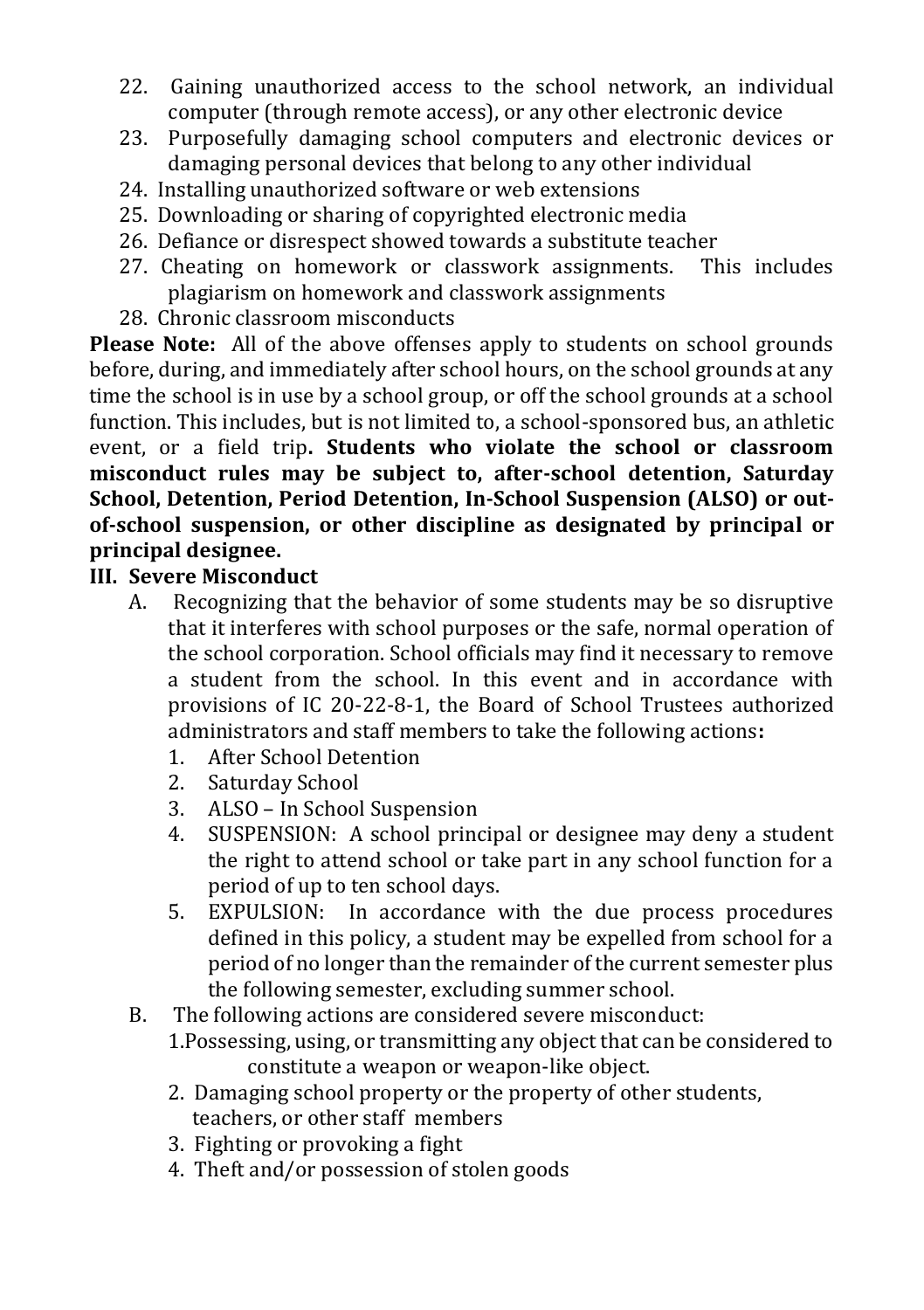22. Gaining unauthorized access to the school network, an individual computer (through remote access), or any other electronic device
23. Purposefully damaging school computers and electronic devices or damaging personal devices that belong to any other individual
24. Installing unauthorized software or web extensions
25. Downloading or sharing of copyrighted electronic media
26. Defiance or disrespect showed towards a substitute teacher
27. Cheating on homework or classwork assignments. This includes plagiarism on homework and classwork assignments
28. Chronic classroom misconducts

**Please Note:** All of the above offenses apply to students on school grounds before, during, and immediately after school hours, on the school grounds at any time the school is in use by a school group, or off the school grounds at a school function. This includes, but is not limited to, a school-sponsored bus, an athletic event, or a field trip**. Students who violate the school or classroom misconduct rules may be subject to, after-school detention, Saturday School, Detention, Period Detention, In-School Suspension (ALSO) or out-of-school suspension, or other discipline as designated by principal or principal designee.**

**III. Severe Misconduct**

A. Recognizing that the behavior of some students may be so disruptive that it interferes with school purposes or the safe, normal operation of the school corporation. School officials may find it necessary to remove a student from the school. In this event and in accordance with provisions of IC 20-22-8-1, the Board of School Trustees authorized administrators and staff members to take the following actions**:**

1. After School Detention
2. Saturday School
3. ALSO – In School Suspension
4. SUSPENSION: A school principal or designee may deny a student the right to attend school or take part in any school function for a period of up to ten school days.
5. EXPULSION: In accordance with the due process procedures defined in this policy, a student may be expelled from school for a period of no longer than the remainder of the current semester plus the following semester, excluding summer school.

B. The following actions are considered severe misconduct:

1. Possessing, using, or transmitting any object that can be considered to constitute a weapon or weapon-like object.
2. Damaging school property or the property of other students, teachers, or other staff members
3. Fighting or provoking a fight
4. Theft and/or possession of stolen goods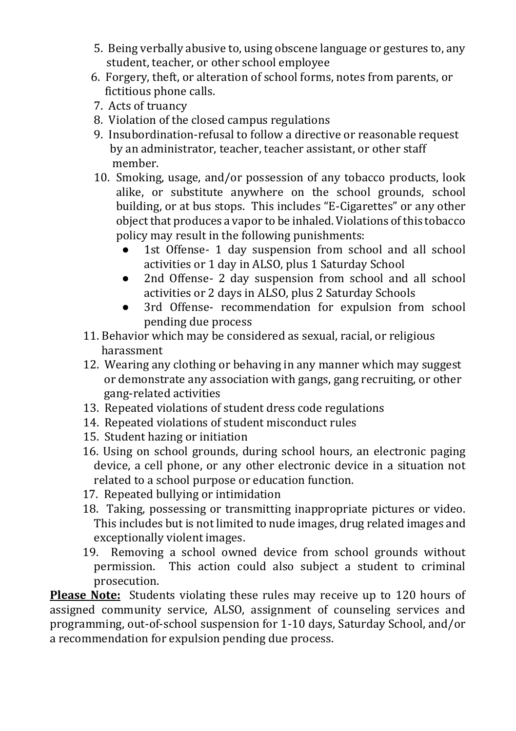5. Being verbally abusive to, using obscene language or gestures to, any student, teacher, or other school employee
6. Forgery, theft, or alteration of school forms, notes from parents, or fictitious phone calls.
7. Acts of truancy
8. Violation of the closed campus regulations
9. Insubordination-refusal to follow a directive or reasonable request by an administrator, teacher, teacher assistant, or other staff member.
10. Smoking, usage, and/or possession of any tobacco products, look alike, or substitute anywhere on the school grounds, school building, or at bus stops. This includes "E-Cigarettes" or any other object that produces a vapor to be inhaled. Violations of this tobacco policy may result in the following punishments:
    - 1st Offense- 1 day suspension from school and all school activities or 1 day in ALSO, plus 1 Saturday School
    - 2nd Offense- 2 day suspension from school and all school activities or 2 days in ALSO, plus 2 Saturday Schools
    - 3rd Offense- recommendation for expulsion from school pending due process
11. Behavior which may be considered as sexual, racial, or religious harassment
12. Wearing any clothing or behaving in any manner which may suggest or demonstrate any association with gangs, gang recruiting, or other gang-related activities
13. Repeated violations of student dress code regulations
14. Repeated violations of student misconduct rules
15. Student hazing or initiation
16. Using on school grounds, during school hours, an electronic paging device, a cell phone, or any other electronic device in a situation not related to a school purpose or education function.
17. Repeated bullying or intimidation
18. Taking, possessing or transmitting inappropriate pictures or video. This includes but is not limited to nude images, drug related images and exceptionally violent images.
19. Removing a school owned device from school grounds without permission. This action could also subject a student to criminal prosecution.

**Please Note:** Students violating these rules may receive up to 120 hours of assigned community service, ALSO, assignment of counseling services and programming, out-of-school suspension for 1-10 days, Saturday School, and/or a recommendation for expulsion pending due process.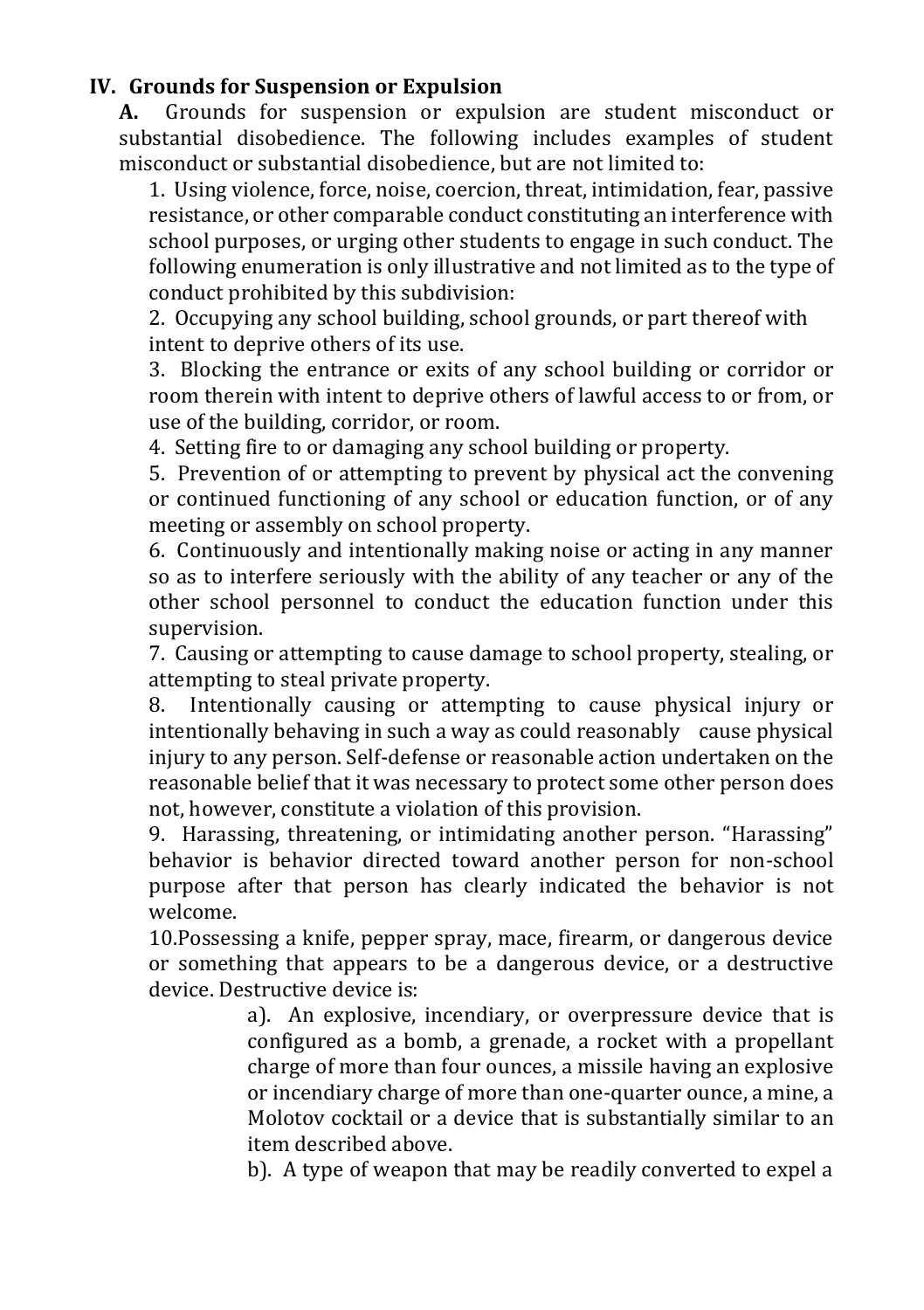## IV. Grounds for Suspension or Expulsion

**A.** Grounds for suspension or expulsion are student misconduct or substantial disobedience. The following includes examples of student misconduct or substantial disobedience, but are not limited to:

1. Using violence, force, noise, coercion, threat, intimidation, fear, passive resistance, or other comparable conduct constituting an interference with school purposes, or urging other students to engage in such conduct. The following enumeration is only illustrative and not limited as to the type of conduct prohibited by this subdivision:
2. Occupying any school building, school grounds, or part thereof with intent to deprive others of its use.
3. Blocking the entrance or exits of any school building or corridor or room therein with intent to deprive others of lawful access to or from, or use of the building, corridor, or room.
4. Setting fire to or damaging any school building or property.
5. Prevention of or attempting to prevent by physical act the convening or continued functioning of any school or education function, or of any meeting or assembly on school property.
6. Continuously and intentionally making noise or acting in any manner so as to interfere seriously with the ability of any teacher or any of the other school personnel to conduct the education function under this supervision.
7. Causing or attempting to cause damage to school property, stealing, or attempting to steal private property.
8. Intentionally causing or attempting to cause physical injury or intentionally behaving in such a way as could reasonably cause physical injury to any person. Self-defense or reasonable action undertaken on the reasonable belief that it was necessary to protect some other person does not, however, constitute a violation of this provision.
9. Harassing, threatening, or intimidating another person. "Harassing" behavior is behavior directed toward another person for non-school purpose after that person has clearly indicated the behavior is not welcome.
10. Possessing a knife, pepper spray, mace, firearm, or dangerous device or something that appears to be a dangerous device, or a destructive device. Destructive device is:
    - a). An explosive, incendiary, or overpressure device that is configured as a bomb, a grenade, a rocket with a propellant charge of more than four ounces, a missile having an explosive or incendiary charge of more than one-quarter ounce, a mine, a Molotov cocktail or a device that is substantially similar to an item described above.
    - b). A type of weapon that may be readily converted to expel a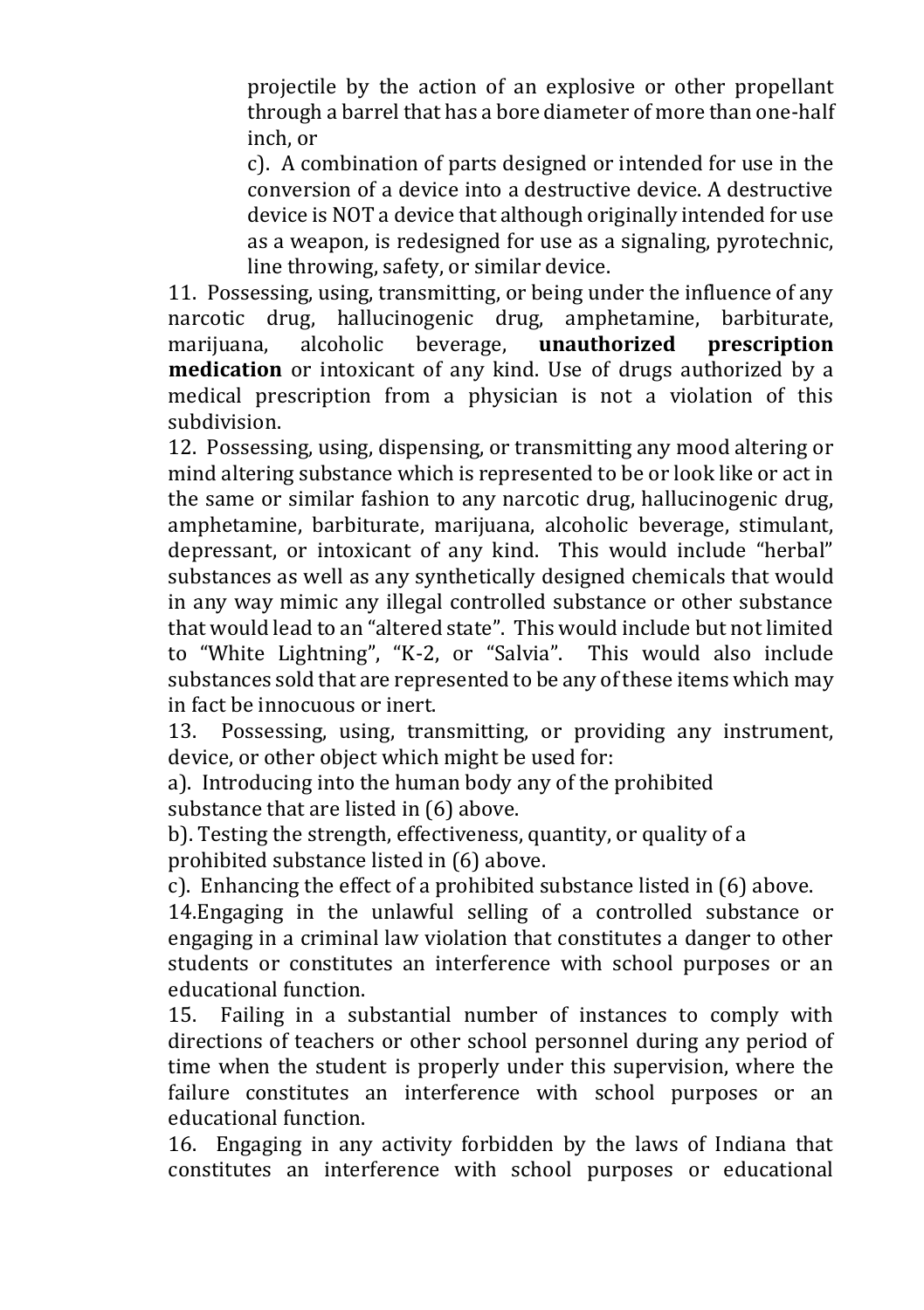projectile by the action of an explosive or other propellant through a barrel that has a bore diameter of more than one-half inch, or

c). A combination of parts designed or intended for use in the conversion of a device into a destructive device. A destructive device is NOT a device that although originally intended for use as a weapon, is redesigned for use as a signaling, pyrotechnic, line throwing, safety, or similar device.

11. Possessing, using, transmitting, or being under the influence of any narcotic drug, hallucinogenic drug, amphetamine, barbiturate, marijuana, alcoholic beverage, **unauthorized prescription medication** or intoxicant of any kind. Use of drugs authorized by a medical prescription from a physician is not a violation of this subdivision.

12. Possessing, using, dispensing, or transmitting any mood altering or mind altering substance which is represented to be or look like or act in the same or similar fashion to any narcotic drug, hallucinogenic drug, amphetamine, barbiturate, marijuana, alcoholic beverage, stimulant, depressant, or intoxicant of any kind. This would include "herbal" substances as well as any synthetically designed chemicals that would in any way mimic any illegal controlled substance or other substance that would lead to an "altered state". This would include but not limited to "White Lightning", "K-2, or "Salvia". This would also include substances sold that are represented to be any of these items which may in fact be innocuous or inert.

13. Possessing, using, transmitting, or providing any instrument, device, or other object which might be used for:

a). Introducing into the human body any of the prohibited substance that are listed in (6) above.

b). Testing the strength, effectiveness, quantity, or quality of a prohibited substance listed in (6) above.

c). Enhancing the effect of a prohibited substance listed in (6) above.

14.Engaging in the unlawful selling of a controlled substance or engaging in a criminal law violation that constitutes a danger to other students or constitutes an interference with school purposes or an educational function.

15. Failing in a substantial number of instances to comply with directions of teachers or other school personnel during any period of time when the student is properly under this supervision, where the failure constitutes an interference with school purposes or an educational function.

16. Engaging in any activity forbidden by the laws of Indiana that constitutes an interference with school purposes or educational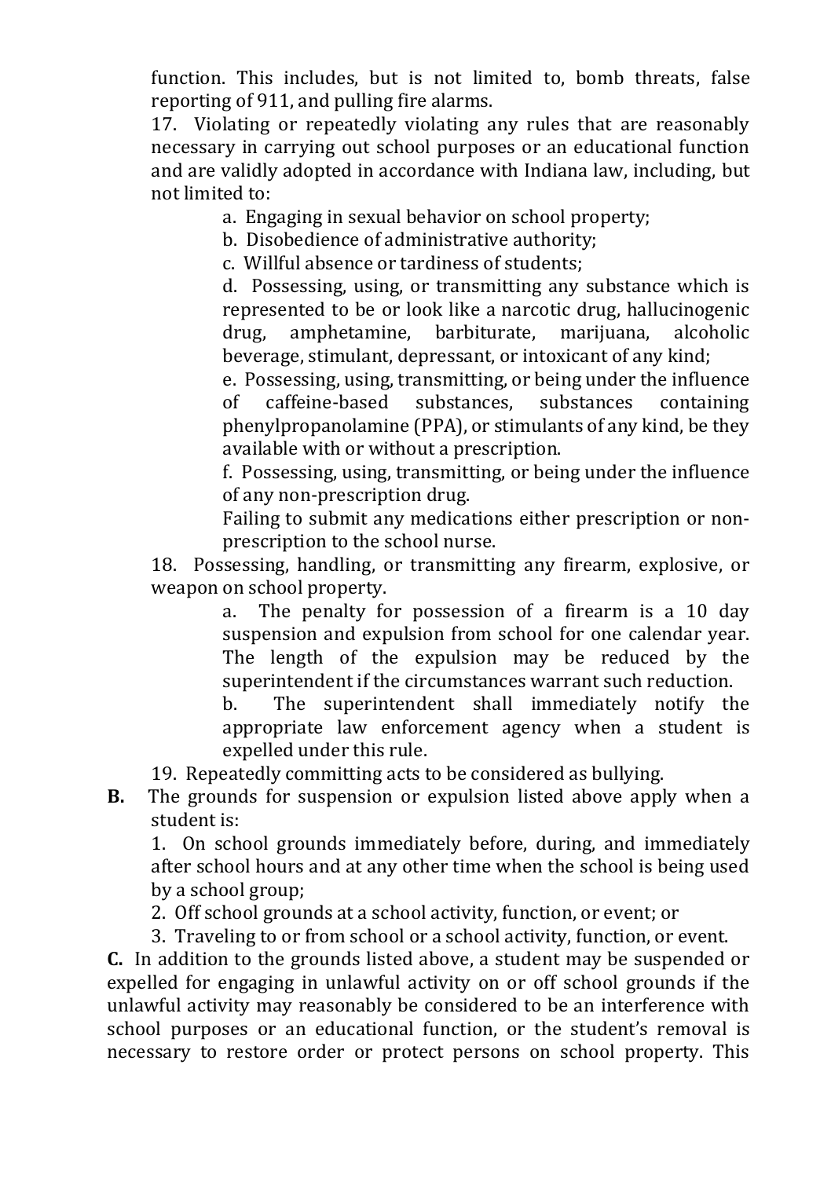function. This includes, but is not limited to, bomb threats, false reporting of 911, and pulling fire alarms.

17. Violating or repeatedly violating any rules that are reasonably necessary in carrying out school purposes or an educational function and are validly adopted in accordance with Indiana law, including, but not limited to:

    a. Engaging in sexual behavior on school property;

    b. Disobedience of administrative authority;

    c. Willful absence or tardiness of students;

    d. Possessing, using, or transmitting any substance which is represented to be or look like a narcotic drug, hallucinogenic drug, amphetamine, barbiturate, marijuana, alcoholic beverage, stimulant, depressant, or intoxicant of any kind;

    e. Possessing, using, transmitting, or being under the influence of caffeine-based substances, substances containing phenylpropanolamine (PPA), or stimulants of any kind, be they available with or without a prescription.

    f. Possessing, using, transmitting, or being under the influence of any non-prescription drug.

    Failing to submit any medications either prescription or non-prescription to the school nurse.

18. Possessing, handling, or transmitting any firearm, explosive, or weapon on school property.

    a. The penalty for possession of a firearm is a 10 day suspension and expulsion from school for one calendar year. The length of the expulsion may be reduced by the superintendent if the circumstances warrant such reduction.

    b. The superintendent shall immediately notify the appropriate law enforcement agency when a student is expelled under this rule.

19. Repeatedly committing acts to be considered as bullying.

**B.** The grounds for suspension or expulsion listed above apply when a student is:

1. On school grounds immediately before, during, and immediately after school hours and at any other time when the school is being used by a school group;
2. Off school grounds at a school activity, function, or event; or
3. Traveling to or from school or a school activity, function, or event.

**C.** In addition to the grounds listed above, a student may be suspended or expelled for engaging in unlawful activity on or off school grounds if the unlawful activity may reasonably be considered to be an interference with school purposes or an educational function, or the student's removal is necessary to restore order or protect persons on school property. This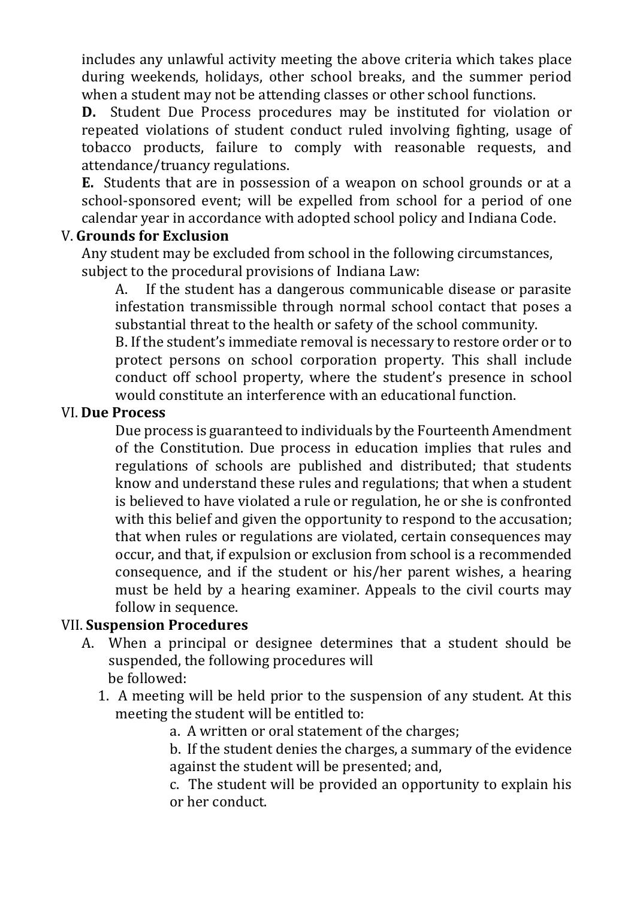includes any unlawful activity meeting the above criteria which takes place during weekends, holidays, other school breaks, and the summer period when a student may not be attending classes or other school functions.

**D.** Student Due Process procedures may be instituted for violation or repeated violations of student conduct ruled involving fighting, usage of tobacco products, failure to comply with reasonable requests, and attendance/truancy regulations.

**E.** Students that are in possession of a weapon on school grounds or at a school-sponsored event; will be expelled from school for a period of one calendar year in accordance with adopted school policy and Indiana Code.

V. **Grounds for Exclusion**

Any student may be excluded from school in the following circumstances, subject to the procedural provisions of Indiana Law:

A. If the student has a dangerous communicable disease or parasite infestation transmissible through normal school contact that poses a substantial threat to the health or safety of the school community.

B. If the student's immediate removal is necessary to restore order or to protect persons on school corporation property. This shall include conduct off school property, where the student's presence in school would constitute an interference with an educational function.

VI. **Due Process**

Due process is guaranteed to individuals by the Fourteenth Amendment of the Constitution. Due process in education implies that rules and regulations of schools are published and distributed; that students know and understand these rules and regulations; that when a student is believed to have violated a rule or regulation, he or she is confronted with this belief and given the opportunity to respond to the accusation; that when rules or regulations are violated, certain consequences may occur, and that, if expulsion or exclusion from school is a recommended consequence, and if the student or his/her parent wishes, a hearing must be held by a hearing examiner. Appeals to the civil courts may follow in sequence.

VII. **Suspension Procedures**

A. When a principal or designee determines that a student should be suspended, the following procedures will be followed:

1. A meeting will be held prior to the suspension of any student. At this meeting the student will be entitled to:

   a. A written or oral statement of the charges;

   b. If the student denies the charges, a summary of the evidence against the student will be presented; and,

   c. The student will be provided an opportunity to explain his or her conduct.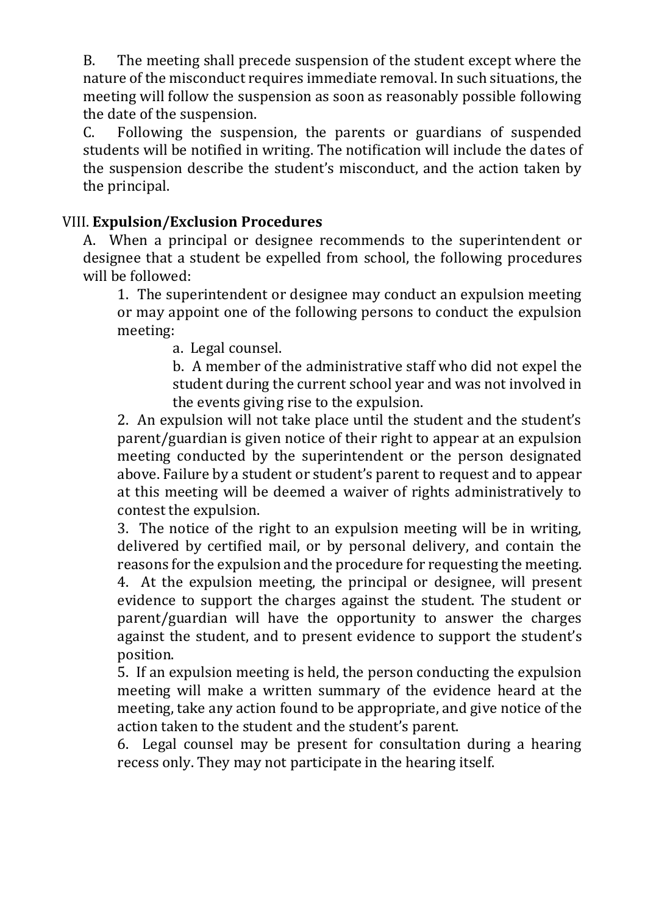B. The meeting shall precede suspension of the student except where the nature of the misconduct requires immediate removal. In such situations, the meeting will follow the suspension as soon as reasonably possible following the date of the suspension.

C. Following the suspension, the parents or guardians of suspended students will be notified in writing. The notification will include the dates of the suspension describe the student's misconduct, and the action taken by the principal.

VIII. **Expulsion/Exclusion Procedures**

A. When a principal or designee recommends to the superintendent or designee that a student be expelled from school, the following procedures will be followed:

1. The superintendent or designee may conduct an expulsion meeting or may appoint one of the following persons to conduct the expulsion meeting:
    - a. Legal counsel.
    - b. A member of the administrative staff who did not expel the student during the current school year and was not involved in the events giving rise to the expulsion.
2. An expulsion will not take place until the student and the student's parent/guardian is given notice of their right to appear at an expulsion meeting conducted by the superintendent or the person designated above. Failure by a student or student's parent to request and to appear at this meeting will be deemed a waiver of rights administratively to contest the expulsion.
3. The notice of the right to an expulsion meeting will be in writing, delivered by certified mail, or by personal delivery, and contain the reasons for the expulsion and the procedure for requesting the meeting.
4. At the expulsion meeting, the principal or designee, will present evidence to support the charges against the student. The student or parent/guardian will have the opportunity to answer the charges against the student, and to present evidence to support the student's position.
5. If an expulsion meeting is held, the person conducting the expulsion meeting will make a written summary of the evidence heard at the meeting, take any action found to be appropriate, and give notice of the action taken to the student and the student's parent.
6. Legal counsel may be present for consultation during a hearing recess only. They may not participate in the hearing itself.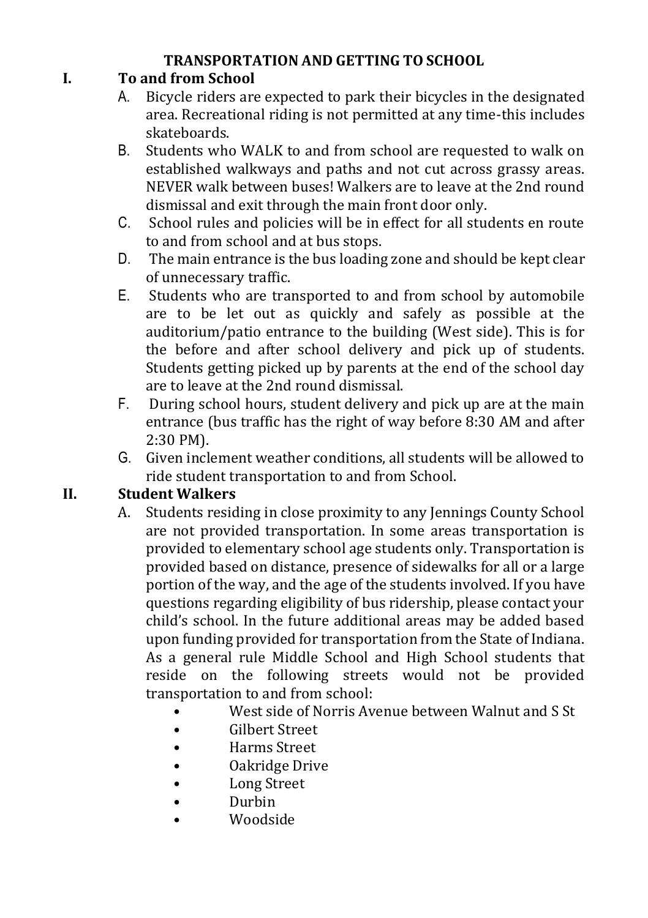# TRANSPORTATION AND GETTING TO SCHOOL

## I. To and from School

A. Bicycle riders are expected to park their bicycles in the designated area. Recreational riding is not permitted at any time-this includes skateboards.

B. Students who WALK to and from school are requested to walk on established walkways and paths and not cut across grassy areas. NEVER walk between buses! Walkers are to leave at the 2nd round dismissal and exit through the main front door only.

C. School rules and policies will be in effect for all students en route to and from school and at bus stops.

D. The main entrance is the bus loading zone and should be kept clear of unnecessary traffic.

E. Students who are transported to and from school by automobile are to be let out as quickly and safely as possible at the auditorium/patio entrance to the building (West side). This is for the before and after school delivery and pick up of students. Students getting picked up by parents at the end of the school day are to leave at the 2nd round dismissal.

F. During school hours, student delivery and pick up are at the main entrance (bus traffic has the right of way before 8:30 AM and after 2:30 PM).

G. Given inclement weather conditions, all students will be allowed to ride student transportation to and from School.

## II. Student Walkers

A. Students residing in close proximity to any Jennings County School are not provided transportation. In some areas transportation is provided to elementary school age students only. Transportation is provided based on distance, presence of sidewalks for all or a large portion of the way, and the age of the students involved. If you have questions regarding eligibility of bus ridership, please contact your child's school. In the future additional areas may be added based upon funding provided for transportation from the State of Indiana. As a general rule Middle School and High School students that reside on the following streets would not be provided transportation to and from school:

- West side of Norris Avenue between Walnut and S St
- Gilbert Street
- Harms Street
- Oakridge Drive
- Long Street
- Durbin
- Woodside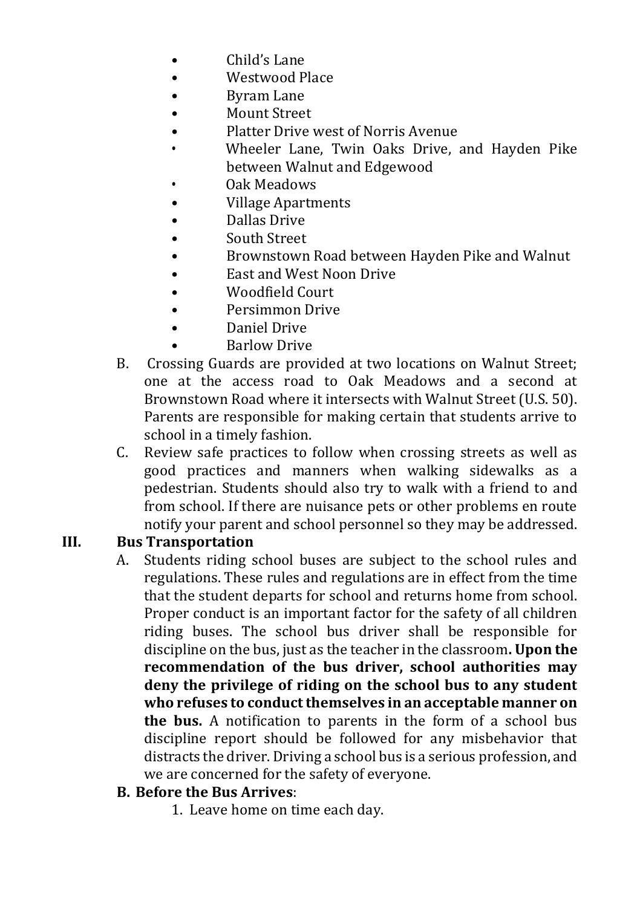- Child's Lane
- Westwood Place
- Byram Lane
- Mount Street
- Platter Drive west of Norris Avenue
- Wheeler Lane, Twin Oaks Drive, and Hayden Pike between Walnut and Edgewood
- Oak Meadows
- Village Apartments
- Dallas Drive
- South Street
- Brownstown Road between Hayden Pike and Walnut
- East and West Noon Drive
- Woodfield Court
- Persimmon Drive
- Daniel Drive
- Barlow Drive

B. Crossing Guards are provided at two locations on Walnut Street; one at the access road to Oak Meadows and a second at Brownstown Road where it intersects with Walnut Street (U.S. 50). Parents are responsible for making certain that students arrive to school in a timely fashion.

C. Review safe practices to follow when crossing streets as well as good practices and manners when walking sidewalks as a pedestrian. Students should also try to walk with a friend to and from school. If there are nuisance pets or other problems en route notify your parent and school personnel so they may be addressed.

## III. Bus Transportation

A. Students riding school buses are subject to the school rules and regulations. These rules and regulations are in effect from the time that the student departs for school and returns home from school. Proper conduct is an important factor for the safety of all children riding buses. The school bus driver shall be responsible for discipline on the bus, just as the teacher in the classroom**. Upon the recommendation of the bus driver, school authorities may deny the privilege of riding on the school bus to any student who refuses to conduct themselves in an acceptable manner on the bus.** A notification to parents in the form of a school bus discipline report should be followed for any misbehavior that distracts the driver. Driving a school bus is a serious profession, and we are concerned for the safety of everyone.

**B. Before the Bus Arrives**:

1. Leave home on time each day.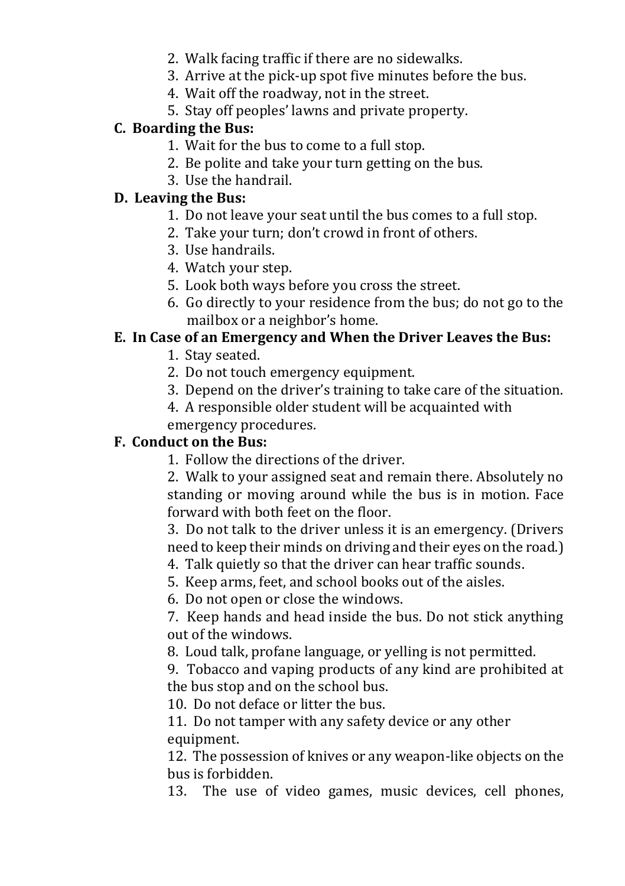2. Walk facing traffic if there are no sidewalks.
3. Arrive at the pick-up spot five minutes before the bus.
4. Wait off the roadway, not in the street.
5. Stay off peoples' lawns and private property.

**C. Boarding the Bus:**

1. Wait for the bus to come to a full stop.
2. Be polite and take your turn getting on the bus.
3. Use the handrail.

**D. Leaving the Bus:**

1. Do not leave your seat until the bus comes to a full stop.
2. Take your turn; don't crowd in front of others.
3. Use handrails.
4. Watch your step.
5. Look both ways before you cross the street.
6. Go directly to your residence from the bus; do not go to the mailbox or a neighbor's home.

**E. In Case of an Emergency and When the Driver Leaves the Bus:**

1. Stay seated.
2. Do not touch emergency equipment.
3. Depend on the driver's training to take care of the situation.
4. A responsible older student will be acquainted with emergency procedures.

**F. Conduct on the Bus:**

1. Follow the directions of the driver.
2. Walk to your assigned seat and remain there. Absolutely no standing or moving around while the bus is in motion. Face forward with both feet on the floor.
3. Do not talk to the driver unless it is an emergency. (Drivers need to keep their minds on driving and their eyes on the road.)
4. Talk quietly so that the driver can hear traffic sounds.
5. Keep arms, feet, and school books out of the aisles.
6. Do not open or close the windows.
7. Keep hands and head inside the bus. Do not stick anything out of the windows.
8. Loud talk, profane language, or yelling is not permitted.
9. Tobacco and vaping products of any kind are prohibited at the bus stop and on the school bus.
10. Do not deface or litter the bus.
11. Do not tamper with any safety device or any other equipment.
12. The possession of knives or any weapon-like objects on the bus is forbidden.
13. The use of video games, music devices, cell phones,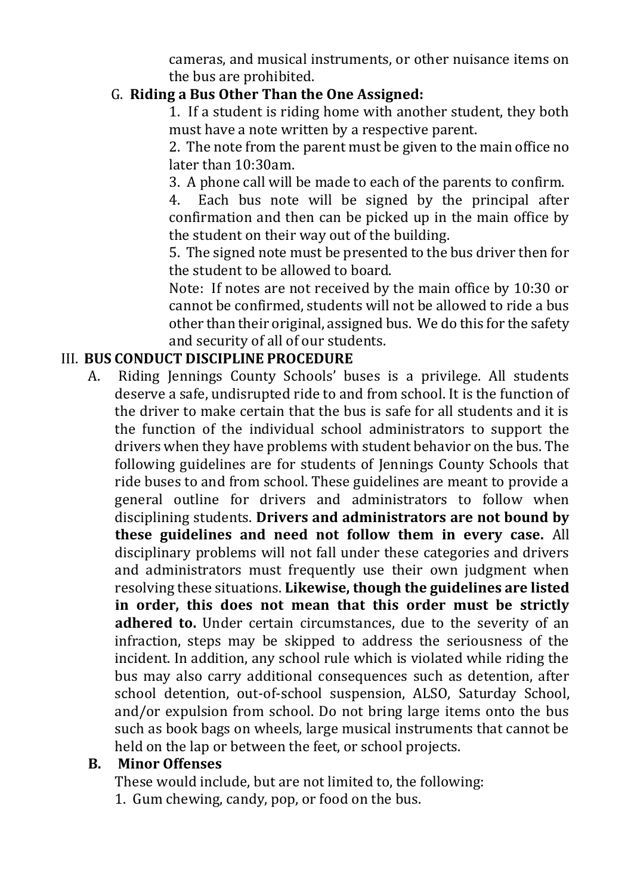cameras, and musical instruments, or other nuisance items on the bus are prohibited.

G. **Riding a Bus Other Than the One Assigned:**

1. If a student is riding home with another student, they both must have a note written by a respective parent.
2. The note from the parent must be given to the main office no later than 10:30am.
3. A phone call will be made to each of the parents to confirm.
4. Each bus note will be signed by the principal after confirmation and then can be picked up in the main office by the student on their way out of the building.
5. The signed note must be presented to the bus driver then for the student to be allowed to board.

Note: If notes are not received by the main office by 10:30 or cannot be confirmed, students will not be allowed to ride a bus other than their original, assigned bus. We do this for the safety and security of all of our students.

## III. BUS CONDUCT DISCIPLINE PROCEDURE

A. Riding Jennings County Schools' buses is a privilege. All students deserve a safe, undisrupted ride to and from school. It is the function of the driver to make certain that the bus is safe for all students and it is the function of the individual school administrators to support the drivers when they have problems with student behavior on the bus. The following guidelines are for students of Jennings County Schools that ride buses to and from school. These guidelines are meant to provide a general outline for drivers and administrators to follow when disciplining students. **Drivers and administrators are not bound by these guidelines and need not follow them in every case.** All disciplinary problems will not fall under these categories and drivers and administrators must frequently use their own judgment when resolving these situations. **Likewise, though the guidelines are listed in order, this does not mean that this order must be strictly adhered to.** Under certain circumstances, due to the severity of an infraction, steps may be skipped to address the seriousness of the incident. In addition, any school rule which is violated while riding the bus may also carry additional consequences such as detention, after school detention, out-of-school suspension, ALSO, Saturday School, and/or expulsion from school. Do not bring large items onto the bus such as book bags on wheels, large musical instruments that cannot be held on the lap or between the feet, or school projects.

**B. Minor Offenses**

These would include, but are not limited to, the following:

1. Gum chewing, candy, pop, or food on the bus.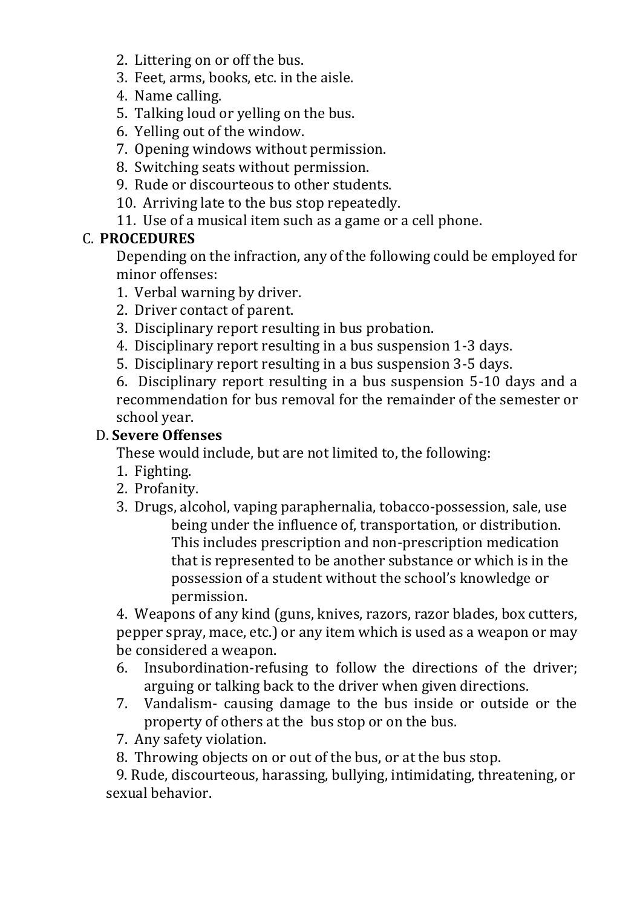2. Littering on or off the bus.
3. Feet, arms, books, etc. in the aisle.
4. Name calling.
5. Talking loud or yelling on the bus.
6. Yelling out of the window.
7. Opening windows without permission.
8. Switching seats without permission.
9. Rude or discourteous to other students.
10. Arriving late to the bus stop repeatedly.
11. Use of a musical item such as a game or a cell phone.

C. **PROCEDURES**

Depending on the infraction, any of the following could be employed for minor offenses:

1. Verbal warning by driver.
2. Driver contact of parent.
3. Disciplinary report resulting in bus probation.
4. Disciplinary report resulting in a bus suspension 1-3 days.
5. Disciplinary report resulting in a bus suspension 3-5 days.
6. Disciplinary report resulting in a bus suspension 5-10 days and a recommendation for bus removal for the remainder of the semester or school year.

D. **Severe Offenses**

These would include, but are not limited to, the following:

1. Fighting.
2. Profanity.
3. Drugs, alcohol, vaping paraphernalia, tobacco-possession, sale, use being under the influence of, transportation, or distribution. This includes prescription and non-prescription medication that is represented to be another substance or which is in the possession of a student without the school's knowledge or permission.
4. Weapons of any kind (guns, knives, razors, razor blades, box cutters, pepper spray, mace, etc.) or any item which is used as a weapon or may be considered a weapon.

6. Insubordination-refusing to follow the directions of the driver; arguing or talking back to the driver when given directions.

7. Vandalism- causing damage to the bus inside or outside or the property of others at the bus stop or on the bus.

7. Any safety violation.

8. Throwing objects on or out of the bus, or at the bus stop.

9. Rude, discourteous, harassing, bullying, intimidating, threatening, or sexual behavior.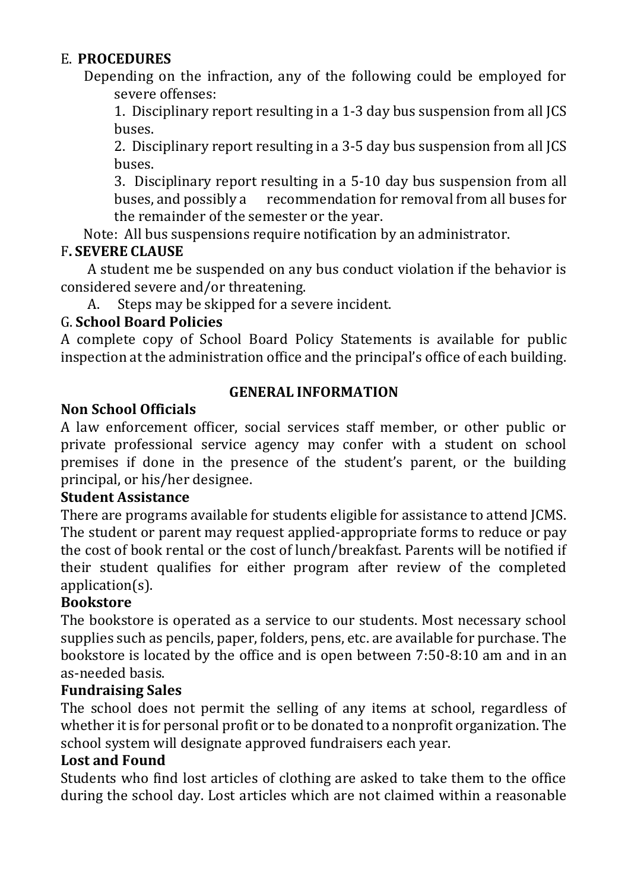E. **PROCEDURES**

Depending on the infraction, any of the following could be employed for severe offenses:

1. Disciplinary report resulting in a 1-3 day bus suspension from all JCS buses.
2. Disciplinary report resulting in a 3-5 day bus suspension from all JCS buses.
3. Disciplinary report resulting in a 5-10 day bus suspension from all buses, and possibly a recommendation for removal from all buses for the remainder of the semester or the year.

Note: All bus suspensions require notification by an administrator.

F**. SEVERE CLAUSE**

A student me be suspended on any bus conduct violation if the behavior is considered severe and/or threatening.

A. Steps may be skipped for a severe incident.

G. **School Board Policies**

A complete copy of School Board Policy Statements is available for public inspection at the administration office and the principal's office of each building.

**GENERAL INFORMATION**

**Non School Officials**

A law enforcement officer, social services staff member, or other public or private professional service agency may confer with a student on school premises if done in the presence of the student's parent, or the building principal, or his/her designee.

**Student Assistance**

There are programs available for students eligible for assistance to attend JCMS. The student or parent may request applied-appropriate forms to reduce or pay the cost of book rental or the cost of lunch/breakfast. Parents will be notified if their student qualifies for either program after review of the completed application(s).

**Bookstore**

The bookstore is operated as a service to our students. Most necessary school supplies such as pencils, paper, folders, pens, etc. are available for purchase. The bookstore is located by the office and is open between 7:50-8:10 am and in an as-needed basis.

**Fundraising Sales**

The school does not permit the selling of any items at school, regardless of whether it is for personal profit or to be donated to a nonprofit organization. The school system will designate approved fundraisers each year.

**Lost and Found**

Students who find lost articles of clothing are asked to take them to the office during the school day. Lost articles which are not claimed within a reasonable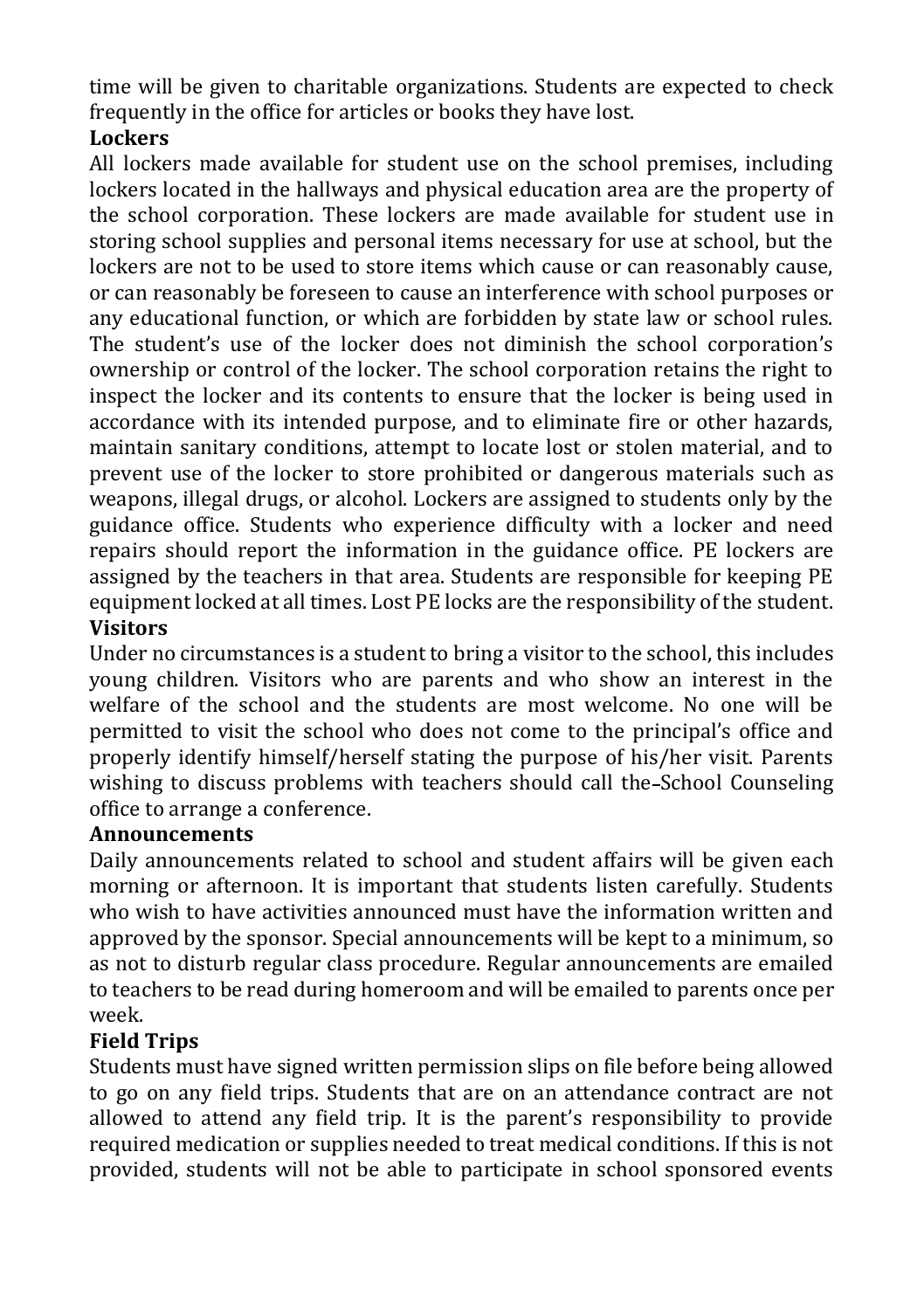time will be given to charitable organizations. Students are expected to check frequently in the office for articles or books they have lost.

**Lockers**

All lockers made available for student use on the school premises, including lockers located in the hallways and physical education area are the property of the school corporation. These lockers are made available for student use in storing school supplies and personal items necessary for use at school, but the lockers are not to be used to store items which cause or can reasonably cause, or can reasonably be foreseen to cause an interference with school purposes or any educational function, or which are forbidden by state law or school rules. The student's use of the locker does not diminish the school corporation's ownership or control of the locker. The school corporation retains the right to inspect the locker and its contents to ensure that the locker is being used in accordance with its intended purpose, and to eliminate fire or other hazards, maintain sanitary conditions, attempt to locate lost or stolen material, and to prevent use of the locker to store prohibited or dangerous materials such as weapons, illegal drugs, or alcohol. Lockers are assigned to students only by the guidance office. Students who experience difficulty with a locker and need repairs should report the information in the guidance office. PE lockers are assigned by the teachers in that area. Students are responsible for keeping PE equipment locked at all times. Lost PE locks are the responsibility of the student.

**Visitors**

Under no circumstances is a student to bring a visitor to the school, this includes young children. Visitors who are parents and who show an interest in the welfare of the school and the students are most welcome. No one will be permitted to visit the school who does not come to the principal's office and properly identify himself/herself stating the purpose of his/her visit. Parents wishing to discuss problems with teachers should call the School Counseling office to arrange a conference.

**Announcements**

Daily announcements related to school and student affairs will be given each morning or afternoon. It is important that students listen carefully. Students who wish to have activities announced must have the information written and approved by the sponsor. Special announcements will be kept to a minimum, so as not to disturb regular class procedure. Regular announcements are emailed to teachers to be read during homeroom and will be emailed to parents once per week.

**Field Trips**

Students must have signed written permission slips on file before being allowed to go on any field trips. Students that are on an attendance contract are not allowed to attend any field trip. It is the parent's responsibility to provide required medication or supplies needed to treat medical conditions. If this is not provided, students will not be able to participate in school sponsored events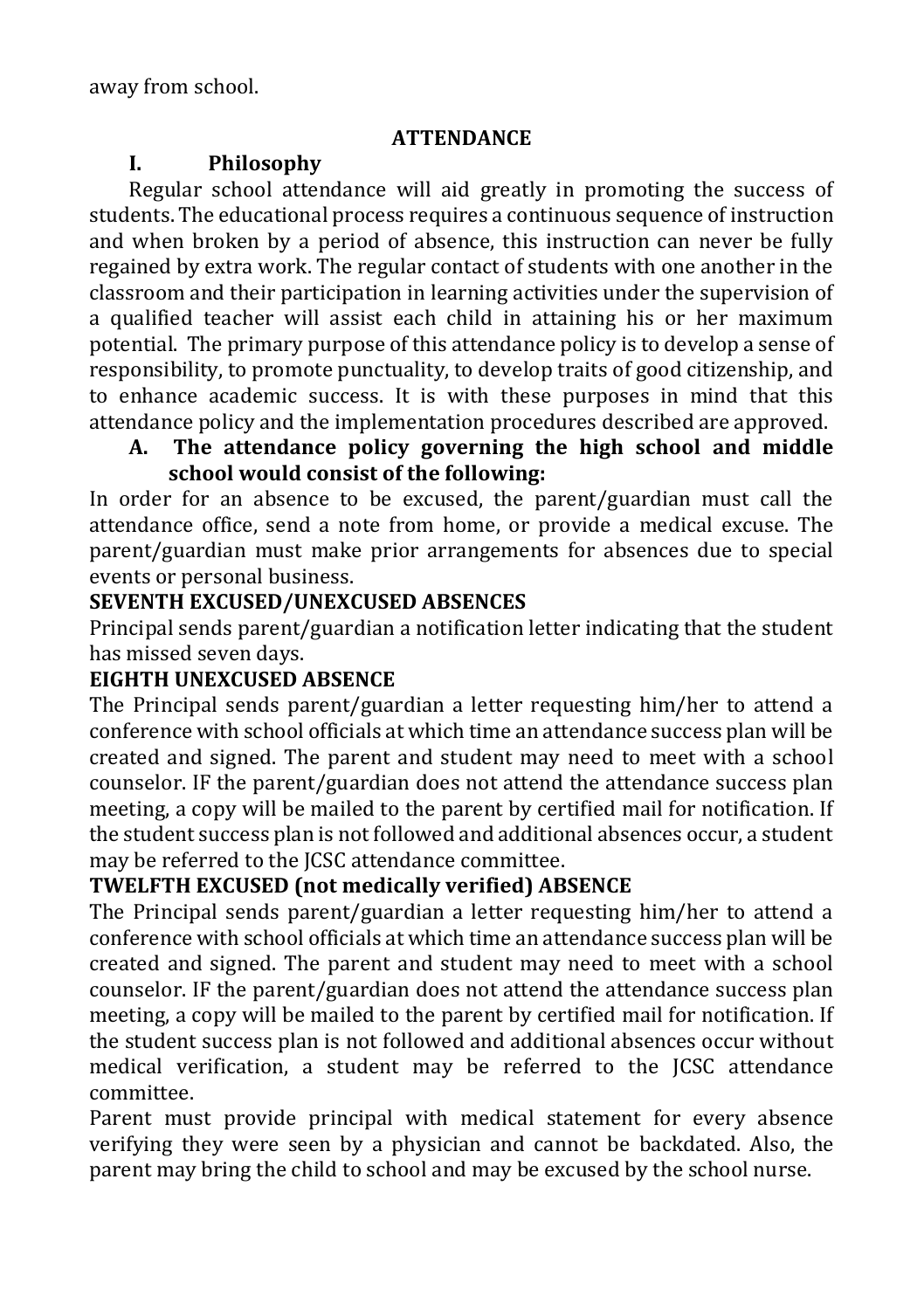away from school.

## ATTENDANCE

### I. Philosophy

Regular school attendance will aid greatly in promoting the success of students. The educational process requires a continuous sequence of instruction and when broken by a period of absence, this instruction can never be fully regained by extra work. The regular contact of students with one another in the classroom and their participation in learning activities under the supervision of a qualified teacher will assist each child in attaining his or her maximum potential. The primary purpose of this attendance policy is to develop a sense of responsibility, to promote punctuality, to develop traits of good citizenship, and to enhance academic success. It is with these purposes in mind that this attendance policy and the implementation procedures described are approved.

#### A. The attendance policy governing the high school and middle school would consist of the following:

In order for an absence to be excused, the parent/guardian must call the attendance office, send a note from home, or provide a medical excuse. The parent/guardian must make prior arrangements for absences due to special events or personal business.

**SEVENTH EXCUSED/UNEXCUSED ABSENCES**

Principal sends parent/guardian a notification letter indicating that the student has missed seven days.

**EIGHTH UNEXCUSED ABSENCE**

The Principal sends parent/guardian a letter requesting him/her to attend a conference with school officials at which time an attendance success plan will be created and signed. The parent and student may need to meet with a school counselor. IF the parent/guardian does not attend the attendance success plan meeting, a copy will be mailed to the parent by certified mail for notification. If the student success plan is not followed and additional absences occur, a student may be referred to the JCSC attendance committee.

**TWELFTH EXCUSED (not medically verified) ABSENCE**

The Principal sends parent/guardian a letter requesting him/her to attend a conference with school officials at which time an attendance success plan will be created and signed. The parent and student may need to meet with a school counselor. IF the parent/guardian does not attend the attendance success plan meeting, a copy will be mailed to the parent by certified mail for notification. If the student success plan is not followed and additional absences occur without medical verification, a student may be referred to the JCSC attendance committee.

Parent must provide principal with medical statement for every absence verifying they were seen by a physician and cannot be backdated. Also, the parent may bring the child to school and may be excused by the school nurse.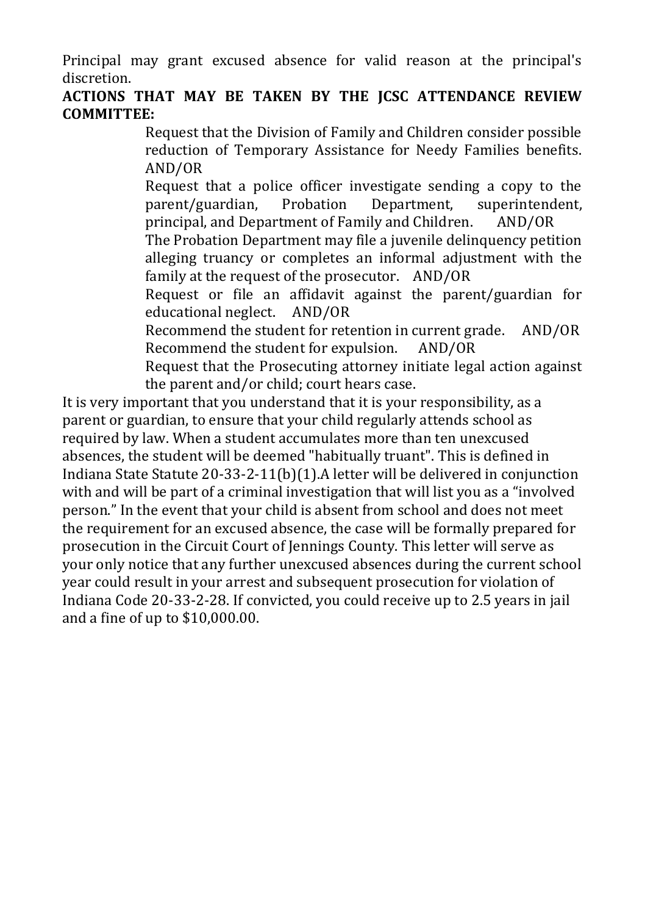Principal may grant excused absence for valid reason at the principal's discretion.

**ACTIONS THAT MAY BE TAKEN BY THE JCSC ATTENDANCE REVIEW COMMITTEE:**

Request that the Division of Family and Children consider possible reduction of Temporary Assistance for Needy Families benefits. AND/OR

Request that a police officer investigate sending a copy to the parent/guardian, Probation Department, superintendent, principal, and Department of Family and Children. AND/OR

The Probation Department may file a juvenile delinquency petition alleging truancy or completes an informal adjustment with the family at the request of the prosecutor. AND/OR

Request or file an affidavit against the parent/guardian for educational neglect. AND/OR

Recommend the student for retention in current grade. AND/OR

Recommend the student for expulsion. AND/OR

Request that the Prosecuting attorney initiate legal action against the parent and/or child; court hears case.

It is very important that you understand that it is your responsibility, as a parent or guardian, to ensure that your child regularly attends school as required by law. When a student accumulates more than ten unexcused absences, the student will be deemed "habitually truant". This is defined in Indiana State Statute 20-33-2-11(b)(1).A letter will be delivered in conjunction with and will be part of a criminal investigation that will list you as a "involved person." In the event that your child is absent from school and does not meet the requirement for an excused absence, the case will be formally prepared for prosecution in the Circuit Court of Jennings County. This letter will serve as your only notice that any further unexcused absences during the current school year could result in your arrest and subsequent prosecution for violation of Indiana Code 20-33-2-28. If convicted, you could receive up to 2.5 years in jail and a fine of up to $10,000.00.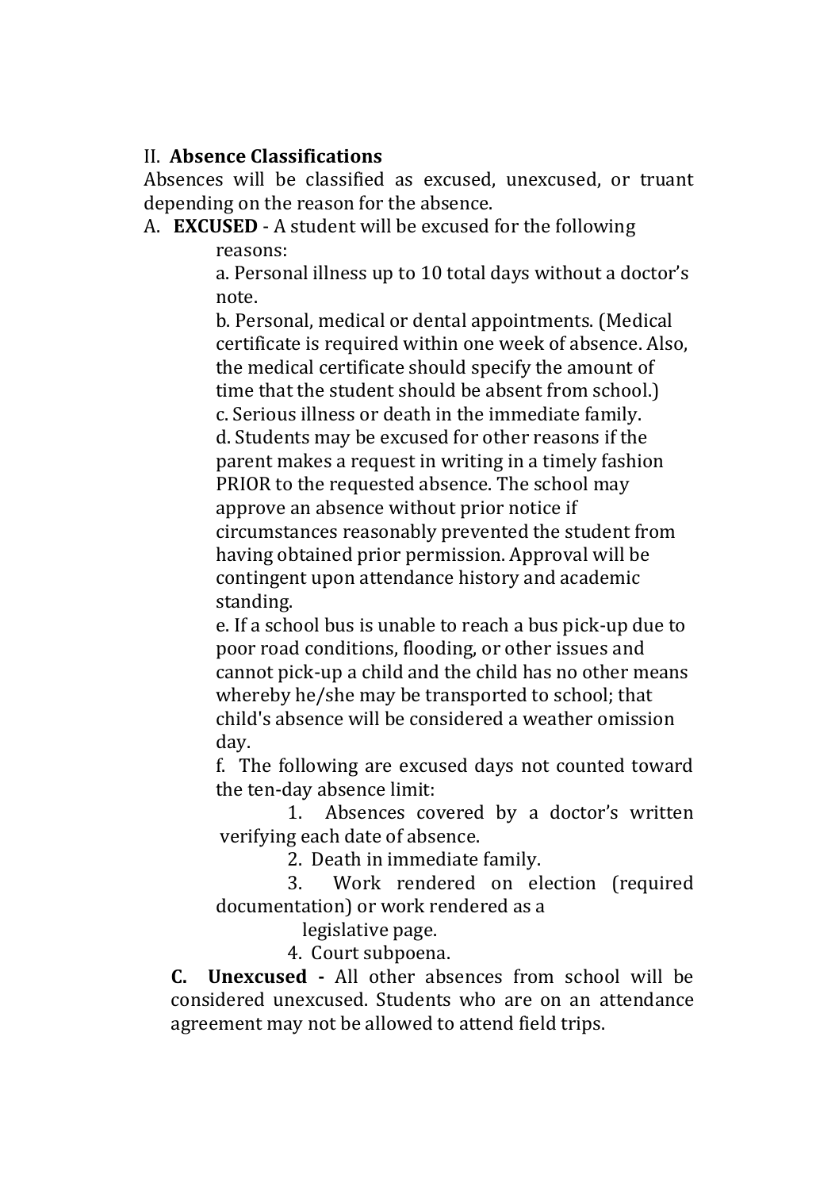## II. **Absence Classifications**

Absences will be classified as excused, unexcused, or truant depending on the reason for the absence.

A. **EXCUSED** - A student will be excused for the following reasons:

a. Personal illness up to 10 total days without a doctor's note.

b. Personal, medical or dental appointments. (Medical certificate is required within one week of absence. Also, the medical certificate should specify the amount of time that the student should be absent from school.)

c. Serious illness or death in the immediate family.

d. Students may be excused for other reasons if the parent makes a request in writing in a timely fashion PRIOR to the requested absence. The school may approve an absence without prior notice if circumstances reasonably prevented the student from having obtained prior permission. Approval will be contingent upon attendance history and academic standing.

e. If a school bus is unable to reach a bus pick-up due to poor road conditions, flooding, or other issues and cannot pick-up a child and the child has no other means whereby he/she may be transported to school; that child's absence will be considered a weather omission day.

f. The following are excused days not counted toward the ten-day absence limit:

1. Absences covered by a doctor's written verifying each date of absence.
2. Death in immediate family.
3. Work rendered on election (required documentation) or work rendered as a legislative page.
4. Court subpoena.

C. **Unexcused -** All other absences from school will be considered unexcused. Students who are on an attendance agreement may not be allowed to attend field trips.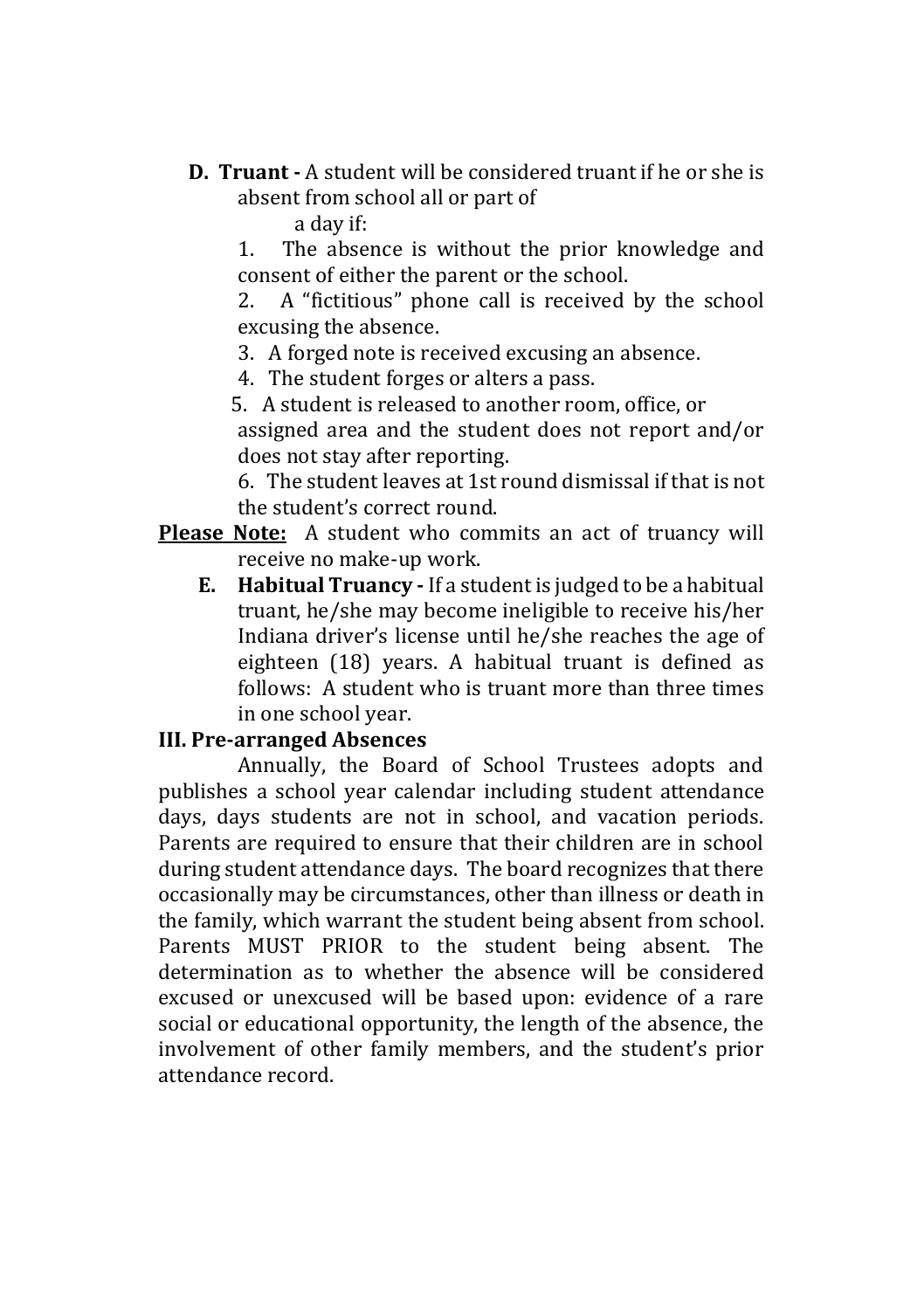**D. Truant -** A student will be considered truant if he or she is absent from school all or part of a day if:

1. The absence is without the prior knowledge and consent of either the parent or the school.
2. A "fictitious" phone call is received by the school excusing the absence.
3. A forged note is received excusing an absence.
4. The student forges or alters a pass.
5. A student is released to another room, office, or assigned area and the student does not report and/or does not stay after reporting.
6. The student leaves at 1st round dismissal if that is not the student's correct round.

**Please Note:** A student who commits an act of truancy will receive no make-up work.

**E. Habitual Truancy -** If a student is judged to be a habitual truant, he/she may become ineligible to receive his/her Indiana driver's license until he/she reaches the age of eighteen (18) years. A habitual truant is defined as follows: A student who is truant more than three times in one school year.

### III. Pre-arranged Absences

Annually, the Board of School Trustees adopts and publishes a school year calendar including student attendance days, days students are not in school, and vacation periods. Parents are required to ensure that their children are in school during student attendance days. The board recognizes that there occasionally may be circumstances, other than illness or death in the family, which warrant the student being absent from school. Parents MUST PRIOR to the student being absent. The determination as to whether the absence will be considered excused or unexcused will be based upon: evidence of a rare social or educational opportunity, the length of the absence, the involvement of other family members, and the student's prior attendance record.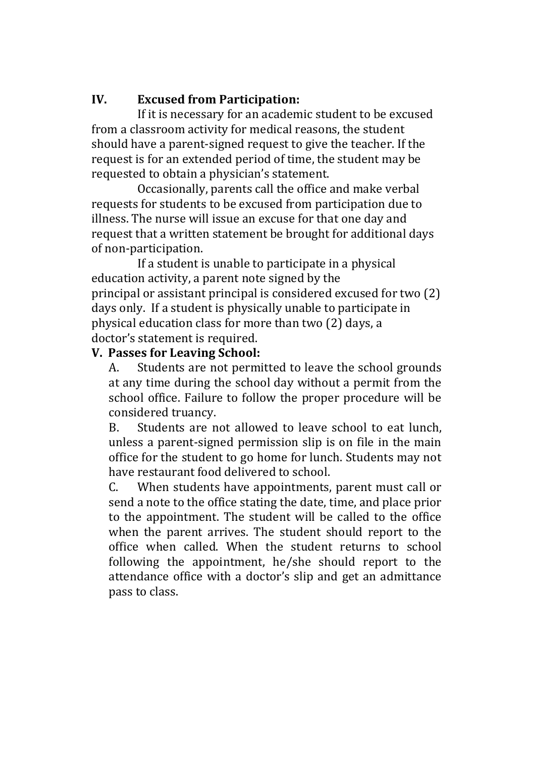## IV. Excused from Participation:

If it is necessary for an academic student to be excused from a classroom activity for medical reasons, the student should have a parent-signed request to give the teacher. If the request is for an extended period of time, the student may be requested to obtain a physician's statement.

Occasionally, parents call the office and make verbal requests for students to be excused from participation due to illness. The nurse will issue an excuse for that one day and request that a written statement be brought for additional days of non-participation.

If a student is unable to participate in a physical education activity, a parent note signed by the principal or assistant principal is considered excused for two (2) days only. If a student is physically unable to participate in physical education class for more than two (2) days, a doctor's statement is required.

## V. Passes for Leaving School:

A. Students are not permitted to leave the school grounds at any time during the school day without a permit from the school office. Failure to follow the proper procedure will be considered truancy.

B. Students are not allowed to leave school to eat lunch, unless a parent-signed permission slip is on file in the main office for the student to go home for lunch. Students may not have restaurant food delivered to school.

C. When students have appointments, parent must call or send a note to the office stating the date, time, and place prior to the appointment. The student will be called to the office when the parent arrives. The student should report to the office when called. When the student returns to school following the appointment, he/she should report to the attendance office with a doctor's slip and get an admittance pass to class.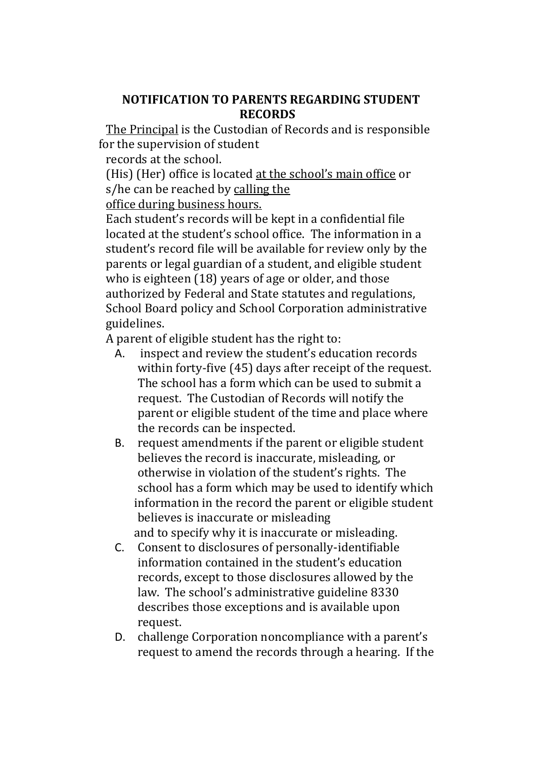# NOTIFICATION TO PARENTS REGARDING STUDENT RECORDS

The Principal is the Custodian of Records and is responsible for the supervision of student records at the school.

(His) (Her) office is located at the school's main office or s/he can be reached by calling the office during business hours.

Each student's records will be kept in a confidential file located at the student's school office. The information in a student's record file will be available for review only by the parents or legal guardian of a student, and eligible student who is eighteen (18) years of age or older, and those authorized by Federal and State statutes and regulations, School Board policy and School Corporation administrative guidelines.

A parent of eligible student has the right to:

A. inspect and review the student's education records within forty-five (45) days after receipt of the request. The school has a form which can be used to submit a request. The Custodian of Records will notify the parent or eligible student of the time and place where the records can be inspected.

B. request amendments if the parent or eligible student believes the record is inaccurate, misleading, or otherwise in violation of the student's rights. The school has a form which may be used to identify which information in the record the parent or eligible student believes is inaccurate or misleading and to specify why it is inaccurate or misleading.

C. Consent to disclosures of personally-identifiable information contained in the student's education records, except to those disclosures allowed by the law. The school's administrative guideline 8330 describes those exceptions and is available upon request.

D. challenge Corporation noncompliance with a parent's request to amend the records through a hearing. If the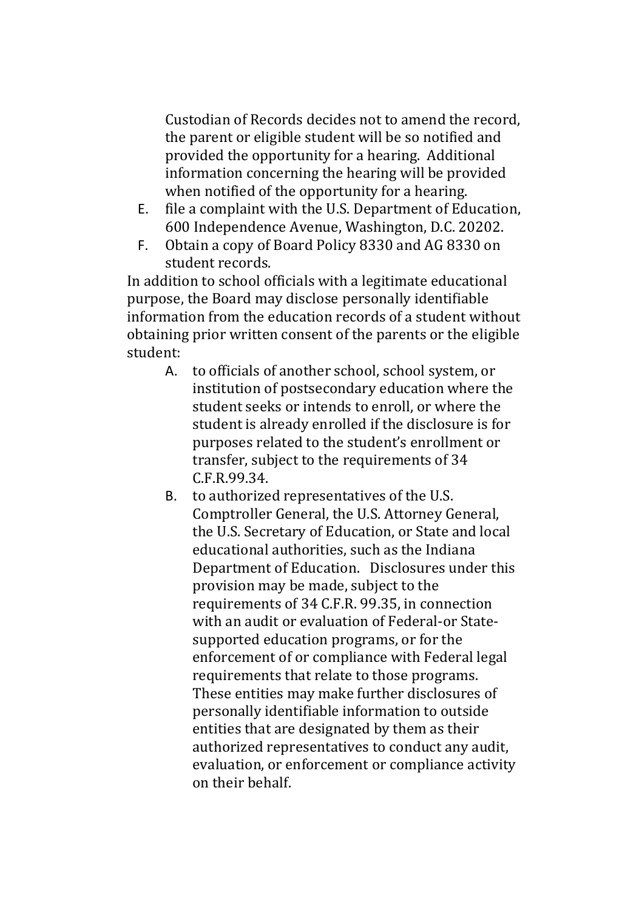Custodian of Records decides not to amend the record, the parent or eligible student will be so notified and provided the opportunity for a hearing. Additional information concerning the hearing will be provided when notified of the opportunity for a hearing.

E. file a complaint with the U.S. Department of Education, 600 Independence Avenue, Washington, D.C. 20202.
F. Obtain a copy of Board Policy 8330 and AG 8330 on student records.

In addition to school officials with a legitimate educational purpose, the Board may disclose personally identifiable information from the education records of a student without obtaining prior written consent of the parents or the eligible student:

A. to officials of another school, school system, or institution of postsecondary education where the student seeks or intends to enroll, or where the student is already enrolled if the disclosure is for purposes related to the student's enrollment or transfer, subject to the requirements of 34 C.F.R.99.34.
B. to authorized representatives of the U.S. Comptroller General, the U.S. Attorney General, the U.S. Secretary of Education, or State and local educational authorities, such as the Indiana Department of Education. Disclosures under this provision may be made, subject to the requirements of 34 C.F.R. 99.35, in connection with an audit or evaluation of Federal-or State-supported education programs, or for the enforcement of or compliance with Federal legal requirements that relate to those programs. These entities may make further disclosures of personally identifiable information to outside entities that are designated by them as their authorized representatives to conduct any audit, evaluation, or enforcement or compliance activity on their behalf.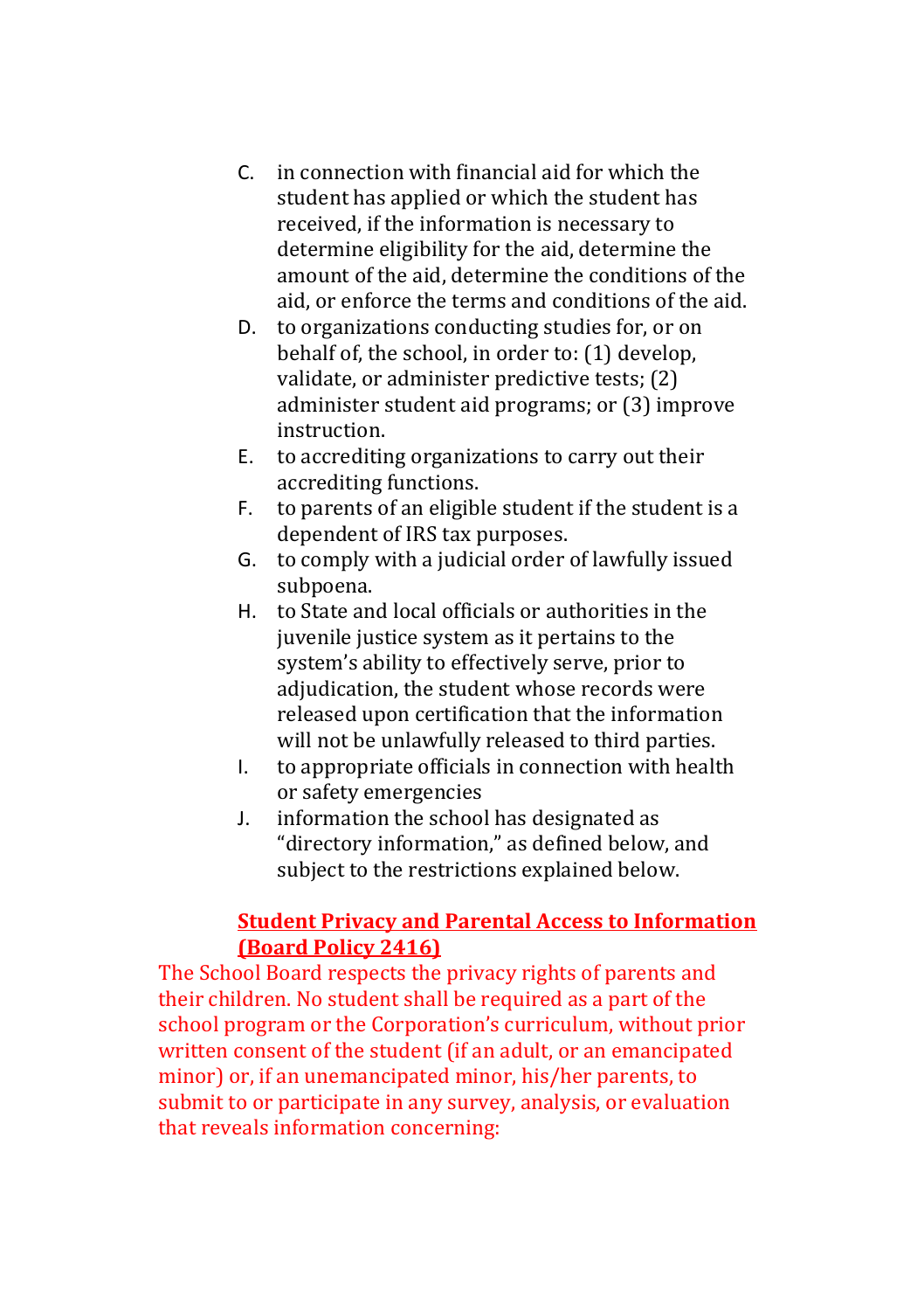C. in connection with financial aid for which the student has applied or which the student has received, if the information is necessary to determine eligibility for the aid, determine the amount of the aid, determine the conditions of the aid, or enforce the terms and conditions of the aid.

D. to organizations conducting studies for, or on behalf of, the school, in order to: (1) develop, validate, or administer predictive tests; (2) administer student aid programs; or (3) improve instruction.

E. to accrediting organizations to carry out their accrediting functions.

F. to parents of an eligible student if the student is a dependent of IRS tax purposes.

G. to comply with a judicial order of lawfully issued subpoena.

H. to State and local officials or authorities in the juvenile justice system as it pertains to the system's ability to effectively serve, prior to adjudication, the student whose records were released upon certification that the information will not be unlawfully released to third parties.

I. to appropriate officials in connection with health or safety emergencies

J. information the school has designated as "directory information," as defined below, and subject to the restrictions explained below.

**Student Privacy and Parental Access to Information (Board Policy 2416)**

The School Board respects the privacy rights of parents and their children. No student shall be required as a part of the school program or the Corporation's curriculum, without prior written consent of the student (if an adult, or an emancipated minor) or, if an unemancipated minor, his/her parents, to submit to or participate in any survey, analysis, or evaluation that reveals information concerning: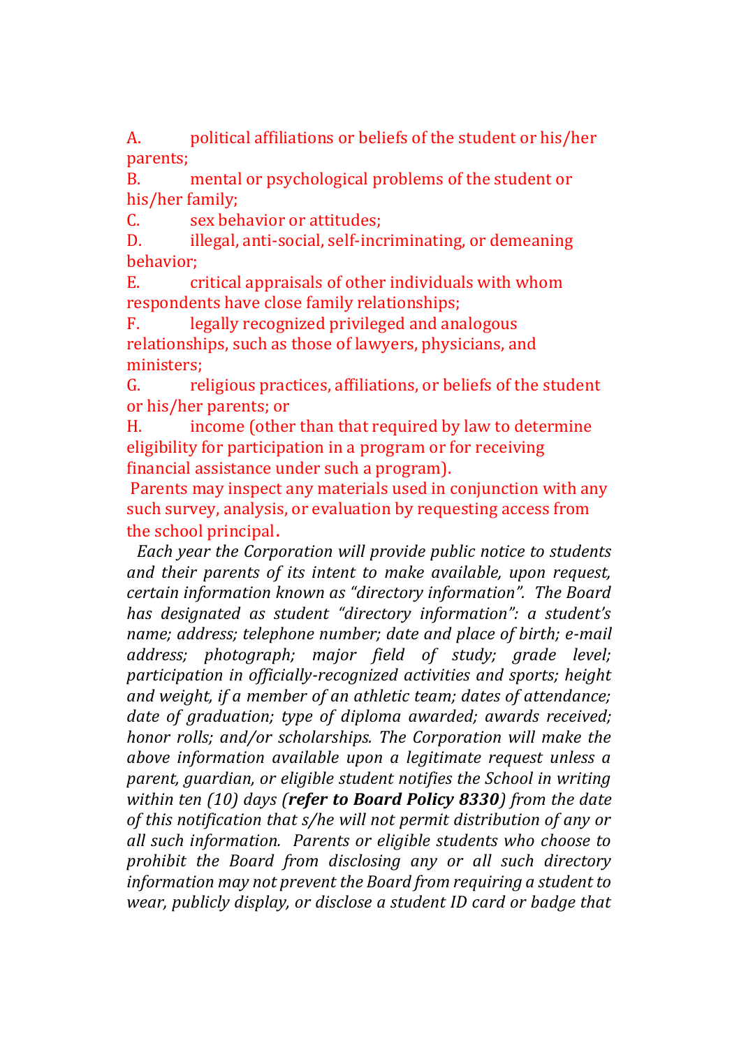A. political affiliations or beliefs of the student or his/her parents;

B. mental or psychological problems of the student or his/her family;

C. sex behavior or attitudes;

D. illegal, anti-social, self-incriminating, or demeaning behavior;

E. critical appraisals of other individuals with whom respondents have close family relationships;

F. legally recognized privileged and analogous relationships, such as those of lawyers, physicians, and ministers;

G. religious practices, affiliations, or beliefs of the student or his/her parents; or

H. income (other than that required by law to determine eligibility for participation in a program or for receiving financial assistance under such a program).

Parents may inspect any materials used in conjunction with any such survey, analysis, or evaluation by requesting access from the school principal.

*Each year the Corporation will provide public notice to students and their parents of its intent to make available, upon request, certain information known as "directory information". The Board has designated as student "directory information": a student's name; address; telephone number; date and place of birth; e-mail address; photograph; major field of study; grade level; participation in officially-recognized activities and sports; height and weight, if a member of an athletic team; dates of attendance; date of graduation; type of diploma awarded; awards received; honor rolls; and/or scholarships. The Corporation will make the above information available upon a legitimate request unless a parent, guardian, or eligible student notifies the School in writing within ten (10) days (**refer to Board Policy 8330**) from the date of this notification that s/he will not permit distribution of any or all such information. Parents or eligible students who choose to prohibit the Board from disclosing any or all such directory information may not prevent the Board from requiring a student to wear, publicly display, or disclose a student ID card or badge that*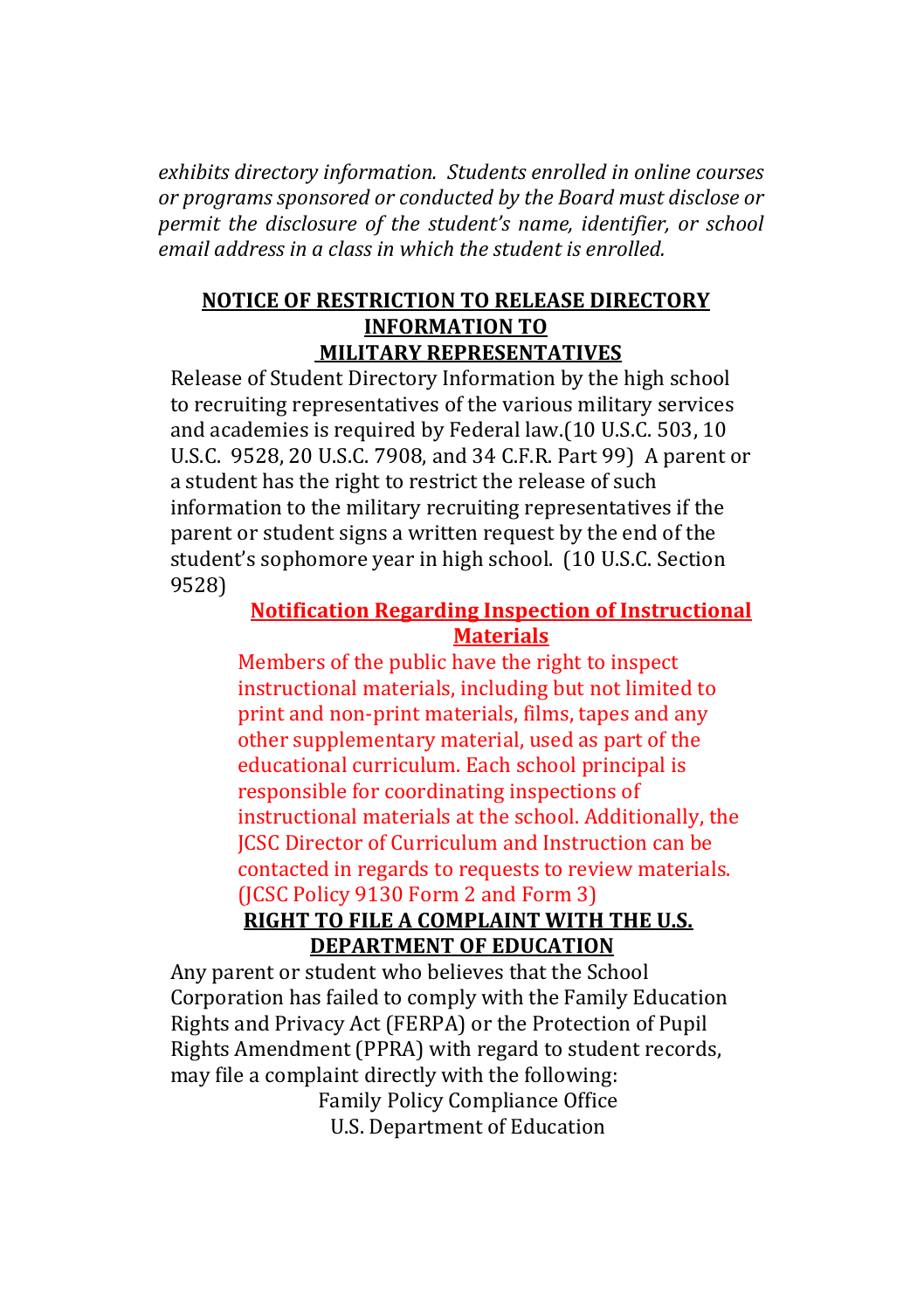*exhibits directory information. Students enrolled in online courses or programs sponsored or conducted by the Board must disclose or permit the disclosure of the student's name, identifier, or school email address in a class in which the student is enrolled.*

## NOTICE OF RESTRICTION TO RELEASE DIRECTORY INFORMATION TO MILITARY REPRESENTATIVES

Release of Student Directory Information by the high school to recruiting representatives of the various military services and academies is required by Federal law.(10 U.S.C. 503, 10 U.S.C. 9528, 20 U.S.C. 7908, and 34 C.F.R. Part 99) A parent or a student has the right to restrict the release of such information to the military recruiting representatives if the parent or student signs a written request by the end of the student's sophomore year in high school. (10 U.S.C. Section 9528)

## Notification Regarding Inspection of Instructional Materials

Members of the public have the right to inspect instructional materials, including but not limited to print and non-print materials, films, tapes and any other supplementary material, used as part of the educational curriculum. Each school principal is responsible for coordinating inspections of instructional materials at the school. Additionally, the JCSC Director of Curriculum and Instruction can be contacted in regards to requests to review materials. (JCSC Policy 9130 Form 2 and Form 3)

## RIGHT TO FILE A COMPLAINT WITH THE U.S. DEPARTMENT OF EDUCATION

Any parent or student who believes that the School Corporation has failed to comply with the Family Education Rights and Privacy Act (FERPA) or the Protection of Pupil Rights Amendment (PPRA) with regard to student records, may file a complaint directly with the following:

Family Policy Compliance Office
U.S. Department of Education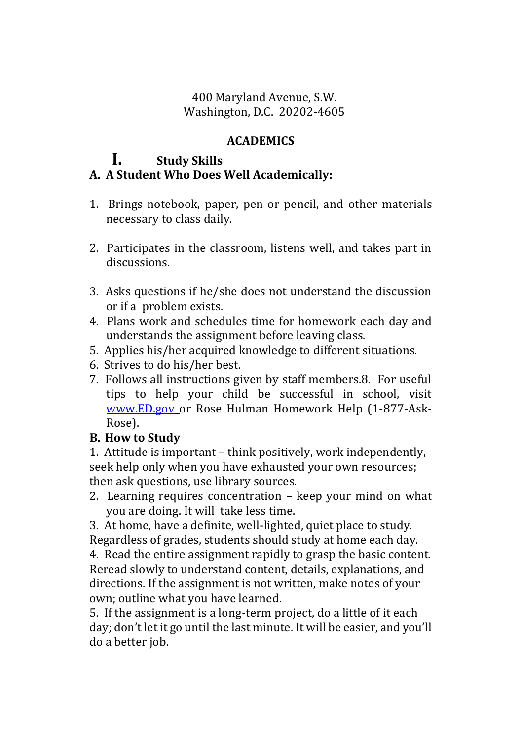400 Maryland Avenue, S.W.
Washington, D.C. 20202-4605

## ACADEMICS

### I. Study Skills

**A. A Student Who Does Well Academically:**

1. Brings notebook, paper, pen or pencil, and other materials necessary to class daily.

2. Participates in the classroom, listens well, and takes part in discussions.

3. Asks questions if he/she does not understand the discussion or if a problem exists.
4. Plans work and schedules time for homework each day and understands the assignment before leaving class.
5. Applies his/her acquired knowledge to different situations.
6. Strives to do his/her best.
7. Follows all instructions given by staff members.8. For useful tips to help your child be successful in school, visit www.ED.gov or Rose Hulman Homework Help (1-877-Ask-Rose).

**B. How to Study**

1. Attitude is important – think positively, work independently, seek help only when you have exhausted your own resources; then ask questions, use library sources.
2. Learning requires concentration – keep your mind on what you are doing. It will take less time.
3. At home, have a definite, well-lighted, quiet place to study. Regardless of grades, students should study at home each day.
4. Read the entire assignment rapidly to grasp the basic content. Reread slowly to understand content, details, explanations, and directions. If the assignment is not written, make notes of your own; outline what you have learned.
5. If the assignment is a long-term project, do a little of it each day; don't let it go until the last minute. It will be easier, and you'll do a better job.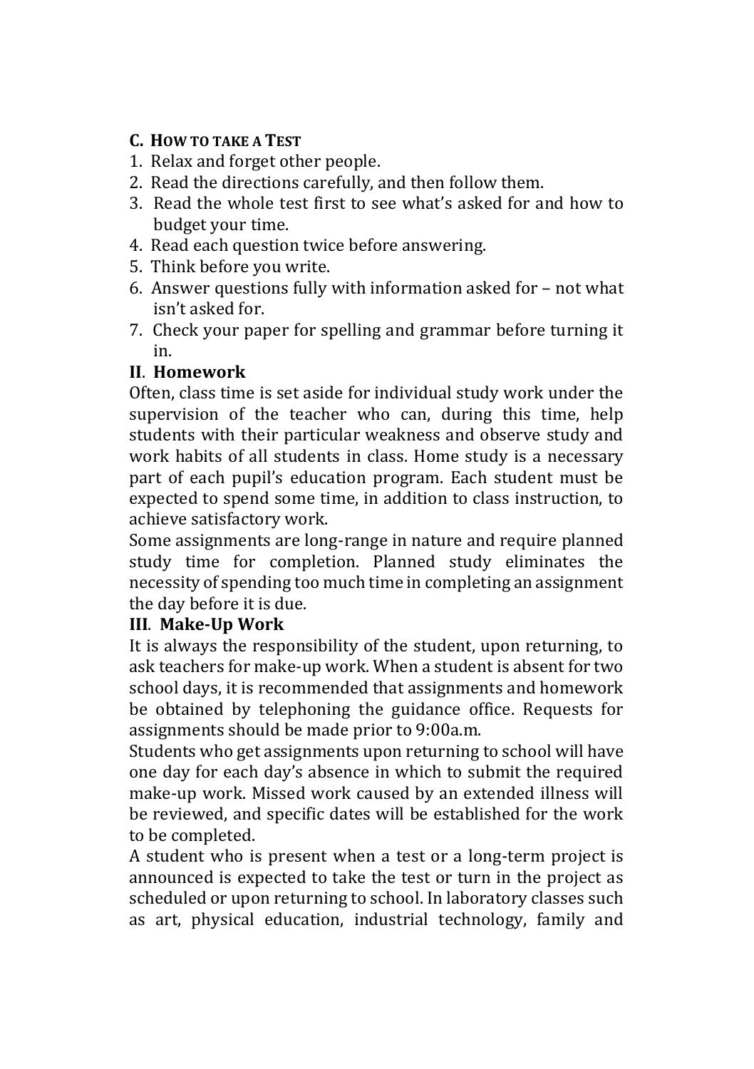**C. HOW TO TAKE A TEST**

1. Relax and forget other people.
2. Read the directions carefully, and then follow them.
3. Read the whole test first to see what's asked for and how to budget your time.
4. Read each question twice before answering.
5. Think before you write.
6. Answer questions fully with information asked for – not what isn't asked for.
7. Check your paper for spelling and grammar before turning it in.

**II. Homework**

Often, class time is set aside for individual study work under the supervision of the teacher who can, during this time, help students with their particular weakness and observe study and work habits of all students in class. Home study is a necessary part of each pupil's education program. Each student must be expected to spend some time, in addition to class instruction, to achieve satisfactory work.

Some assignments are long-range in nature and require planned study time for completion. Planned study eliminates the necessity of spending too much time in completing an assignment the day before it is due.

**III. Make-Up Work**

It is always the responsibility of the student, upon returning, to ask teachers for make-up work. When a student is absent for two school days, it is recommended that assignments and homework be obtained by telephoning the guidance office. Requests for assignments should be made prior to 9:00a.m.

Students who get assignments upon returning to school will have one day for each day's absence in which to submit the required make-up work. Missed work caused by an extended illness will be reviewed, and specific dates will be established for the work to be completed.

A student who is present when a test or a long-term project is announced is expected to take the test or turn in the project as scheduled or upon returning to school. In laboratory classes such as art, physical education, industrial technology, family and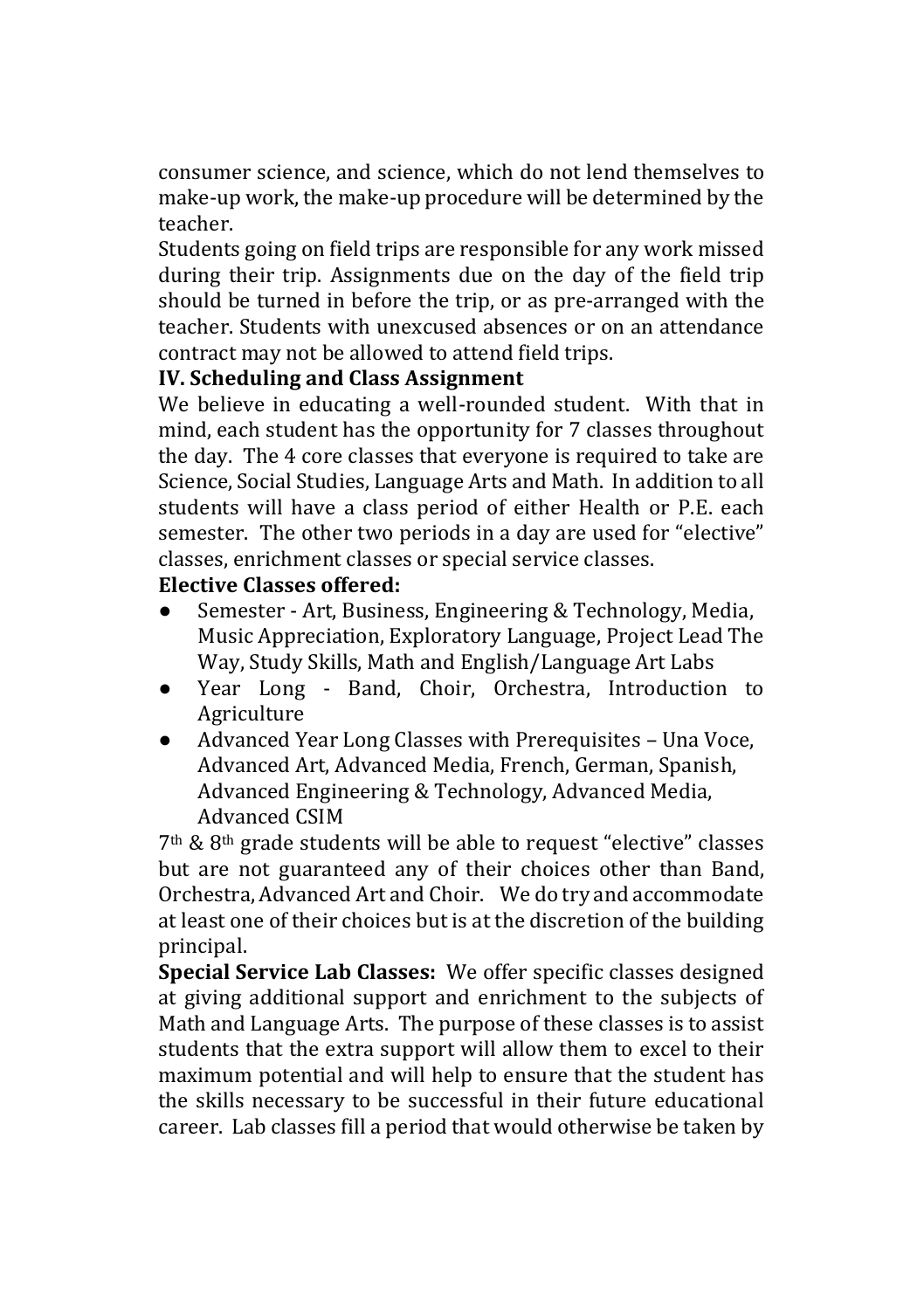consumer science, and science, which do not lend themselves to make-up work, the make-up procedure will be determined by the teacher.

Students going on field trips are responsible for any work missed during their trip. Assignments due on the day of the field trip should be turned in before the trip, or as pre-arranged with the teacher. Students with unexcused absences or on an attendance contract may not be allowed to attend field trips.

**IV. Scheduling and Class Assignment**

We believe in educating a well-rounded student. With that in mind, each student has the opportunity for 7 classes throughout the day. The 4 core classes that everyone is required to take are Science, Social Studies, Language Arts and Math. In addition to all students will have a class period of either Health or P.E. each semester. The other two periods in a day are used for "elective" classes, enrichment classes or special service classes.

**Elective Classes offered:**

- Semester - Art, Business, Engineering & Technology, Media, Music Appreciation, Exploratory Language, Project Lead The Way, Study Skills, Math and English/Language Art Labs
- Year Long - Band, Choir, Orchestra, Introduction to Agriculture
- Advanced Year Long Classes with Prerequisites – Una Voce, Advanced Art, Advanced Media, French, German, Spanish, Advanced Engineering & Technology, Advanced Media, Advanced CSIM

7th & 8th grade students will be able to request "elective" classes but are not guaranteed any of their choices other than Band, Orchestra, Advanced Art and Choir. We do try and accommodate at least one of their choices but is at the discretion of the building principal.

**Special Service Lab Classes:** We offer specific classes designed at giving additional support and enrichment to the subjects of Math and Language Arts. The purpose of these classes is to assist students that the extra support will allow them to excel to their maximum potential and will help to ensure that the student has the skills necessary to be successful in their future educational career. Lab classes fill a period that would otherwise be taken by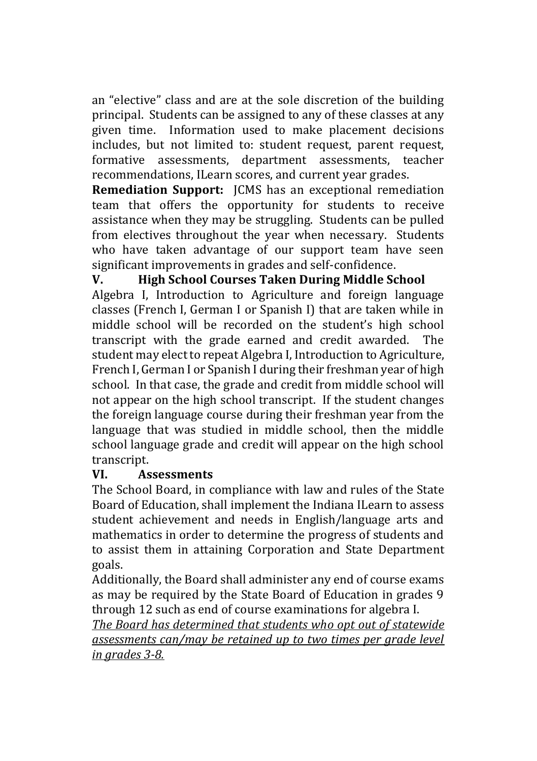an "elective" class and are at the sole discretion of the building principal. Students can be assigned to any of these classes at any given time. Information used to make placement decisions includes, but not limited to: student request, parent request, formative assessments, department assessments, teacher recommendations, ILearn scores, and current year grades.

**Remediation Support:** JCMS has an exceptional remediation team that offers the opportunity for students to receive assistance when they may be struggling. Students can be pulled from electives throughout the year when necessary. Students who have taken advantage of our support team have seen significant improvements in grades and self-confidence.

## V. High School Courses Taken During Middle School

Algebra I, Introduction to Agriculture and foreign language classes (French I, German I or Spanish I) that are taken while in middle school will be recorded on the student's high school transcript with the grade earned and credit awarded. The student may elect to repeat Algebra I, Introduction to Agriculture, French I, German I or Spanish I during their freshman year of high school. In that case, the grade and credit from middle school will not appear on the high school transcript. If the student changes the foreign language course during their freshman year from the language that was studied in middle school, then the middle school language grade and credit will appear on the high school transcript.

## VI. Assessments

The School Board, in compliance with law and rules of the State Board of Education, shall implement the Indiana ILearn to assess student achievement and needs in English/language arts and mathematics in order to determine the progress of students and to assist them in attaining Corporation and State Department goals.

Additionally, the Board shall administer any end of course exams as may be required by the State Board of Education in grades 9 through 12 such as end of course examinations for algebra I.

*<u>The Board has determined that students who opt out of statewide assessments can/may be retained up to two times per grade level in grades 3-8.</u>*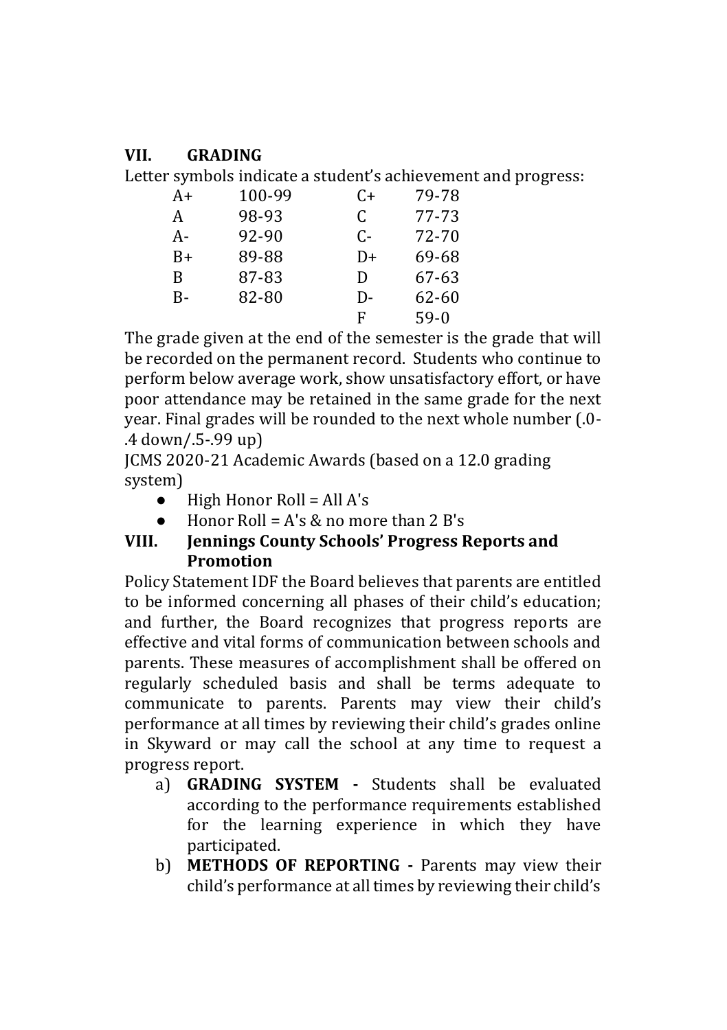## VII. GRADING

Letter symbols indicate a student's achievement and progress:

| | | | |
|---|---|---|---|
| A+ | 100-99 | C+ | 79-78 |
| A | 98-93 | C | 77-73 |
| A- | 92-90 | C- | 72-70 |
| B+ | 89-88 | D+ | 69-68 |
| B | 87-83 | D | 67-63 |
| B- | 82-80 | D- | 62-60 |
| | | F | 59-0 |

The grade given at the end of the semester is the grade that will be recorded on the permanent record. Students who continue to perform below average work, show unsatisfactory effort, or have poor attendance may be retained in the same grade for the next year. Final grades will be rounded to the next whole number (.0-.4 down/.5-.99 up)

JCMS 2020-21 Academic Awards (based on a 12.0 grading system)

- High Honor Roll = All A's
- Honor Roll = A's & no more than 2 B's

## VIII. Jennings County Schools' Progress Reports and Promotion

Policy Statement IDF the Board believes that parents are entitled to be informed concerning all phases of their child's education; and further, the Board recognizes that progress reports are effective and vital forms of communication between schools and parents. These measures of accomplishment shall be offered on regularly scheduled basis and shall be terms adequate to communicate to parents. Parents may view their child's performance at all times by reviewing their child's grades online in Skyward or may call the school at any time to request a progress report.

a) **GRADING SYSTEM -** Students shall be evaluated according to the performance requirements established for the learning experience in which they have participated.

b) **METHODS OF REPORTING -** Parents may view their child's performance at all times by reviewing their child's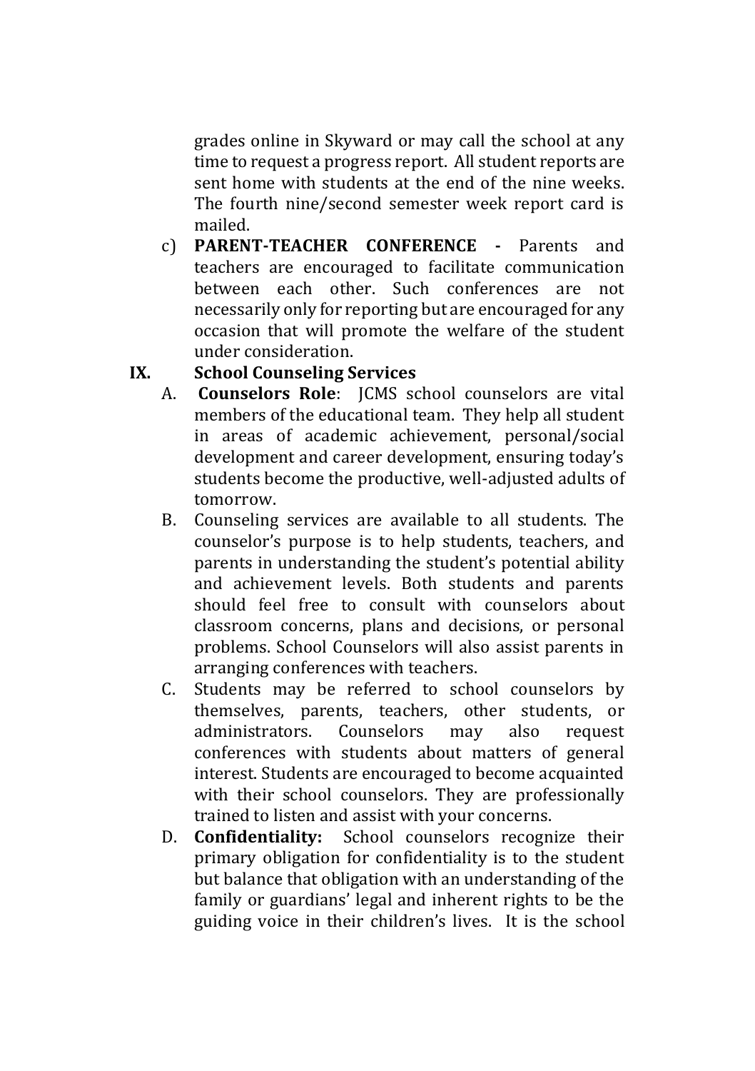grades online in Skyward or may call the school at any time to request a progress report. All student reports are sent home with students at the end of the nine weeks. The fourth nine/second semester week report card is mailed.

c) **PARENT-TEACHER CONFERENCE -** Parents and teachers are encouraged to facilitate communication between each other. Such conferences are not necessarily only for reporting but are encouraged for any occasion that will promote the welfare of the student under consideration.

## IX. School Counseling Services

A. **Counselors Role**: JCMS school counselors are vital members of the educational team. They help all student in areas of academic achievement, personal/social development and career development, ensuring today's students become the productive, well-adjusted adults of tomorrow.

B. Counseling services are available to all students. The counselor's purpose is to help students, teachers, and parents in understanding the student's potential ability and achievement levels. Both students and parents should feel free to consult with counselors about classroom concerns, plans and decisions, or personal problems. School Counselors will also assist parents in arranging conferences with teachers.

C. Students may be referred to school counselors by themselves, parents, teachers, other students, or administrators. Counselors may also request conferences with students about matters of general interest. Students are encouraged to become acquainted with their school counselors. They are professionally trained to listen and assist with your concerns.

D. **Confidentiality:** School counselors recognize their primary obligation for confidentiality is to the student but balance that obligation with an understanding of the family or guardians' legal and inherent rights to be the guiding voice in their children's lives. It is the school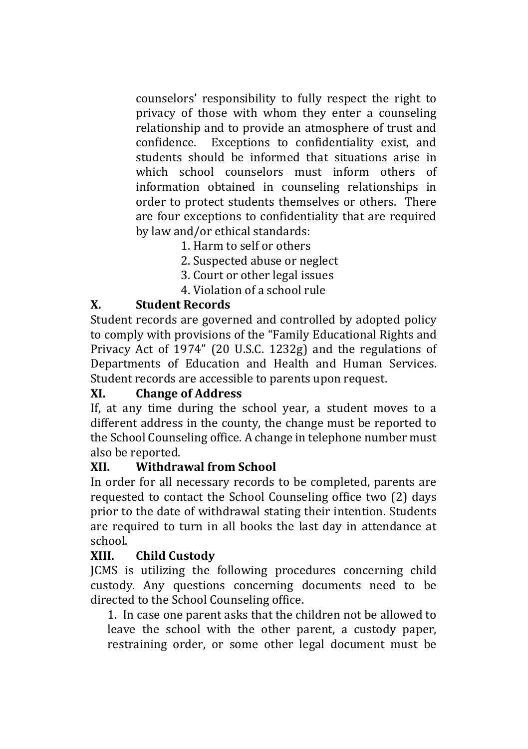counselors' responsibility to fully respect the right to privacy of those with whom they enter a counseling relationship and to provide an atmosphere of trust and confidence. Exceptions to confidentiality exist, and students should be informed that situations arise in which school counselors must inform others of information obtained in counseling relationships in order to protect students themselves or others. There are four exceptions to confidentiality that are required by law and/or ethical standards:

1. Harm to self or others
2. Suspected abuse or neglect
3. Court or other legal issues
4. Violation of a school rule

## X. Student Records

Student records are governed and controlled by adopted policy to comply with provisions of the "Family Educational Rights and Privacy Act of 1974" (20 U.S.C. 1232g) and the regulations of Departments of Education and Health and Human Services. Student records are accessible to parents upon request.

## XI. Change of Address

If, at any time during the school year, a student moves to a different address in the county, the change must be reported to the School Counseling office. A change in telephone number must also be reported.

## XII. Withdrawal from School

In order for all necessary records to be completed, parents are requested to contact the School Counseling office two (2) days prior to the date of withdrawal stating their intention. Students are required to turn in all books the last day in attendance at school.

## XIII. Child Custody

JCMS is utilizing the following procedures concerning child custody. Any questions concerning documents need to be directed to the School Counseling office.

1. In case one parent asks that the children not be allowed to leave the school with the other parent, a custody paper, restraining order, or some other legal document must be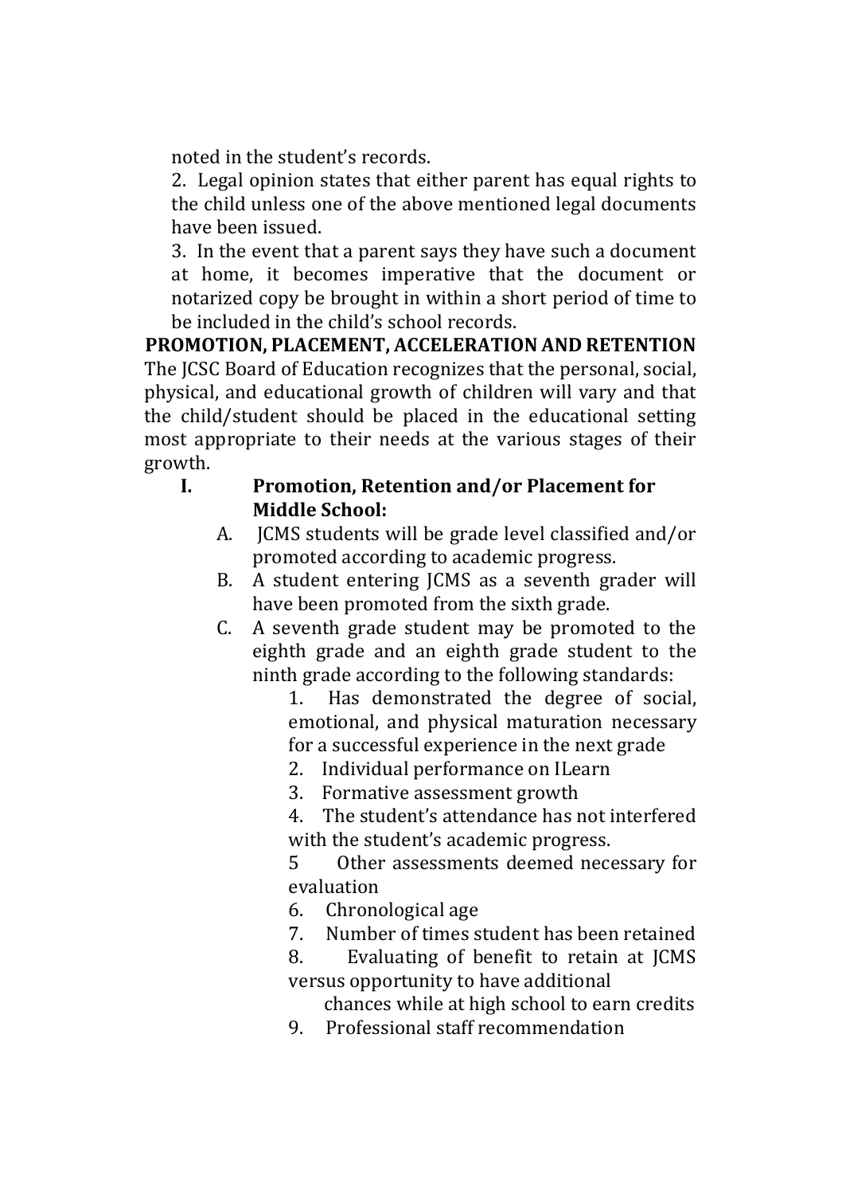noted in the student's records.

2. Legal opinion states that either parent has equal rights to the child unless one of the above mentioned legal documents have been issued.

3. In the event that a parent says they have such a document at home, it becomes imperative that the document or notarized copy be brought in within a short period of time to be included in the child's school records.

**PROMOTION, PLACEMENT, ACCELERATION AND RETENTION**

The JCSC Board of Education recognizes that the personal, social, physical, and educational growth of children will vary and that the child/student should be placed in the educational setting most appropriate to their needs at the various stages of their growth.

**I. Promotion, Retention and/or Placement for Middle School:**

A. JCMS students will be grade level classified and/or promoted according to academic progress.

B. A student entering JCMS as a seventh grader will have been promoted from the sixth grade.

C. A seventh grade student may be promoted to the eighth grade and an eighth grade student to the ninth grade according to the following standards:

1. Has demonstrated the degree of social, emotional, and physical maturation necessary for a successful experience in the next grade
2. Individual performance on ILearn
3. Formative assessment growth
4. The student's attendance has not interfered with the student's academic progress.
5 Other assessments deemed necessary for evaluation
6. Chronological age
7. Number of times student has been retained
8. Evaluating of benefit to retain at JCMS versus opportunity to have additional chances while at high school to earn credits
9. Professional staff recommendation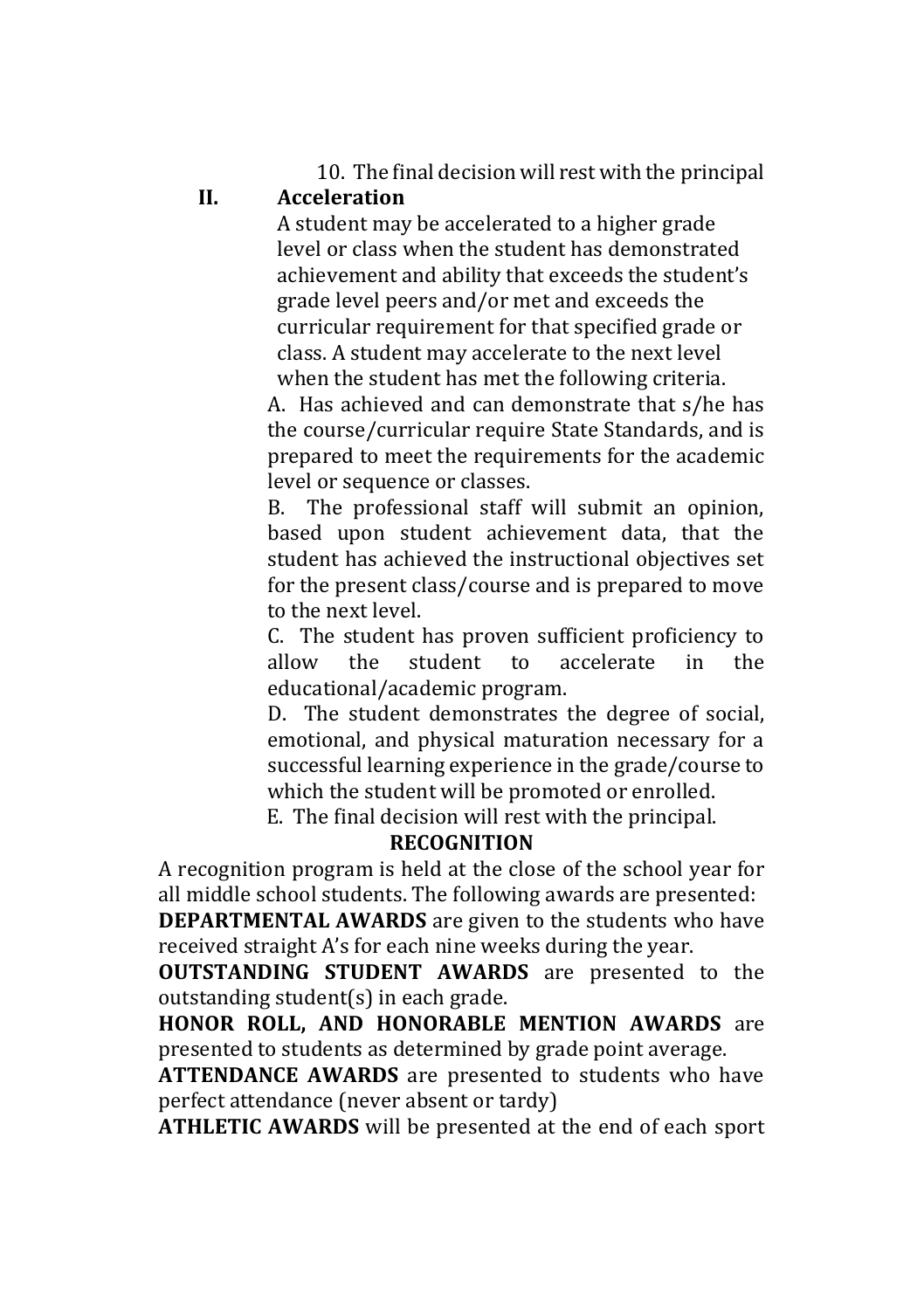10. The final decision will rest with the principal

## II. Acceleration

A student may be accelerated to a higher grade level or class when the student has demonstrated achievement and ability that exceeds the student's grade level peers and/or met and exceeds the curricular requirement for that specified grade or class. A student may accelerate to the next level when the student has met the following criteria.

A. Has achieved and can demonstrate that s/he has the course/curricular require State Standards, and is prepared to meet the requirements for the academic level or sequence or classes.

B. The professional staff will submit an opinion, based upon student achievement data, that the student has achieved the instructional objectives set for the present class/course and is prepared to move to the next level.

C. The student has proven sufficient proficiency to allow the student to accelerate in the educational/academic program.

D. The student demonstrates the degree of social, emotional, and physical maturation necessary for a successful learning experience in the grade/course to which the student will be promoted or enrolled.

E. The final decision will rest with the principal.

## RECOGNITION

A recognition program is held at the close of the school year for all middle school students. The following awards are presented:

**DEPARTMENTAL AWARDS** are given to the students who have received straight A's for each nine weeks during the year.

**OUTSTANDING STUDENT AWARDS** are presented to the outstanding student(s) in each grade.

**HONOR ROLL, AND HONORABLE MENTION AWARDS** are presented to students as determined by grade point average.

**ATTENDANCE AWARDS** are presented to students who have perfect attendance (never absent or tardy)

**ATHLETIC AWARDS** will be presented at the end of each sport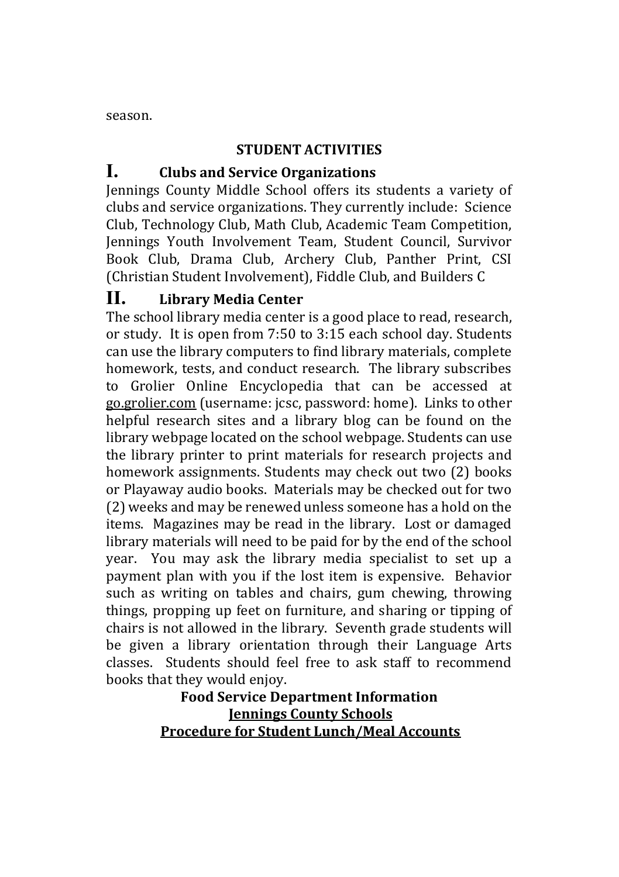season.

## STUDENT ACTIVITIES

### I. Clubs and Service Organizations

Jennings County Middle School offers its students a variety of clubs and service organizations. They currently include: Science Club, Technology Club, Math Club, Academic Team Competition, Jennings Youth Involvement Team, Student Council, Survivor Book Club, Drama Club, Archery Club, Panther Print, CSI (Christian Student Involvement), Fiddle Club, and Builders C

### II. Library Media Center

The school library media center is a good place to read, research, or study. It is open from 7:50 to 3:15 each school day. Students can use the library computers to find library materials, complete homework, tests, and conduct research. The library subscribes to Grolier Online Encyclopedia that can be accessed at go.grolier.com (username: jcsc, password: home). Links to other helpful research sites and a library blog can be found on the library webpage located on the school webpage. Students can use the library printer to print materials for research projects and homework assignments. Students may check out two (2) books or Playaway audio books. Materials may be checked out for two (2) weeks and may be renewed unless someone has a hold on the items. Magazines may be read in the library. Lost or damaged library materials will need to be paid for by the end of the school year. You may ask the library media specialist to set up a payment plan with you if the lost item is expensive. Behavior such as writing on tables and chairs, gum chewing, throwing things, propping up feet on furniture, and sharing or tipping of chairs is not allowed in the library. Seventh grade students will be given a library orientation through their Language Arts classes. Students should feel free to ask staff to recommend books that they would enjoy.

**Food Service Department Information**

**Jennings County Schools**

**Procedure for Student Lunch/Meal Accounts**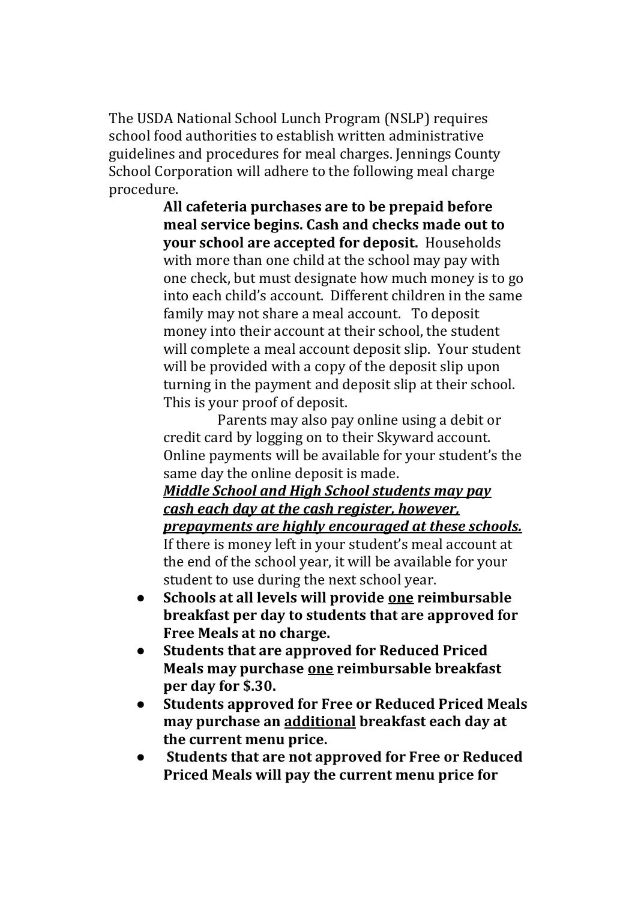The USDA National School Lunch Program (NSLP) requires school food authorities to establish written administrative guidelines and procedures for meal charges. Jennings County School Corporation will adhere to the following meal charge procedure.

**All cafeteria purchases are to be prepaid before meal service begins. Cash and checks made out to your school are accepted for deposit.** Households with more than one child at the school may pay with one check, but must designate how much money is to go into each child's account. Different children in the same family may not share a meal account. To deposit money into their account at their school, the student will complete a meal account deposit slip. Your student will be provided with a copy of the deposit slip upon turning in the payment and deposit slip at their school. This is your proof of deposit.

Parents may also pay online using a debit or credit card by logging on to their Skyward account. Online payments will be available for your student's the same day the online deposit is made.

***<u>Middle School and High School students may pay cash each day at the cash register, however, prepayments are highly encouraged at these schools.</u>***

If there is money left in your student's meal account at the end of the school year, it will be available for your student to use during the next school year.

- **Schools at all levels will provide <u>one</u> reimbursable breakfast per day to students that are approved for Free Meals at no charge.**
- **Students that are approved for Reduced Priced Meals may purchase <u>one</u> reimbursable breakfast per day for $.30.**
- **Students approved for Free or Reduced Priced Meals may purchase an <u>additional</u> breakfast each day at the current menu price.**
- **Students that are not approved for Free or Reduced Priced Meals will pay the current menu price for**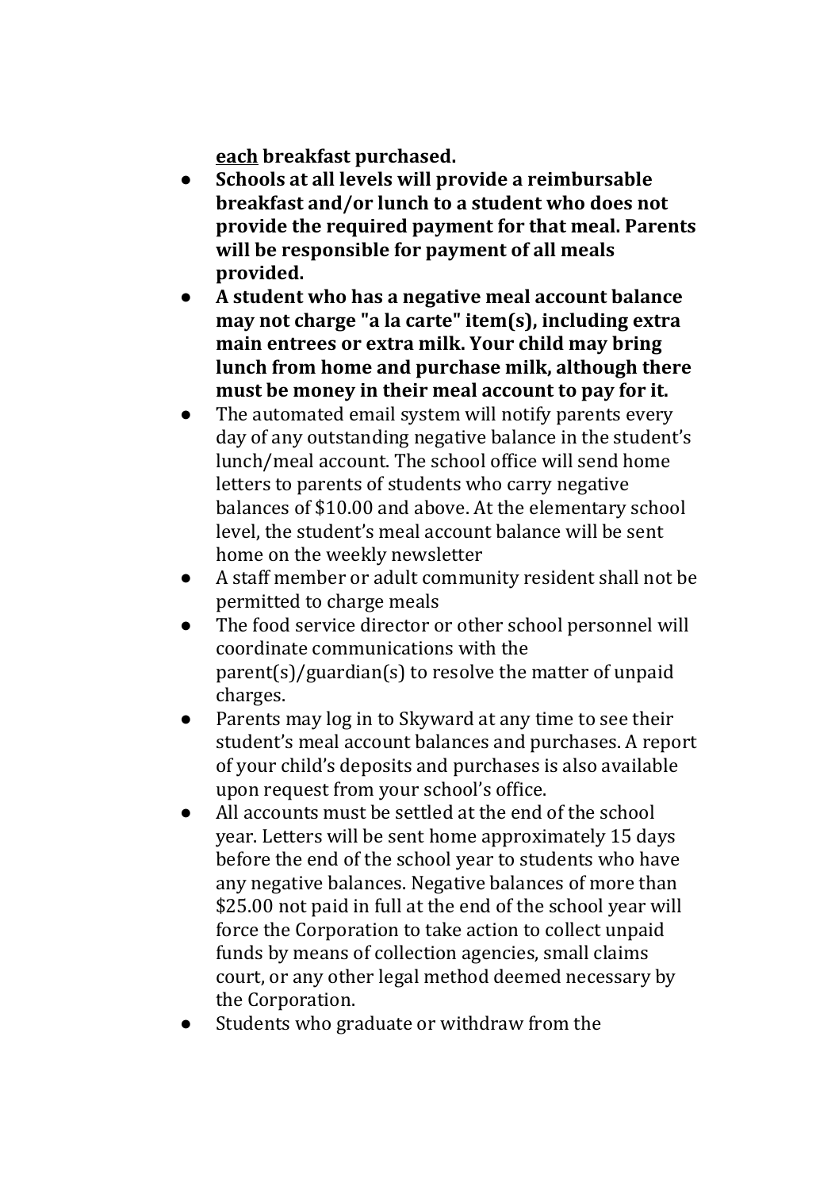**<u>each</u> breakfast purchased.**

- **Schools at all levels will provide a reimbursable breakfast and/or lunch to a student who does not provide the required payment for that meal. Parents will be responsible for payment of all meals provided.**
- **A student who has a negative meal account balance may not charge "a la carte" item(s), including extra main entrees or extra milk. Your child may bring lunch from home and purchase milk, although there must be money in their meal account to pay for it.**
- The automated email system will notify parents every day of any outstanding negative balance in the student's lunch/meal account. The school office will send home letters to parents of students who carry negative balances of $10.00 and above. At the elementary school level, the student's meal account balance will be sent home on the weekly newsletter
- A staff member or adult community resident shall not be permitted to charge meals
- The food service director or other school personnel will coordinate communications with the parent(s)/guardian(s) to resolve the matter of unpaid charges.
- Parents may log in to Skyward at any time to see their student's meal account balances and purchases. A report of your child's deposits and purchases is also available upon request from your school's office.
- All accounts must be settled at the end of the school year. Letters will be sent home approximately 15 days before the end of the school year to students who have any negative balances. Negative balances of more than $25.00 not paid in full at the end of the school year will force the Corporation to take action to collect unpaid funds by means of collection agencies, small claims court, or any other legal method deemed necessary by the Corporation.
- Students who graduate or withdraw from the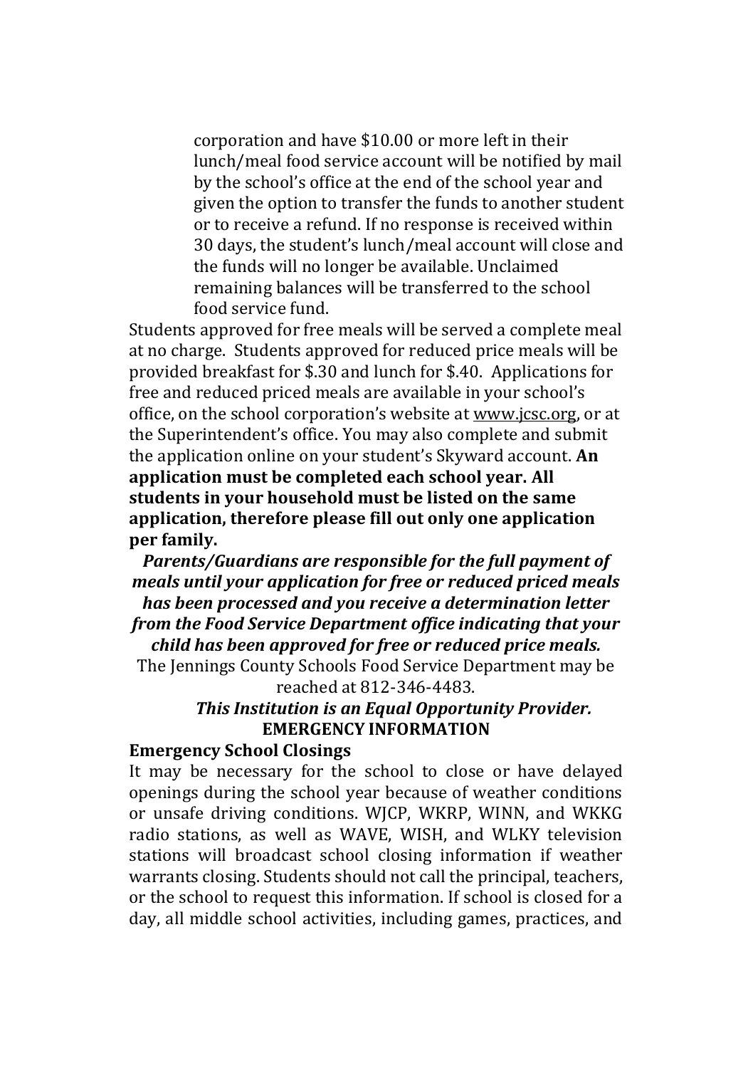corporation and have $10.00 or more left in their lunch/meal food service account will be notified by mail by the school's office at the end of the school year and given the option to transfer the funds to another student or to receive a refund. If no response is received within 30 days, the student's lunch/meal account will close and the funds will no longer be available. Unclaimed remaining balances will be transferred to the school food service fund.

Students approved for free meals will be served a complete meal at no charge. Students approved for reduced price meals will be provided breakfast for $.30 and lunch for $.40. Applications for free and reduced priced meals are available in your school's office, on the school corporation's website at www.jcsc.org, or at the Superintendent's office. You may also complete and submit the application online on your student's Skyward account. **An application must be completed each school year. All students in your household must be listed on the same application, therefore please fill out only one application per family.**

***Parents/Guardians are responsible for the full payment of meals until your application for free or reduced priced meals has been processed and you receive a determination letter from the Food Service Department office indicating that your child has been approved for free or reduced price meals.***

The Jennings County Schools Food Service Department may be reached at 812-346-4483.

***This Institution is an Equal Opportunity Provider.***

## EMERGENCY INFORMATION

### Emergency School Closings

It may be necessary for the school to close or have delayed openings during the school year because of weather conditions or unsafe driving conditions. WJCP, WKRP, WINN, and WKKG radio stations, as well as WAVE, WISH, and WLKY television stations will broadcast school closing information if weather warrants closing. Students should not call the principal, teachers, or the school to request this information. If school is closed for a day, all middle school activities, including games, practices, and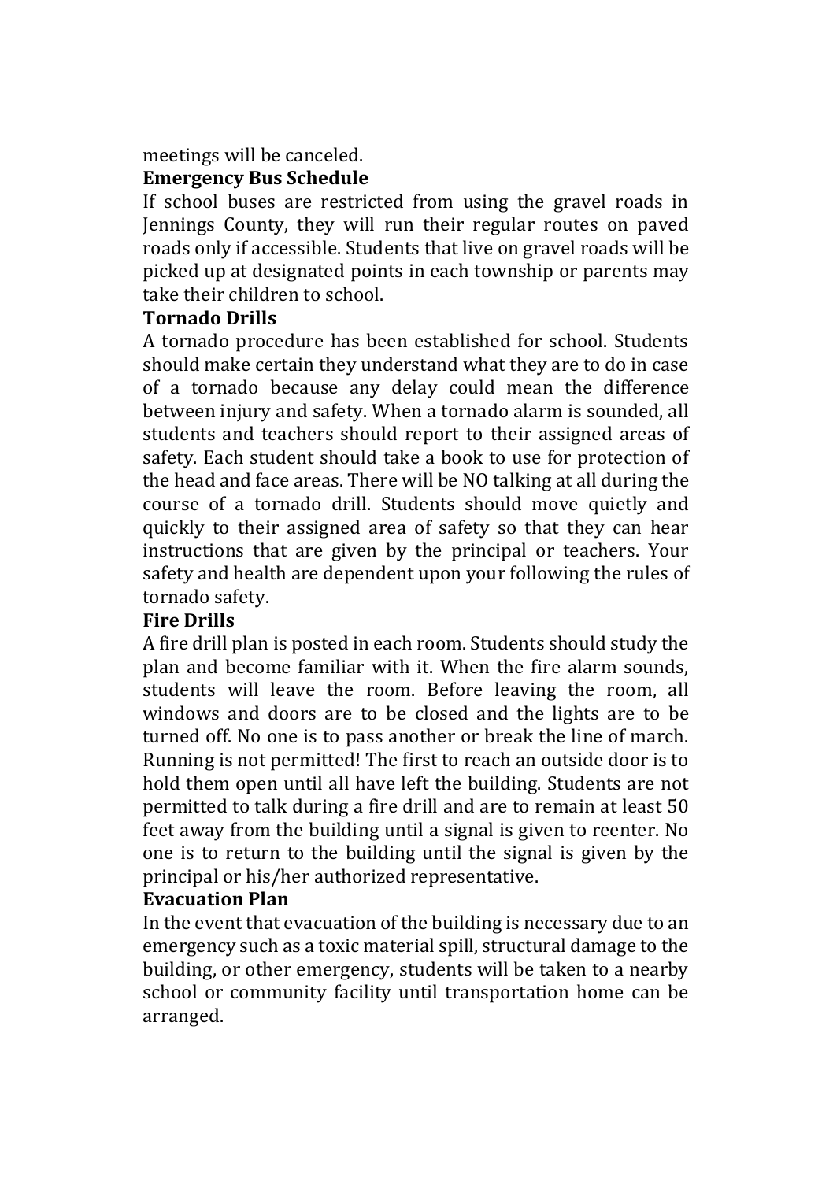meetings will be canceled.

**Emergency Bus Schedule**

If school buses are restricted from using the gravel roads in Jennings County, they will run their regular routes on paved roads only if accessible. Students that live on gravel roads will be picked up at designated points in each township or parents may take their children to school.

**Tornado Drills**

A tornado procedure has been established for school. Students should make certain they understand what they are to do in case of a tornado because any delay could mean the difference between injury and safety. When a tornado alarm is sounded, all students and teachers should report to their assigned areas of safety. Each student should take a book to use for protection of the head and face areas. There will be NO talking at all during the course of a tornado drill. Students should move quietly and quickly to their assigned area of safety so that they can hear instructions that are given by the principal or teachers. Your safety and health are dependent upon your following the rules of tornado safety.

**Fire Drills**

A fire drill plan is posted in each room. Students should study the plan and become familiar with it. When the fire alarm sounds, students will leave the room. Before leaving the room, all windows and doors are to be closed and the lights are to be turned off. No one is to pass another or break the line of march. Running is not permitted! The first to reach an outside door is to hold them open until all have left the building. Students are not permitted to talk during a fire drill and are to remain at least 50 feet away from the building until a signal is given to reenter. No one is to return to the building until the signal is given by the principal or his/her authorized representative.

**Evacuation Plan**

In the event that evacuation of the building is necessary due to an emergency such as a toxic material spill, structural damage to the building, or other emergency, students will be taken to a nearby school or community facility until transportation home can be arranged.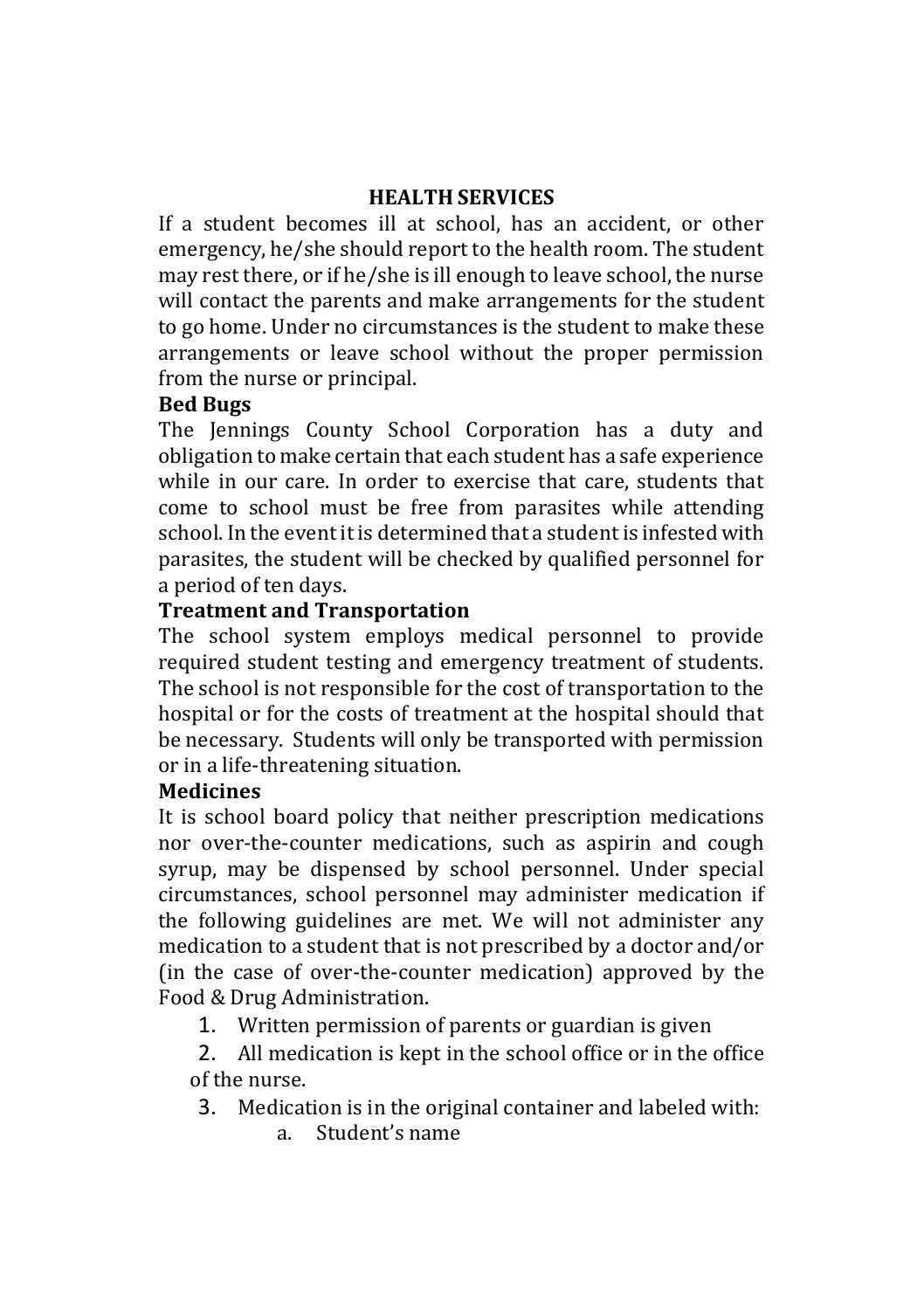## HEALTH SERVICES

If a student becomes ill at school, has an accident, or other emergency, he/she should report to the health room. The student may rest there, or if he/she is ill enough to leave school, the nurse will contact the parents and make arrangements for the student to go home. Under no circumstances is the student to make these arrangements or leave school without the proper permission from the nurse or principal.

### Bed Bugs

The Jennings County School Corporation has a duty and obligation to make certain that each student has a safe experience while in our care. In order to exercise that care, students that come to school must be free from parasites while attending school. In the event it is determined that a student is infested with parasites, the student will be checked by qualified personnel for a period of ten days.

### Treatment and Transportation

The school system employs medical personnel to provide required student testing and emergency treatment of students. The school is not responsible for the cost of transportation to the hospital or for the costs of treatment at the hospital should that be necessary. Students will only be transported with permission or in a life-threatening situation.

### Medicines

It is school board policy that neither prescription medications nor over-the-counter medications, such as aspirin and cough syrup, may be dispensed by school personnel. Under special circumstances, school personnel may administer medication if the following guidelines are met. We will not administer any medication to a student that is not prescribed by a doctor and/or (in the case of over-the-counter medication) approved by the Food & Drug Administration.

1. Written permission of parents or guardian is given
2. All medication is kept in the school office or in the office of the nurse.
3. Medication is in the original container and labeled with:
    a. Student's name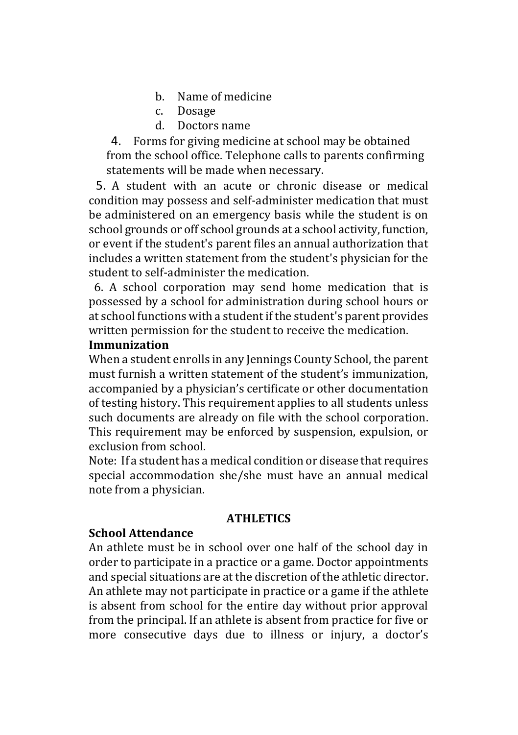b. Name of medicine
c. Dosage
d. Doctors name

4. Forms for giving medicine at school may be obtained from the school office. Telephone calls to parents confirming statements will be made when necessary.

5. A student with an acute or chronic disease or medical condition may possess and self-administer medication that must be administered on an emergency basis while the student is on school grounds or off school grounds at a school activity, function, or event if the student's parent files an annual authorization that includes a written statement from the student's physician for the student to self-administer the medication.

6. A school corporation may send home medication that is possessed by a school for administration during school hours or at school functions with a student if the student's parent provides written permission for the student to receive the medication.

**Immunization**

When a student enrolls in any Jennings County School, the parent must furnish a written statement of the student's immunization, accompanied by a physician's certificate or other documentation of testing history. This requirement applies to all students unless such documents are already on file with the school corporation. This requirement may be enforced by suspension, expulsion, or exclusion from school.

Note: If a student has a medical condition or disease that requires special accommodation she/she must have an annual medical note from a physician.

## ATHLETICS

**School Attendance**

An athlete must be in school over one half of the school day in order to participate in a practice or a game. Doctor appointments and special situations are at the discretion of the athletic director. An athlete may not participate in practice or a game if the athlete is absent from school for the entire day without prior approval from the principal. If an athlete is absent from practice for five or more consecutive days due to illness or injury, a doctor's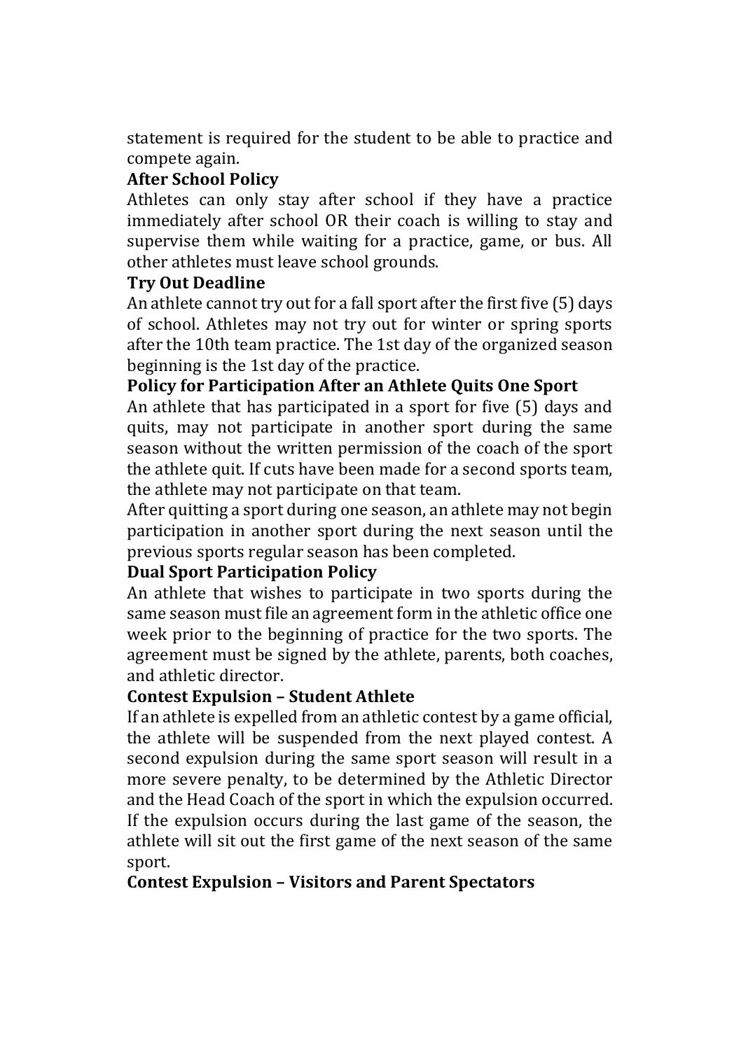statement is required for the student to be able to practice and compete again.

**After School Policy**

Athletes can only stay after school if they have a practice immediately after school OR their coach is willing to stay and supervise them while waiting for a practice, game, or bus. All other athletes must leave school grounds.

**Try Out Deadline**

An athlete cannot try out for a fall sport after the first five (5) days of school. Athletes may not try out for winter or spring sports after the 10th team practice. The 1st day of the organized season beginning is the 1st day of the practice.

**Policy for Participation After an Athlete Quits One Sport**

An athlete that has participated in a sport for five (5) days and quits, may not participate in another sport during the same season without the written permission of the coach of the sport the athlete quit. If cuts have been made for a second sports team, the athlete may not participate on that team.

After quitting a sport during one season, an athlete may not begin participation in another sport during the next season until the previous sports regular season has been completed.

**Dual Sport Participation Policy**

An athlete that wishes to participate in two sports during the same season must file an agreement form in the athletic office one week prior to the beginning of practice for the two sports. The agreement must be signed by the athlete, parents, both coaches, and athletic director.

**Contest Expulsion – Student Athlete**

If an athlete is expelled from an athletic contest by a game official, the athlete will be suspended from the next played contest. A second expulsion during the same sport season will result in a more severe penalty, to be determined by the Athletic Director and the Head Coach of the sport in which the expulsion occurred. If the expulsion occurs during the last game of the season, the athlete will sit out the first game of the next season of the same sport.

**Contest Expulsion – Visitors and Parent Spectators**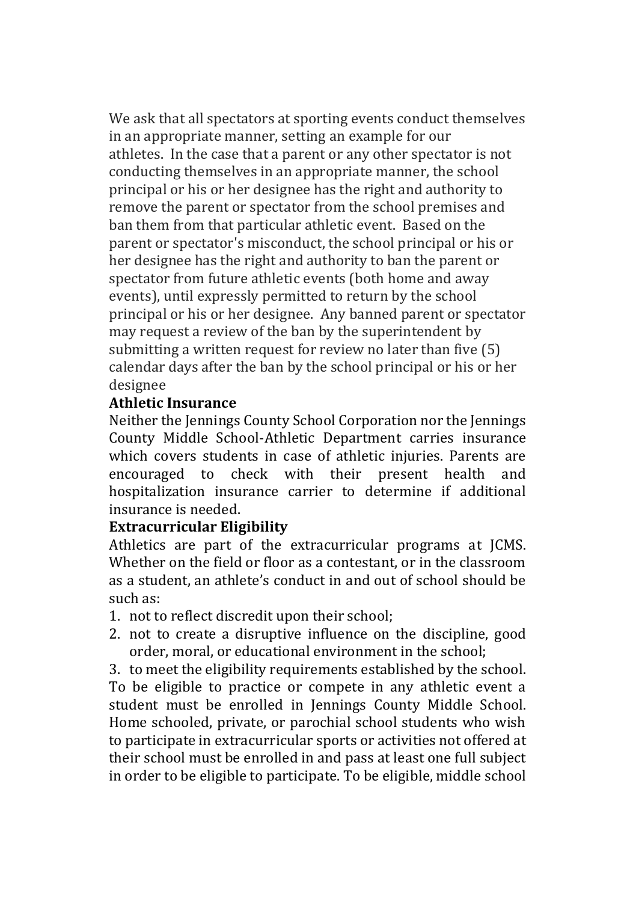We ask that all spectators at sporting events conduct themselves in an appropriate manner, setting an example for our athletes. In the case that a parent or any other spectator is not conducting themselves in an appropriate manner, the school principal or his or her designee has the right and authority to remove the parent or spectator from the school premises and ban them from that particular athletic event. Based on the parent or spectator's misconduct, the school principal or his or her designee has the right and authority to ban the parent or spectator from future athletic events (both home and away events), until expressly permitted to return by the school principal or his or her designee. Any banned parent or spectator may request a review of the ban by the superintendent by submitting a written request for review no later than five (5) calendar days after the ban by the school principal or his or her designee

**Athletic Insurance**

Neither the Jennings County School Corporation nor the Jennings County Middle School-Athletic Department carries insurance which covers students in case of athletic injuries. Parents are encouraged to check with their present health and hospitalization insurance carrier to determine if additional insurance is needed.

**Extracurricular Eligibility**

Athletics are part of the extracurricular programs at JCMS. Whether on the field or floor as a contestant, or in the classroom as a student, an athlete's conduct in and out of school should be such as:

1. not to reflect discredit upon their school;
2. not to create a disruptive influence on the discipline, good order, moral, or educational environment in the school;
3. to meet the eligibility requirements established by the school.

To be eligible to practice or compete in any athletic event a student must be enrolled in Jennings County Middle School. Home schooled, private, or parochial school students who wish to participate in extracurricular sports or activities not offered at their school must be enrolled in and pass at least one full subject in order to be eligible to participate. To be eligible, middle school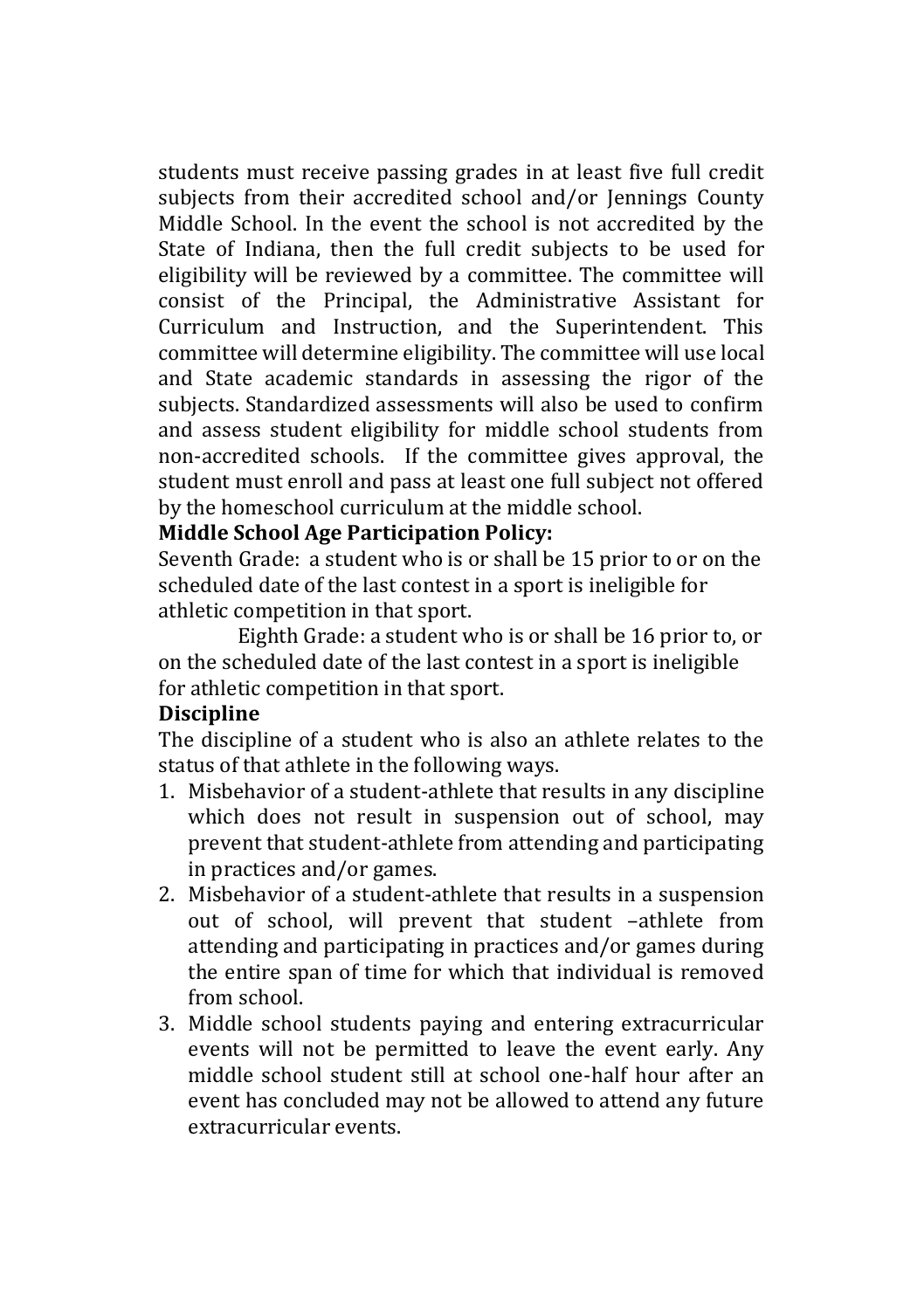students must receive passing grades in at least five full credit subjects from their accredited school and/or Jennings County Middle School. In the event the school is not accredited by the State of Indiana, then the full credit subjects to be used for eligibility will be reviewed by a committee. The committee will consist of the Principal, the Administrative Assistant for Curriculum and Instruction, and the Superintendent. This committee will determine eligibility. The committee will use local and State academic standards in assessing the rigor of the subjects. Standardized assessments will also be used to confirm and assess student eligibility for middle school students from non-accredited schools. If the committee gives approval, the student must enroll and pass at least one full subject not offered by the homeschool curriculum at the middle school.

**Middle School Age Participation Policy:**

Seventh Grade: a student who is or shall be 15 prior to or on the scheduled date of the last contest in a sport is ineligible for athletic competition in that sport.

Eighth Grade: a student who is or shall be 16 prior to, or on the scheduled date of the last contest in a sport is ineligible for athletic competition in that sport.

**Discipline**

The discipline of a student who is also an athlete relates to the status of that athlete in the following ways.

1. Misbehavior of a student-athlete that results in any discipline which does not result in suspension out of school, may prevent that student-athlete from attending and participating in practices and/or games.
2. Misbehavior of a student-athlete that results in a suspension out of school, will prevent that student –athlete from attending and participating in practices and/or games during the entire span of time for which that individual is removed from school.
3. Middle school students paying and entering extracurricular events will not be permitted to leave the event early. Any middle school student still at school one-half hour after an event has concluded may not be allowed to attend any future extracurricular events.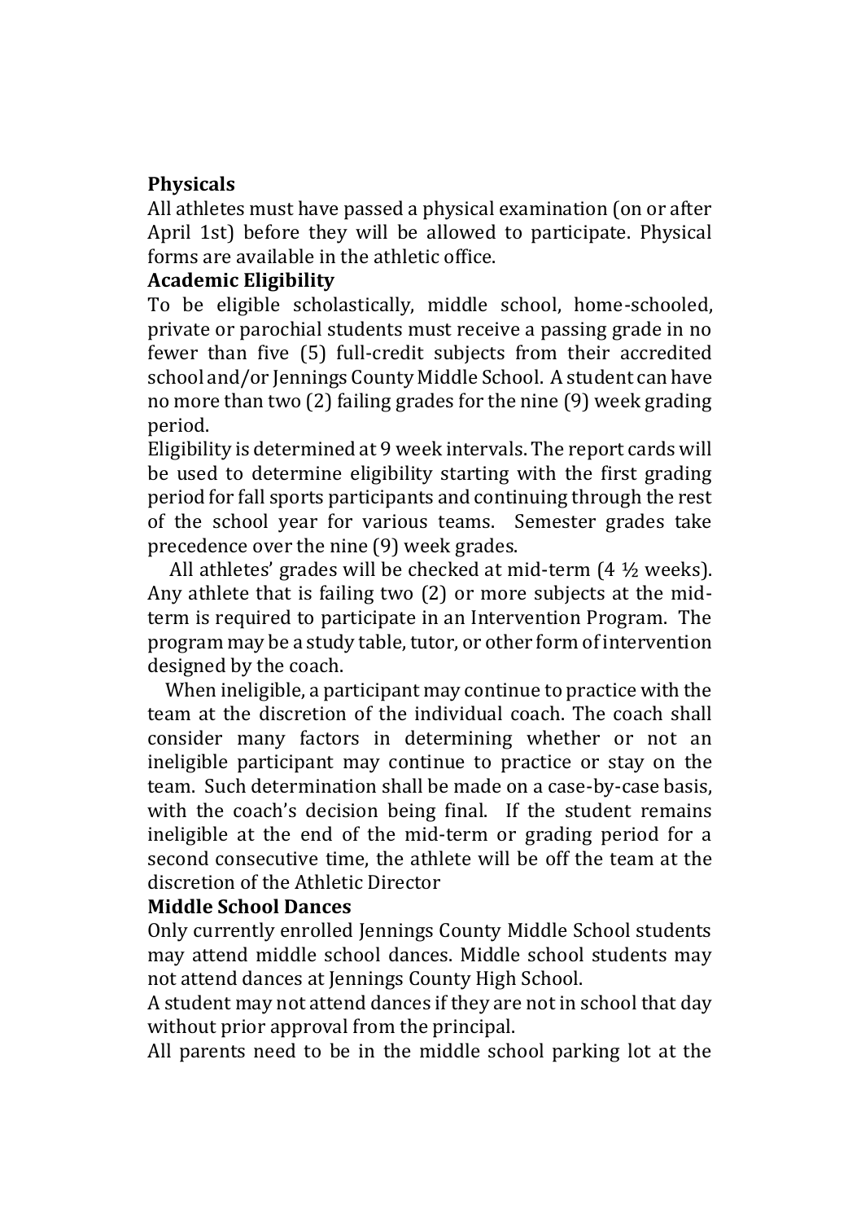**Physicals**

All athletes must have passed a physical examination (on or after April 1st) before they will be allowed to participate. Physical forms are available in the athletic office.

**Academic Eligibility**

To be eligible scholastically, middle school, home-schooled, private or parochial students must receive a passing grade in no fewer than five (5) full-credit subjects from their accredited school and/or Jennings County Middle School. A student can have no more than two (2) failing grades for the nine (9) week grading period.

Eligibility is determined at 9 week intervals. The report cards will be used to determine eligibility starting with the first grading period for fall sports participants and continuing through the rest of the school year for various teams. Semester grades take precedence over the nine (9) week grades.

All athletes' grades will be checked at mid-term (4 ½ weeks). Any athlete that is failing two (2) or more subjects at the mid-term is required to participate in an Intervention Program. The program may be a study table, tutor, or other form of intervention designed by the coach.

When ineligible, a participant may continue to practice with the team at the discretion of the individual coach. The coach shall consider many factors in determining whether or not an ineligible participant may continue to practice or stay on the team. Such determination shall be made on a case-by-case basis, with the coach's decision being final. If the student remains ineligible at the end of the mid-term or grading period for a second consecutive time, the athlete will be off the team at the discretion of the Athletic Director

**Middle School Dances**

Only currently enrolled Jennings County Middle School students may attend middle school dances. Middle school students may not attend dances at Jennings County High School.

A student may not attend dances if they are not in school that day without prior approval from the principal.

All parents need to be in the middle school parking lot at the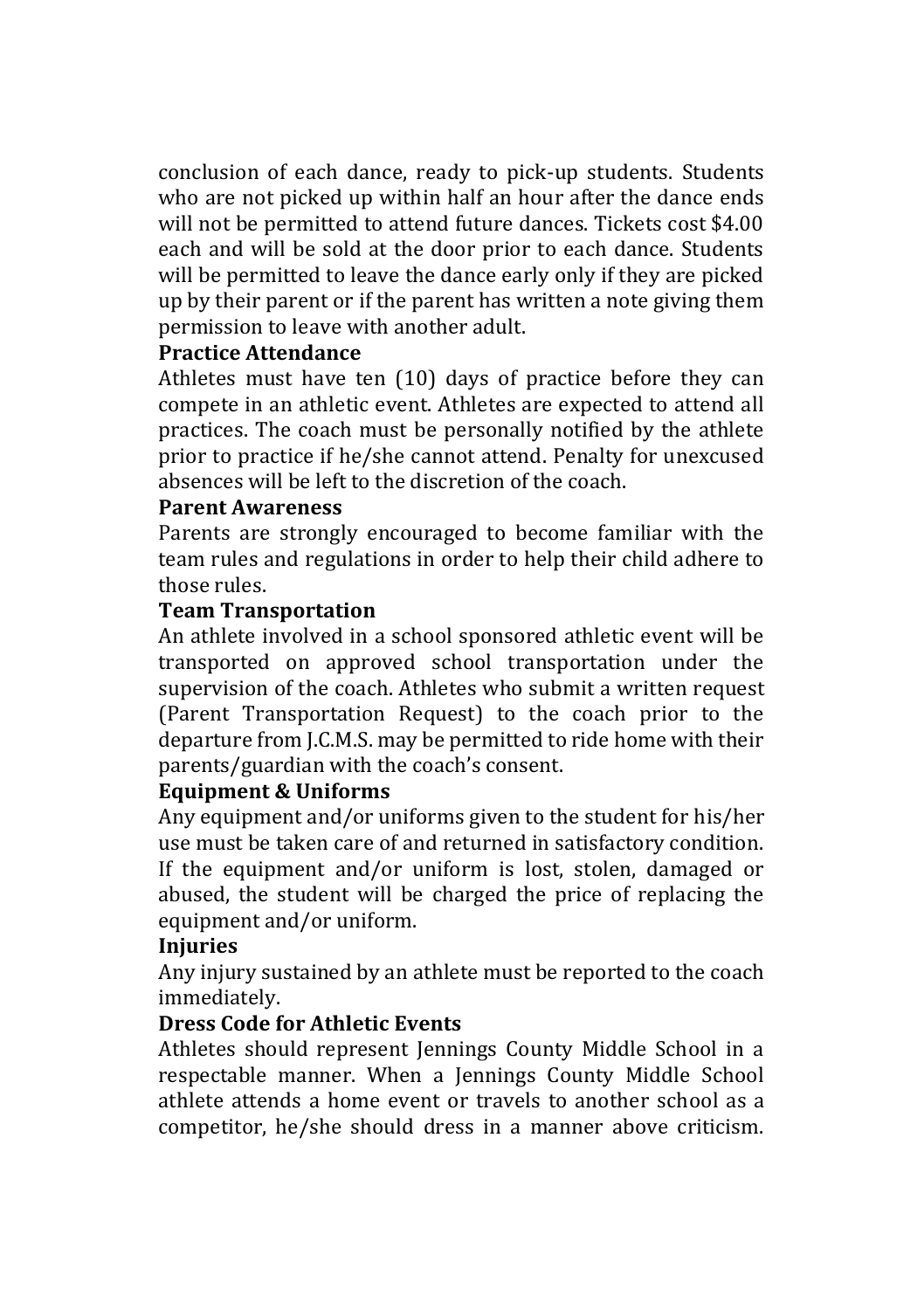conclusion of each dance, ready to pick-up students. Students who are not picked up within half an hour after the dance ends will not be permitted to attend future dances. Tickets cost $4.00 each and will be sold at the door prior to each dance. Students will be permitted to leave the dance early only if they are picked up by their parent or if the parent has written a note giving them permission to leave with another adult.

**Practice Attendance**

Athletes must have ten (10) days of practice before they can compete in an athletic event. Athletes are expected to attend all practices. The coach must be personally notified by the athlete prior to practice if he/she cannot attend. Penalty for unexcused absences will be left to the discretion of the coach.

**Parent Awareness**

Parents are strongly encouraged to become familiar with the team rules and regulations in order to help their child adhere to those rules.

**Team Transportation**

An athlete involved in a school sponsored athletic event will be transported on approved school transportation under the supervision of the coach. Athletes who submit a written request (Parent Transportation Request) to the coach prior to the departure from J.C.M.S. may be permitted to ride home with their parents/guardian with the coach's consent.

**Equipment & Uniforms**

Any equipment and/or uniforms given to the student for his/her use must be taken care of and returned in satisfactory condition. If the equipment and/or uniform is lost, stolen, damaged or abused, the student will be charged the price of replacing the equipment and/or uniform.

**Injuries**

Any injury sustained by an athlete must be reported to the coach immediately.

**Dress Code for Athletic Events**

Athletes should represent Jennings County Middle School in a respectable manner. When a Jennings County Middle School athlete attends a home event or travels to another school as a competitor, he/she should dress in a manner above criticism.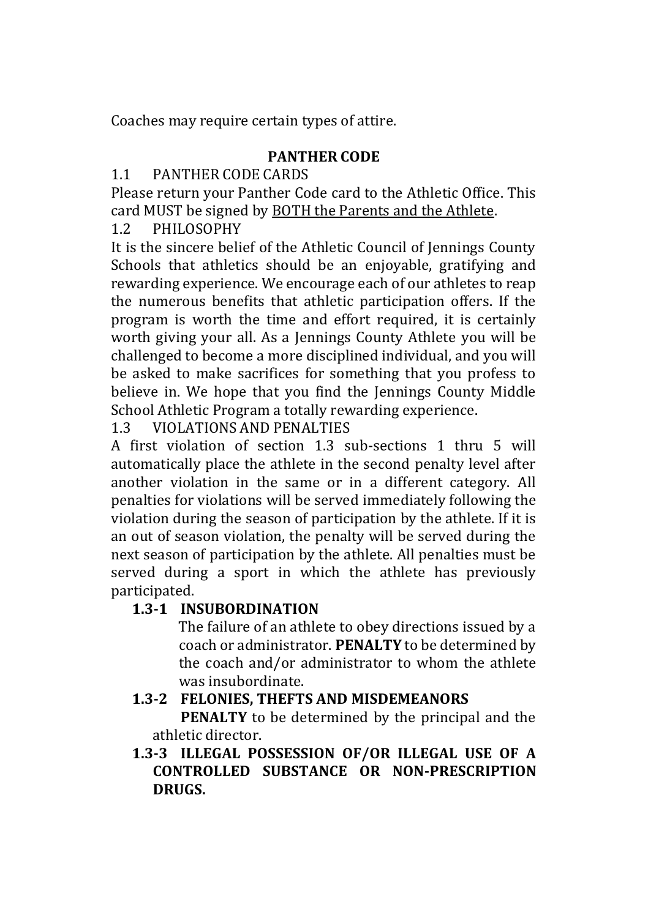Coaches may require certain types of attire.

## PANTHER CODE

1.1 PANTHER CODE CARDS

Please return your Panther Code card to the Athletic Office. This card MUST be signed by <u>BOTH the Parents and the Athlete</u>.

1.2 PHILOSOPHY

It is the sincere belief of the Athletic Council of Jennings County Schools that athletics should be an enjoyable, gratifying and rewarding experience. We encourage each of our athletes to reap the numerous benefits that athletic participation offers. If the program is worth the time and effort required, it is certainly worth giving your all. As a Jennings County Athlete you will be challenged to become a more disciplined individual, and you will be asked to make sacrifices for something that you profess to believe in. We hope that you find the Jennings County Middle School Athletic Program a totally rewarding experience.

1.3 VIOLATIONS AND PENALTIES

A first violation of section 1.3 sub-sections 1 thru 5 will automatically place the athlete in the second penalty level after another violation in the same or in a different category. All penalties for violations will be served immediately following the violation during the season of participation by the athlete. If it is an out of season violation, the penalty will be served during the next season of participation by the athlete. All penalties must be served during a sport in which the athlete has previously participated.

**1.3-1 INSUBORDINATION**

The failure of an athlete to obey directions issued by a coach or administrator. **PENALTY** to be determined by the coach and/or administrator to whom the athlete was insubordinate.

**1.3-2 FELONIES, THEFTS AND MISDEMEANORS**

**PENALTY** to be determined by the principal and the athletic director.

**1.3-3 ILLEGAL POSSESSION OF/OR ILLEGAL USE OF A CONTROLLED SUBSTANCE OR NON-PRESCRIPTION DRUGS.**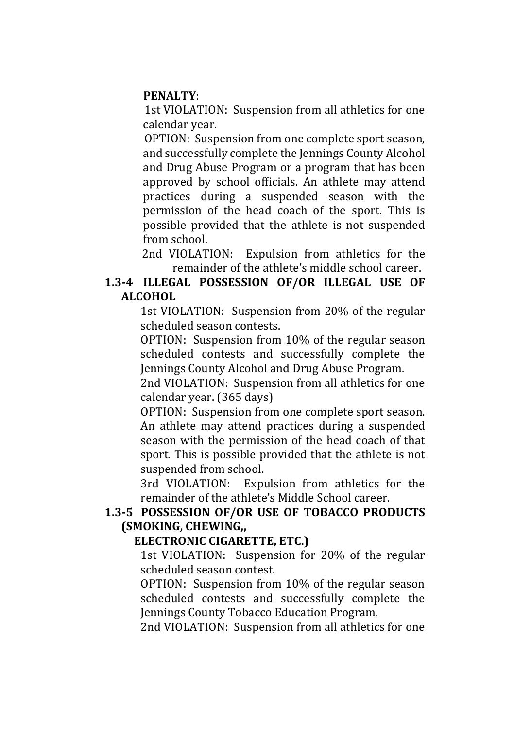**PENALTY**:

1st VIOLATION: Suspension from all athletics for one calendar year.

OPTION: Suspension from one complete sport season, and successfully complete the Jennings County Alcohol and Drug Abuse Program or a program that has been approved by school officials. An athlete may attend practices during a suspended season with the permission of the head coach of the sport. This is possible provided that the athlete is not suspended from school.

2nd VIOLATION: Expulsion from athletics for the remainder of the athlete's middle school career.

**1.3-4 ILLEGAL POSSESSION OF/OR ILLEGAL USE OF ALCOHOL**

1st VIOLATION: Suspension from 20% of the regular scheduled season contests.

OPTION: Suspension from 10% of the regular season scheduled contests and successfully complete the Jennings County Alcohol and Drug Abuse Program.

2nd VIOLATION: Suspension from all athletics for one calendar year. (365 days)

OPTION: Suspension from one complete sport season. An athlete may attend practices during a suspended season with the permission of the head coach of that sport. This is possible provided that the athlete is not suspended from school.

3rd VIOLATION: Expulsion from athletics for the remainder of the athlete's Middle School career.

**1.3-5 POSSESSION OF/OR USE OF TOBACCO PRODUCTS (SMOKING, CHEWING,, ELECTRONIC CIGARETTE, ETC.)**

1st VIOLATION: Suspension for 20% of the regular scheduled season contest.

OPTION: Suspension from 10% of the regular season scheduled contests and successfully complete the Jennings County Tobacco Education Program.

2nd VIOLATION: Suspension from all athletics for one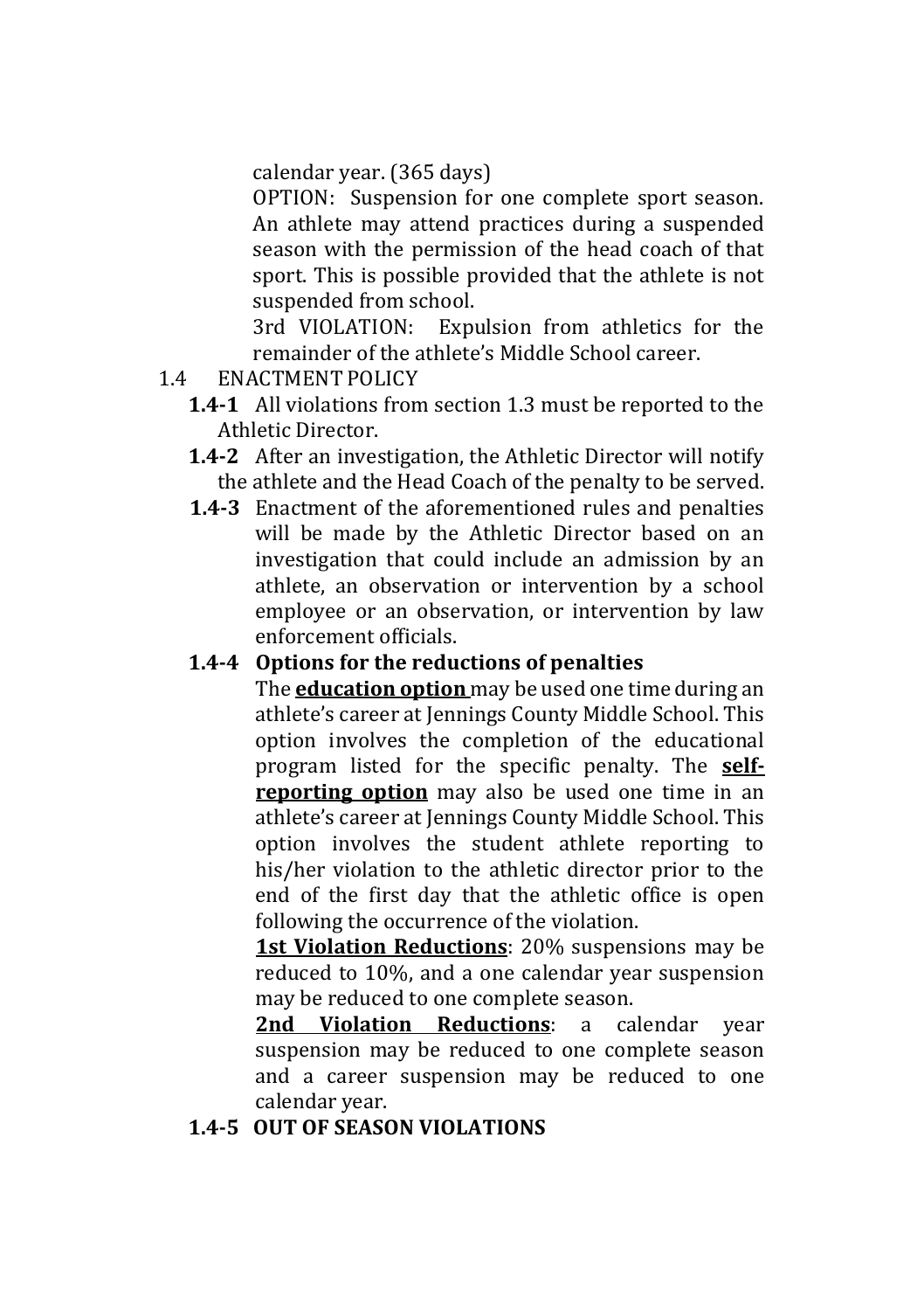calendar year. (365 days)

OPTION: Suspension for one complete sport season. An athlete may attend practices during a suspended season with the permission of the head coach of that sport. This is possible provided that the athlete is not suspended from school.

3rd VIOLATION: Expulsion from athletics for the remainder of the athlete's Middle School career.

1.4 ENACTMENT POLICY

**1.4-1** All violations from section 1.3 must be reported to the Athletic Director.

**1.4-2** After an investigation, the Athletic Director will notify the athlete and the Head Coach of the penalty to be served.

**1.4-3** Enactment of the aforementioned rules and penalties will be made by the Athletic Director based on an investigation that could include an admission by an athlete, an observation or intervention by a school employee or an observation, or intervention by law enforcement officials.

**1.4-4 Options for the reductions of penalties**

The **education option** may be used one time during an athlete's career at Jennings County Middle School. This option involves the completion of the educational program listed for the specific penalty. The **self-reporting option** may also be used one time in an athlete's career at Jennings County Middle School. This option involves the student athlete reporting to his/her violation to the athletic director prior to the end of the first day that the athletic office is open following the occurrence of the violation.

**1st Violation Reductions**: 20% suspensions may be reduced to 10%, and a one calendar year suspension may be reduced to one complete season.

**2nd Violation Reductions**: a calendar year suspension may be reduced to one complete season and a career suspension may be reduced to one calendar year.

**1.4-5 OUT OF SEASON VIOLATIONS**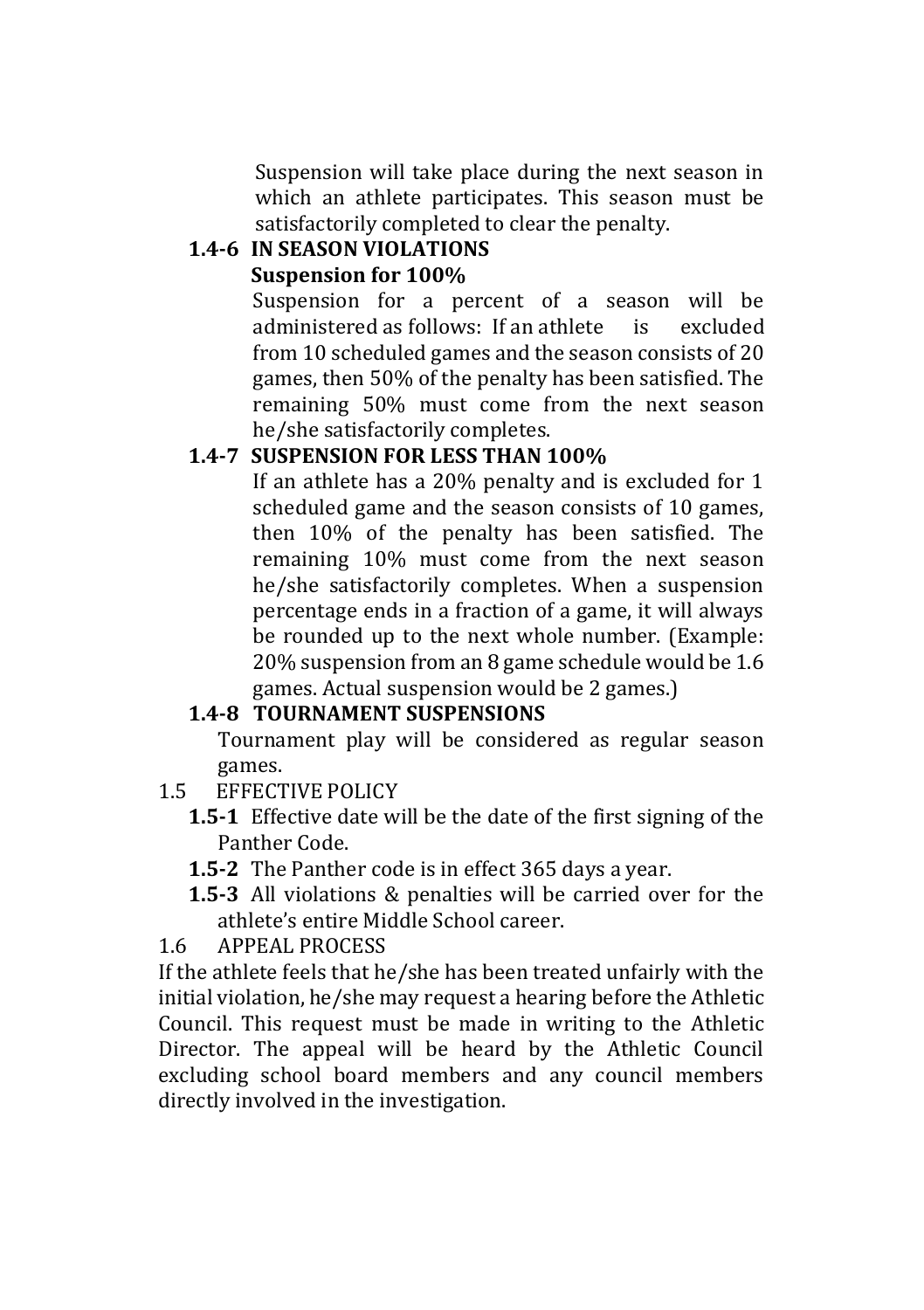Suspension will take place during the next season in which an athlete participates. This season must be satisfactorily completed to clear the penalty.

**1.4-6 IN SEASON VIOLATIONS**

**Suspension for 100%**

Suspension for a percent of a season will be administered as follows: If an athlete is excluded from 10 scheduled games and the season consists of 20 games, then 50% of the penalty has been satisfied. The remaining 50% must come from the next season he/she satisfactorily completes.

**1.4-7 SUSPENSION FOR LESS THAN 100%**

If an athlete has a 20% penalty and is excluded for 1 scheduled game and the season consists of 10 games, then 10% of the penalty has been satisfied. The remaining 10% must come from the next season he/she satisfactorily completes. When a suspension percentage ends in a fraction of a game, it will always be rounded up to the next whole number. (Example: 20% suspension from an 8 game schedule would be 1.6 games. Actual suspension would be 2 games.)

**1.4-8 TOURNAMENT SUSPENSIONS**

Tournament play will be considered as regular season games.

1.5 EFFECTIVE POLICY

**1.5-1** Effective date will be the date of the first signing of the Panther Code.

**1.5-2** The Panther code is in effect 365 days a year.

**1.5-3** All violations & penalties will be carried over for the athlete's entire Middle School career.

1.6 APPEAL PROCESS

If the athlete feels that he/she has been treated unfairly with the initial violation, he/she may request a hearing before the Athletic Council. This request must be made in writing to the Athletic Director. The appeal will be heard by the Athletic Council excluding school board members and any council members directly involved in the investigation.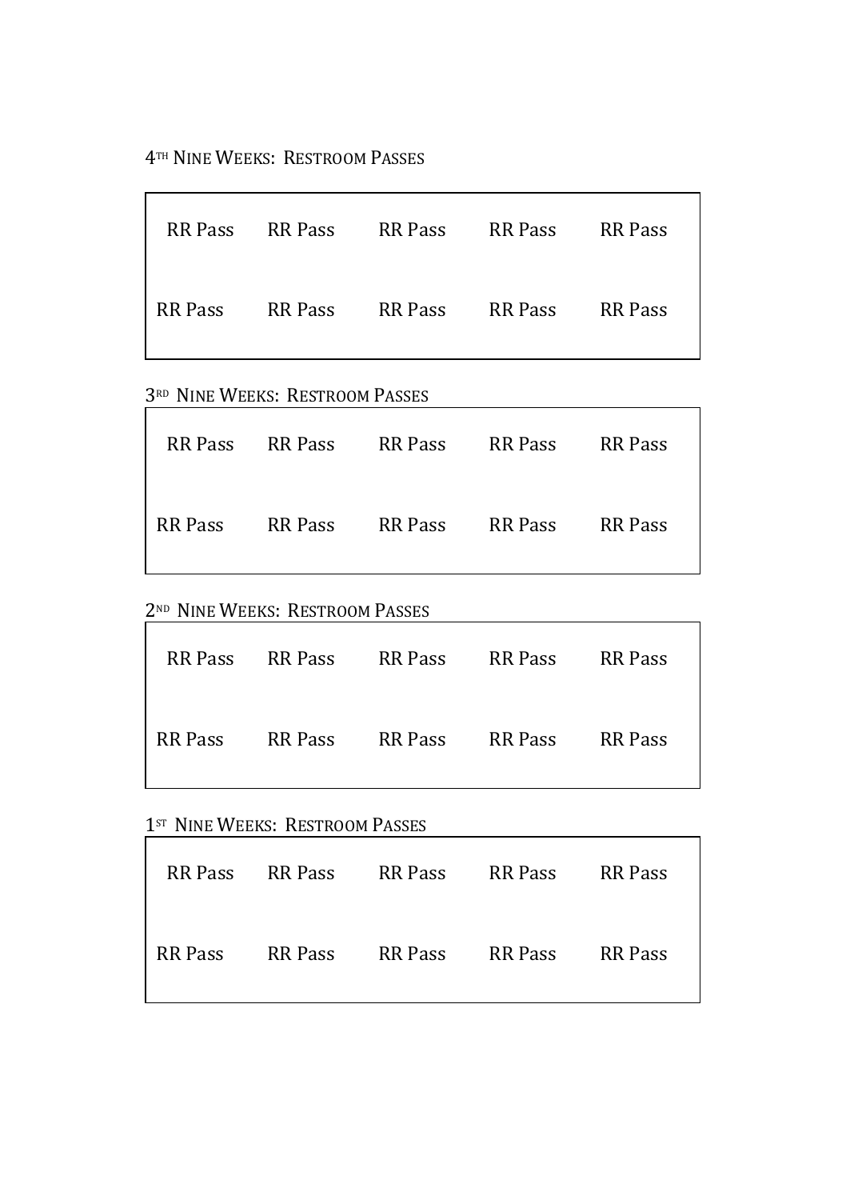4TH NINE WEEKS: RESTROOM PASSES

| | | | | |
|---|---|---|---|---|
| RR Pass | RR Pass | RR Pass | RR Pass | RR Pass |
| RR Pass | RR Pass | RR Pass | RR Pass | RR Pass |

3RD NINE WEEKS: RESTROOM PASSES

| | | | | |
|---|---|---|---|---|
| RR Pass | RR Pass | RR Pass | RR Pass | RR Pass |
| RR Pass | RR Pass | RR Pass | RR Pass | RR Pass |

2ND NINE WEEKS: RESTROOM PASSES

| | | | | |
|---|---|---|---|---|
| RR Pass | RR Pass | RR Pass | RR Pass | RR Pass |
| RR Pass | RR Pass | RR Pass | RR Pass | RR Pass |

1ST NINE WEEKS: RESTROOM PASSES

| | | | | |
|---|---|---|---|---|
| RR Pass | RR Pass | RR Pass | RR Pass | RR Pass |
| RR Pass | RR Pass | RR Pass | RR Pass | RR Pass |